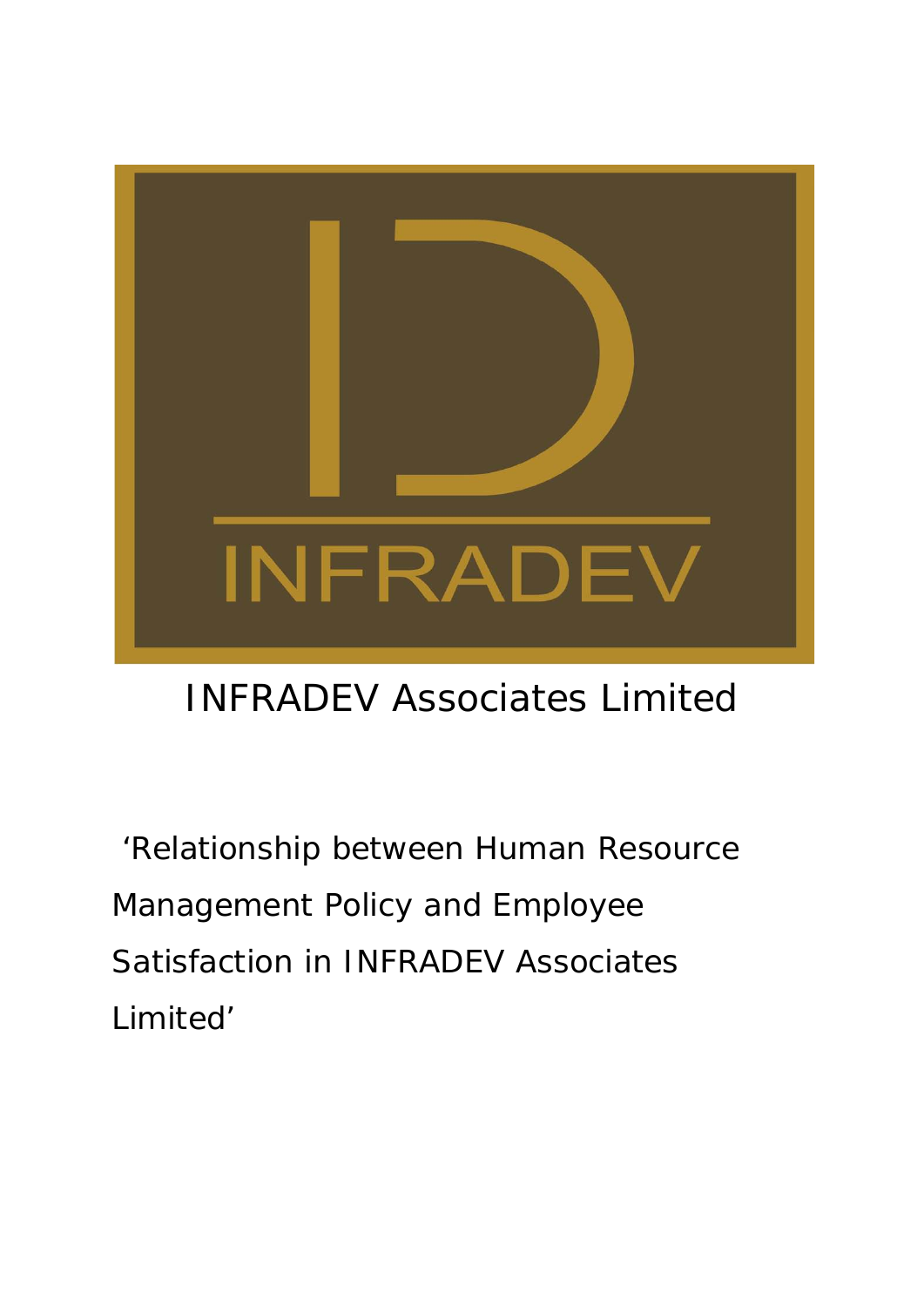INFRADEV

INFRADEV Associates Limited

‘Relationship between Human Resource Management Policy and Employee Satisfaction in INFRADEV Associates Limited’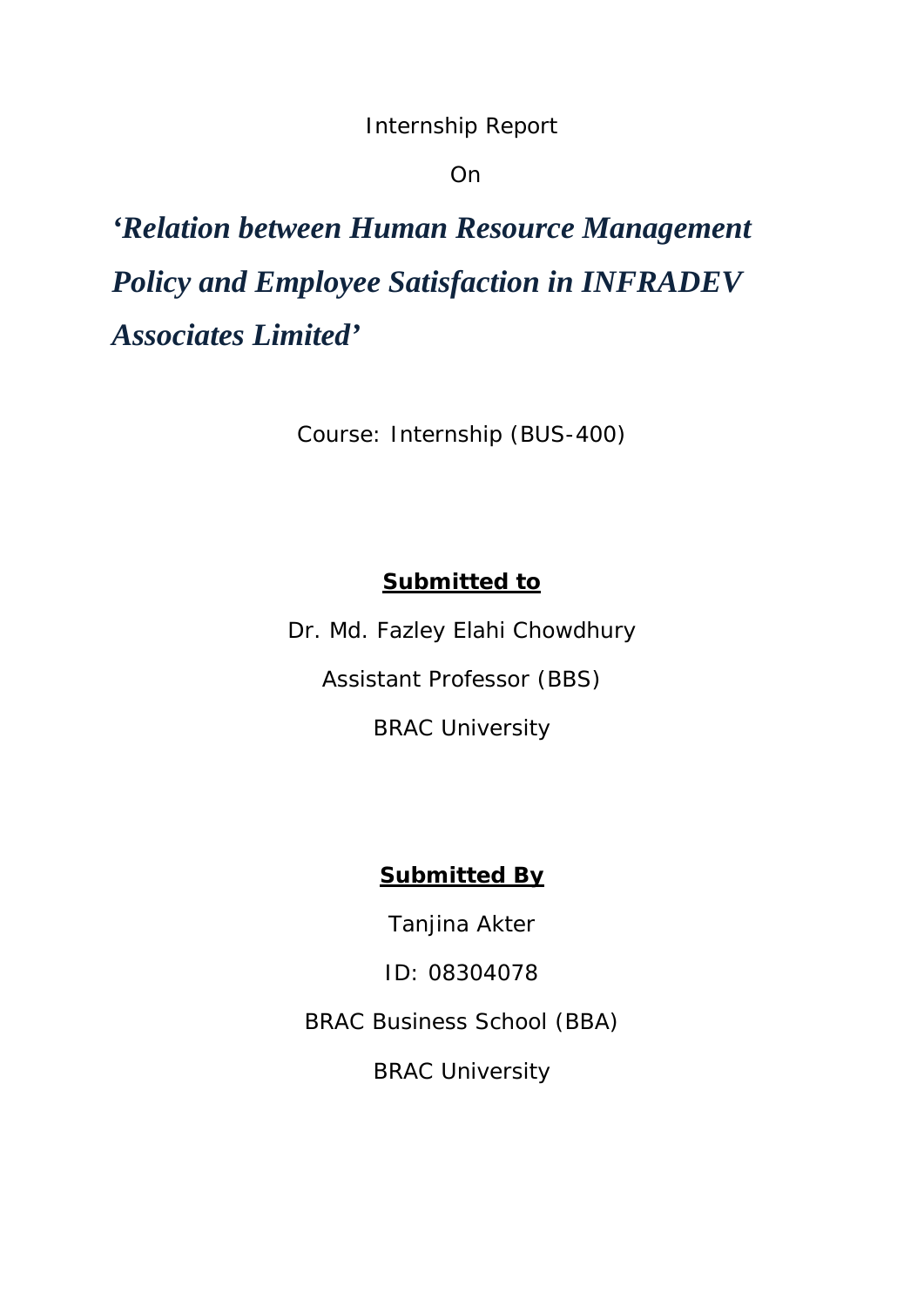Internship Report

On

# *'Relation between Human Resource Management Policy and Employee Satisfaction in INFRADEV Associates Limited'*

Course: Internship (BUS-400)

**Submitted to**

Dr. Md. Fazley Elahi Chowdhury

Assistant Professor (BBS)

BRAC University

**Submitted By**

Tanjina Akter

ID: 08304078

BRAC Business School (BBA)

BRAC University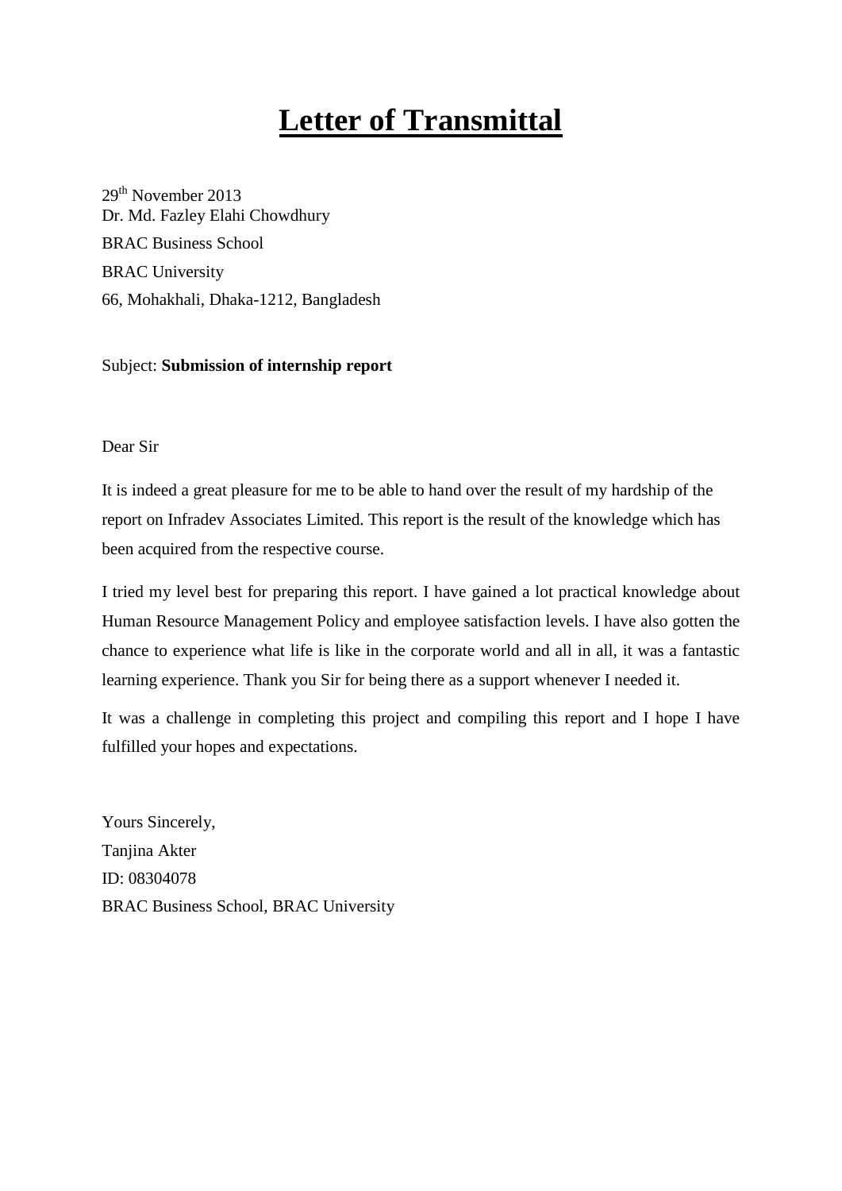# Letter of Transmittal

29th November 2013
Dr. Md. Fazley Elahi Chowdhury
BRAC Business School
BRAC University
66, Mohakhali, Dhaka-1212, Bangladesh

Subject: **Submission of internship report**

Dear Sir

It is indeed a great pleasure for me to be able to hand over the result of my hardship of the report on Infradev Associates Limited. This report is the result of the knowledge which has been acquired from the respective course.

I tried my level best for preparing this report. I have gained a lot practical knowledge about Human Resource Management Policy and employee satisfaction levels. I have also gotten the chance to experience what life is like in the corporate world and all in all, it was a fantastic learning experience. Thank you Sir for being there as a support whenever I needed it.

It was a challenge in completing this project and compiling this report and I hope I have fulfilled your hopes and expectations.

Yours Sincerely,
Tanjina Akter
ID: 08304078
BRAC Business School, BRAC University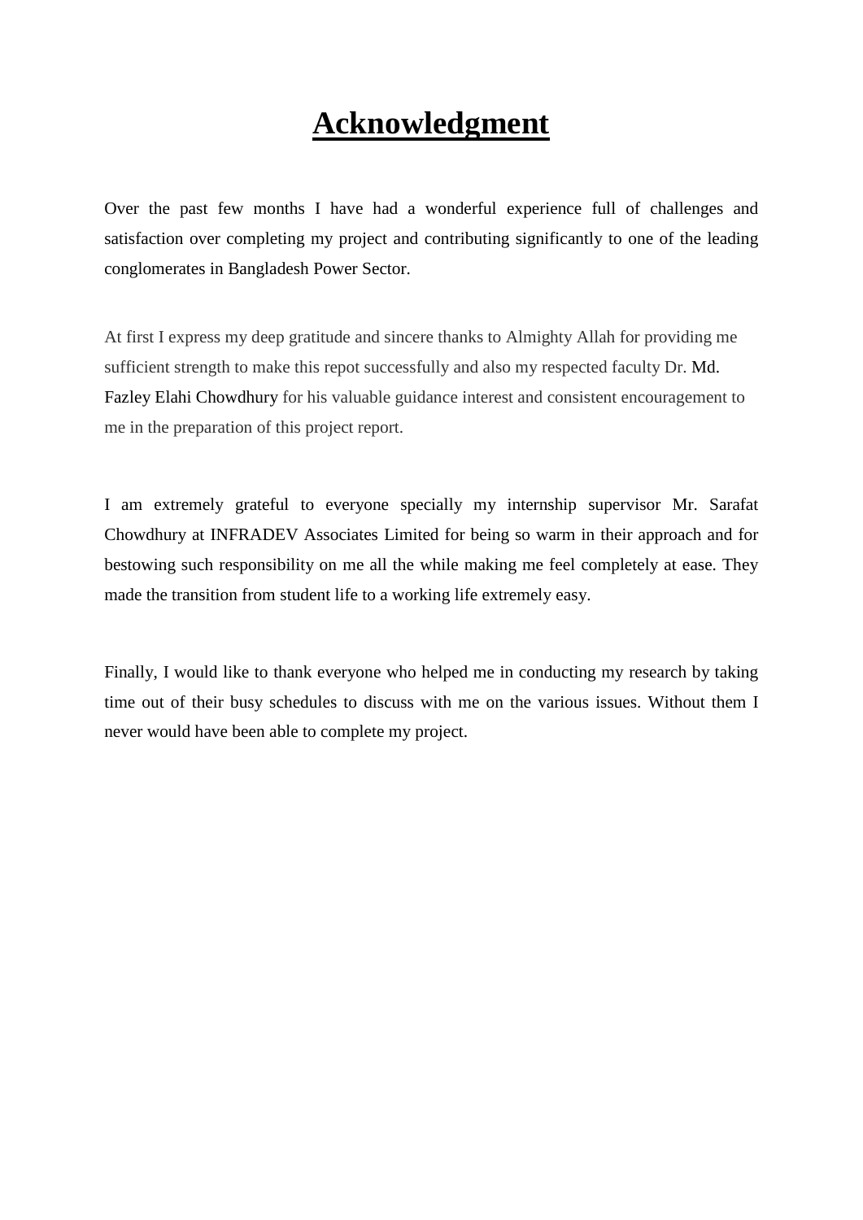# Acknowledgment

Over the past few months I have had a wonderful experience full of challenges and satisfaction over completing my project and contributing significantly to one of the leading conglomerates in Bangladesh Power Sector.

At first I express my deep gratitude and sincere thanks to Almighty Allah for providing me sufficient strength to make this repot successfully and also my respected faculty Dr. Md. Fazley Elahi Chowdhury for his valuable guidance interest and consistent encouragement to me in the preparation of this project report.

I am extremely grateful to everyone specially my internship supervisor Mr. Sarafat Chowdhury at INFRADEV Associates Limited for being so warm in their approach and for bestowing such responsibility on me all the while making me feel completely at ease. They made the transition from student life to a working life extremely easy.

Finally, I would like to thank everyone who helped me in conducting my research by taking time out of their busy schedules to discuss with me on the various issues. Without them I never would have been able to complete my project.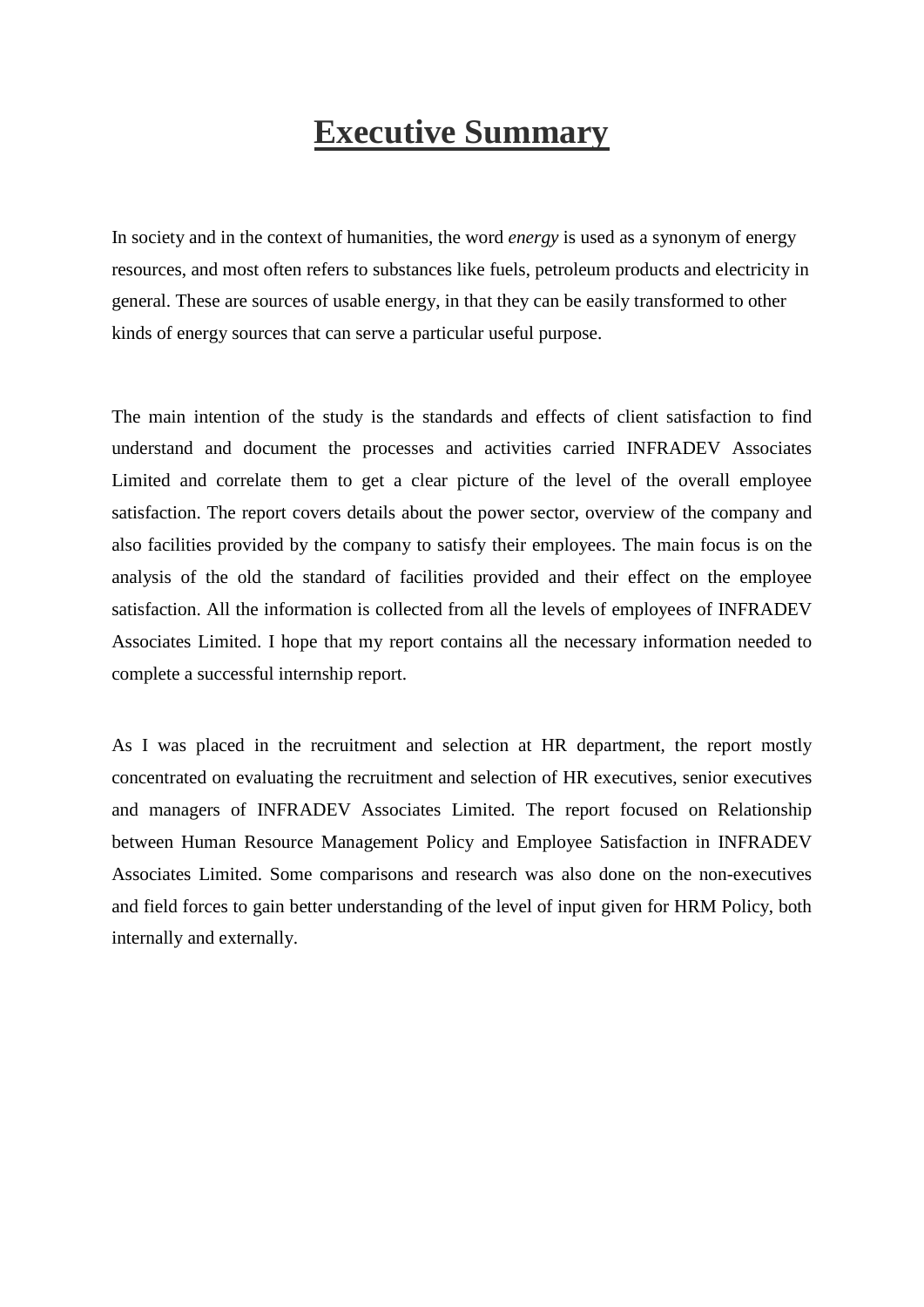# Executive Summary

In society and in the context of humanities, the word *energy* is used as a synonym of energy resources, and most often refers to substances like fuels, petroleum products and electricity in general. These are sources of usable energy, in that they can be easily transformed to other kinds of energy sources that can serve a particular useful purpose.

The main intention of the study is the standards and effects of client satisfaction to find understand and document the processes and activities carried INFRADEV Associates Limited and correlate them to get a clear picture of the level of the overall employee satisfaction. The report covers details about the power sector, overview of the company and also facilities provided by the company to satisfy their employees. The main focus is on the analysis of the old the standard of facilities provided and their effect on the employee satisfaction. All the information is collected from all the levels of employees of INFRADEV Associates Limited. I hope that my report contains all the necessary information needed to complete a successful internship report.

As I was placed in the recruitment and selection at HR department, the report mostly concentrated on evaluating the recruitment and selection of HR executives, senior executives and managers of INFRADEV Associates Limited. The report focused on Relationship between Human Resource Management Policy and Employee Satisfaction in INFRADEV Associates Limited. Some comparisons and research was also done on the non-executives and field forces to gain better understanding of the level of input given for HRM Policy, both internally and externally.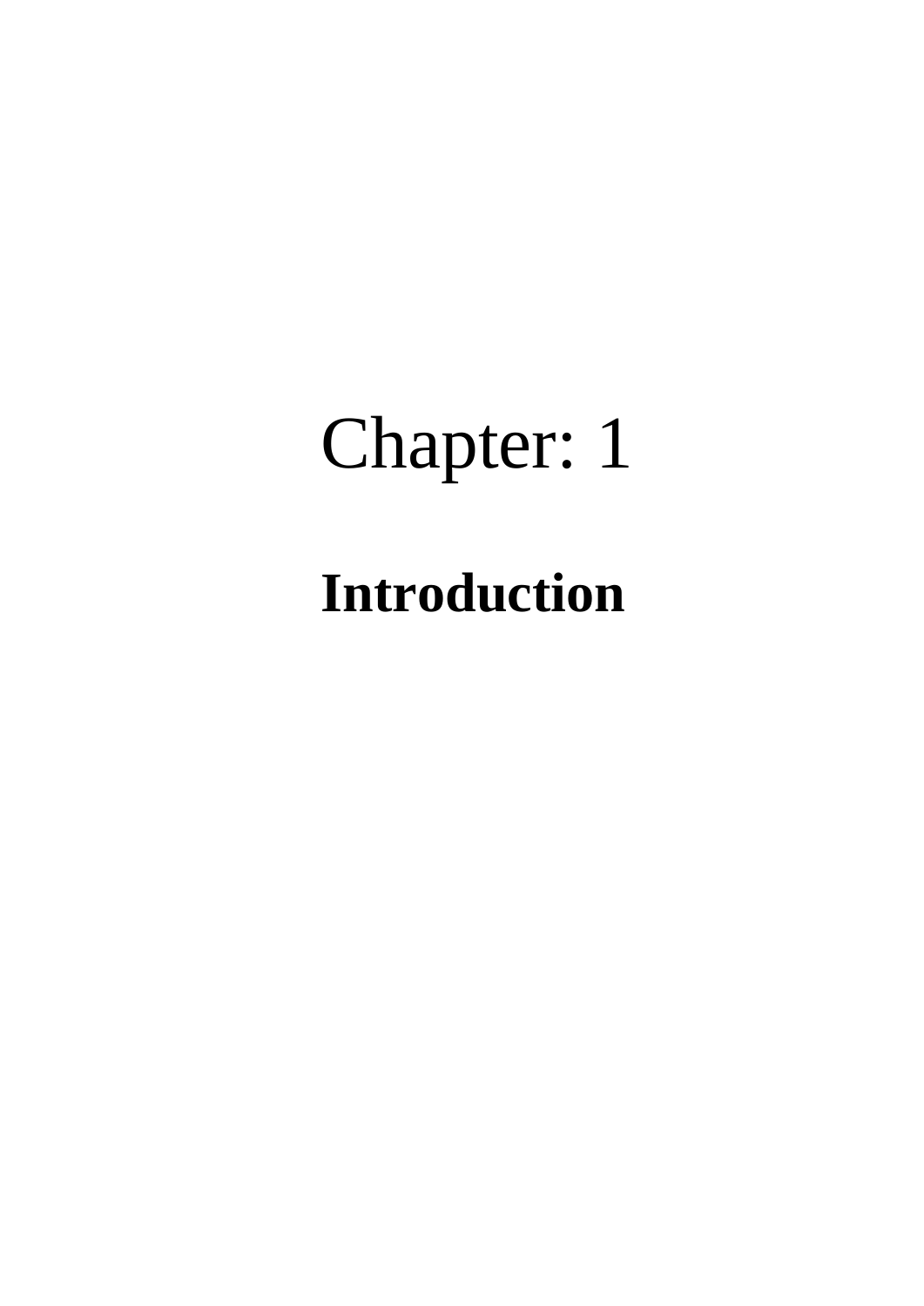# Chapter: 1

## **Introduction**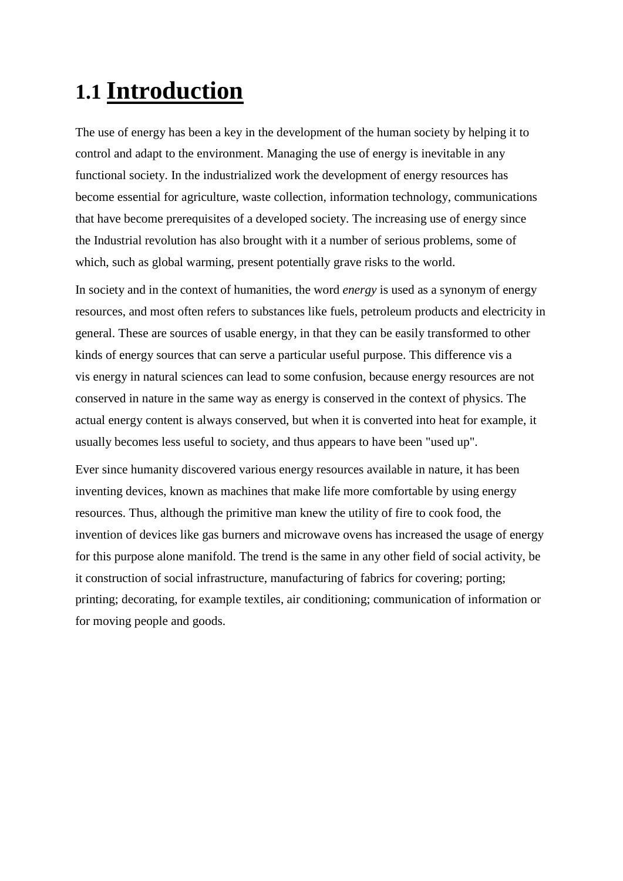# 1.1 Introduction

The use of energy has been a key in the development of the human society by helping it to control and adapt to the environment. Managing the use of energy is inevitable in any functional society. In the industrialized work the development of energy resources has become essential for agriculture, waste collection, information technology, communications that have become prerequisites of a developed society. The increasing use of energy since the Industrial revolution has also brought with it a number of serious problems, some of which, such as global warming, present potentially grave risks to the world.

In society and in the context of humanities, the word *energy* is used as a synonym of energy resources, and most often refers to substances like fuels, petroleum products and electricity in general. These are sources of usable energy, in that they can be easily transformed to other kinds of energy sources that can serve a particular useful purpose. This difference vis a vis energy in natural sciences can lead to some confusion, because energy resources are not conserved in nature in the same way as energy is conserved in the context of physics. The actual energy content is always conserved, but when it is converted into heat for example, it usually becomes less useful to society, and thus appears to have been "used up".

Ever since humanity discovered various energy resources available in nature, it has been inventing devices, known as machines that make life more comfortable by using energy resources. Thus, although the primitive man knew the utility of fire to cook food, the invention of devices like gas burners and microwave ovens has increased the usage of energy for this purpose alone manifold. The trend is the same in any other field of social activity, be it construction of social infrastructure, manufacturing of fabrics for covering; porting; printing; decorating, for example textiles, air conditioning; communication of information or for moving people and goods.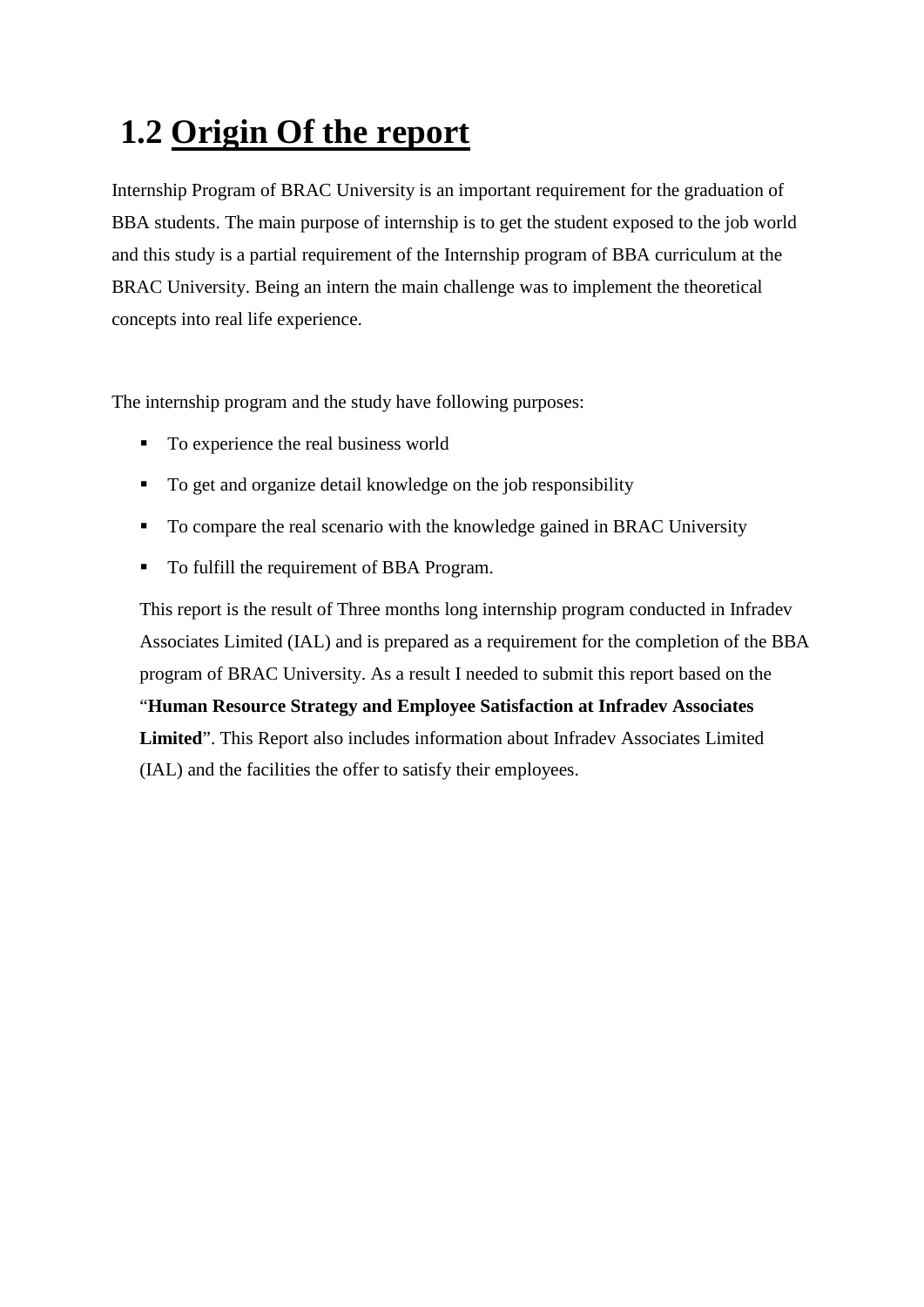## 1.2 Origin Of the report

Internship Program of BRAC University is an important requirement for the graduation of BBA students. The main purpose of internship is to get the student exposed to the job world and this study is a partial requirement of the Internship program of BBA curriculum at the BRAC University. Being an intern the main challenge was to implement the theoretical concepts into real life experience.

The internship program and the study have following purposes:

- To experience the real business world
- To get and organize detail knowledge on the job responsibility
- To compare the real scenario with the knowledge gained in BRAC University
- To fulfill the requirement of BBA Program.

This report is the result of Three months long internship program conducted in Infradev Associates Limited (IAL) and is prepared as a requirement for the completion of the BBA program of BRAC University. As a result I needed to submit this report based on the "**Human Resource Strategy and Employee Satisfaction at Infradev Associates Limited**". This Report also includes information about Infradev Associates Limited (IAL) and the facilities the offer to satisfy their employees.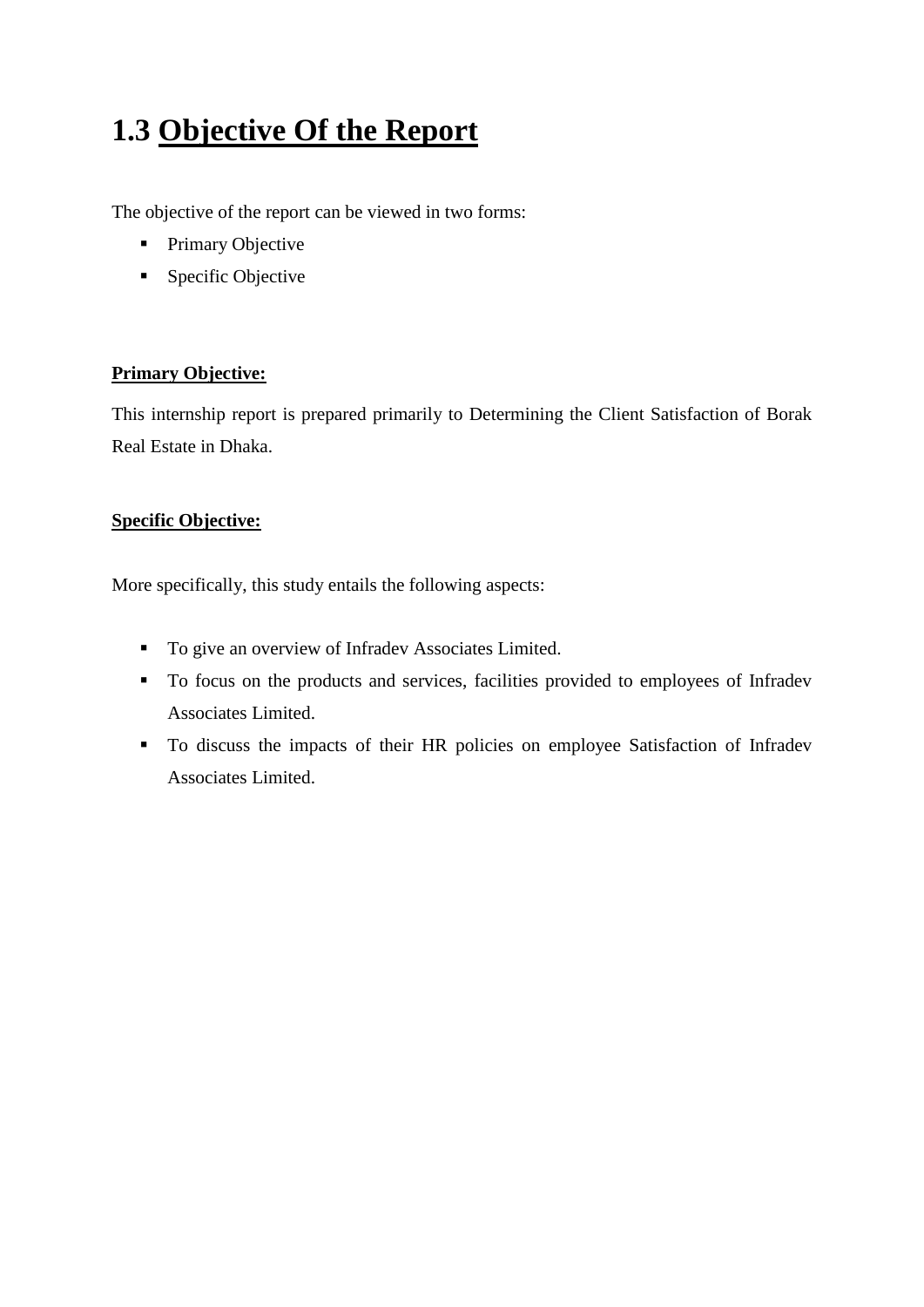# 1.3 Objective Of the Report

The objective of the report can be viewed in two forms:

- Primary Objective
- Specific Objective

**Primary Objective:**

This internship report is prepared primarily to Determining the Client Satisfaction of Borak Real Estate in Dhaka.

**Specific Objective:**

More specifically, this study entails the following aspects:

- To give an overview of Infradev Associates Limited.
- To focus on the products and services, facilities provided to employees of Infradev Associates Limited.
- To discuss the impacts of their HR policies on employee Satisfaction of Infradev Associates Limited.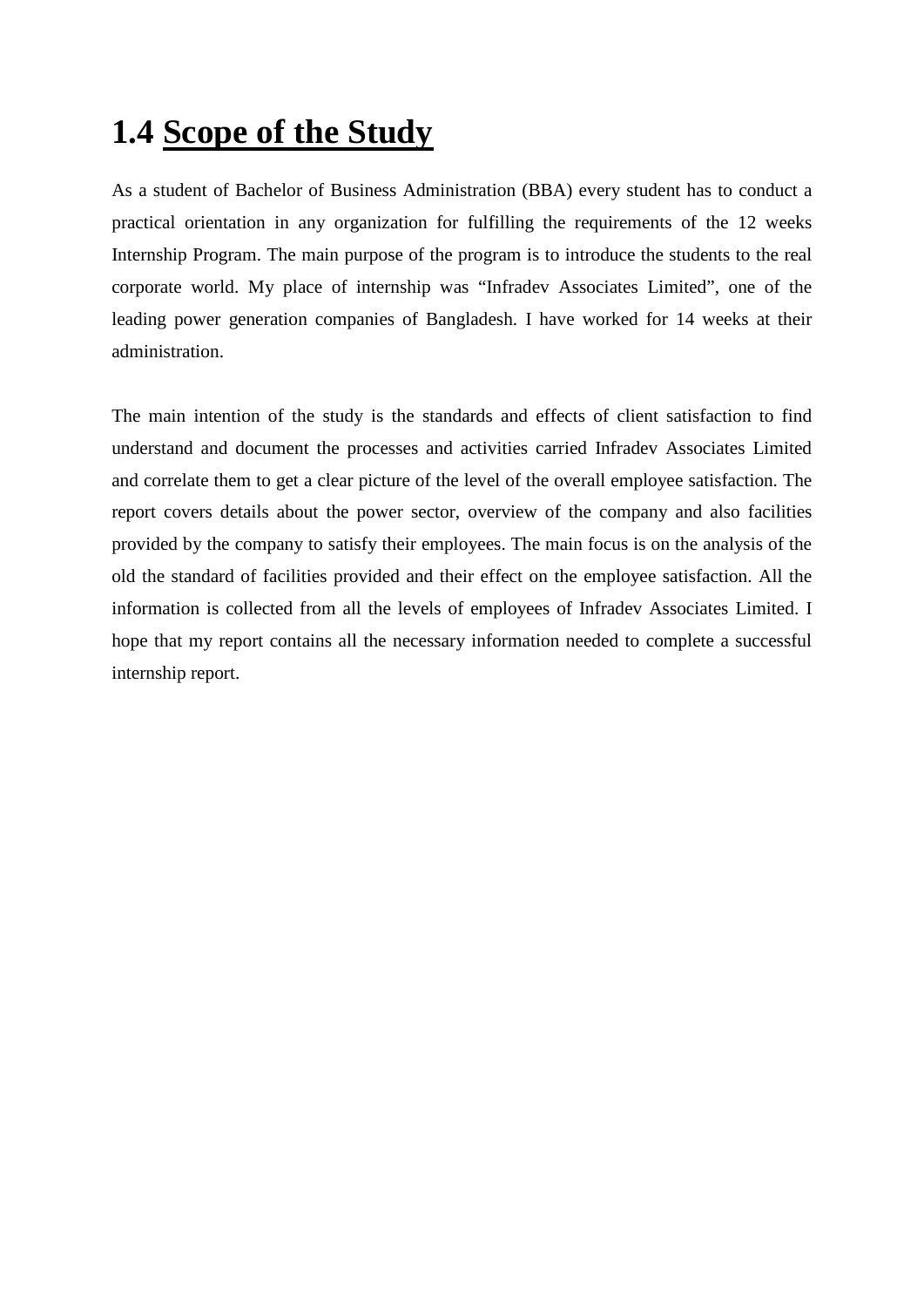# 1.4 Scope of the Study

As a student of Bachelor of Business Administration (BBA) every student has to conduct a practical orientation in any organization for fulfilling the requirements of the 12 weeks Internship Program. The main purpose of the program is to introduce the students to the real corporate world. My place of internship was "Infradev Associates Limited", one of the leading power generation companies of Bangladesh. I have worked for 14 weeks at their administration.

The main intention of the study is the standards and effects of client satisfaction to find understand and document the processes and activities carried Infradev Associates Limited and correlate them to get a clear picture of the level of the overall employee satisfaction. The report covers details about the power sector, overview of the company and also facilities provided by the company to satisfy their employees. The main focus is on the analysis of the old the standard of facilities provided and their effect on the employee satisfaction. All the information is collected from all the levels of employees of Infradev Associates Limited. I hope that my report contains all the necessary information needed to complete a successful internship report.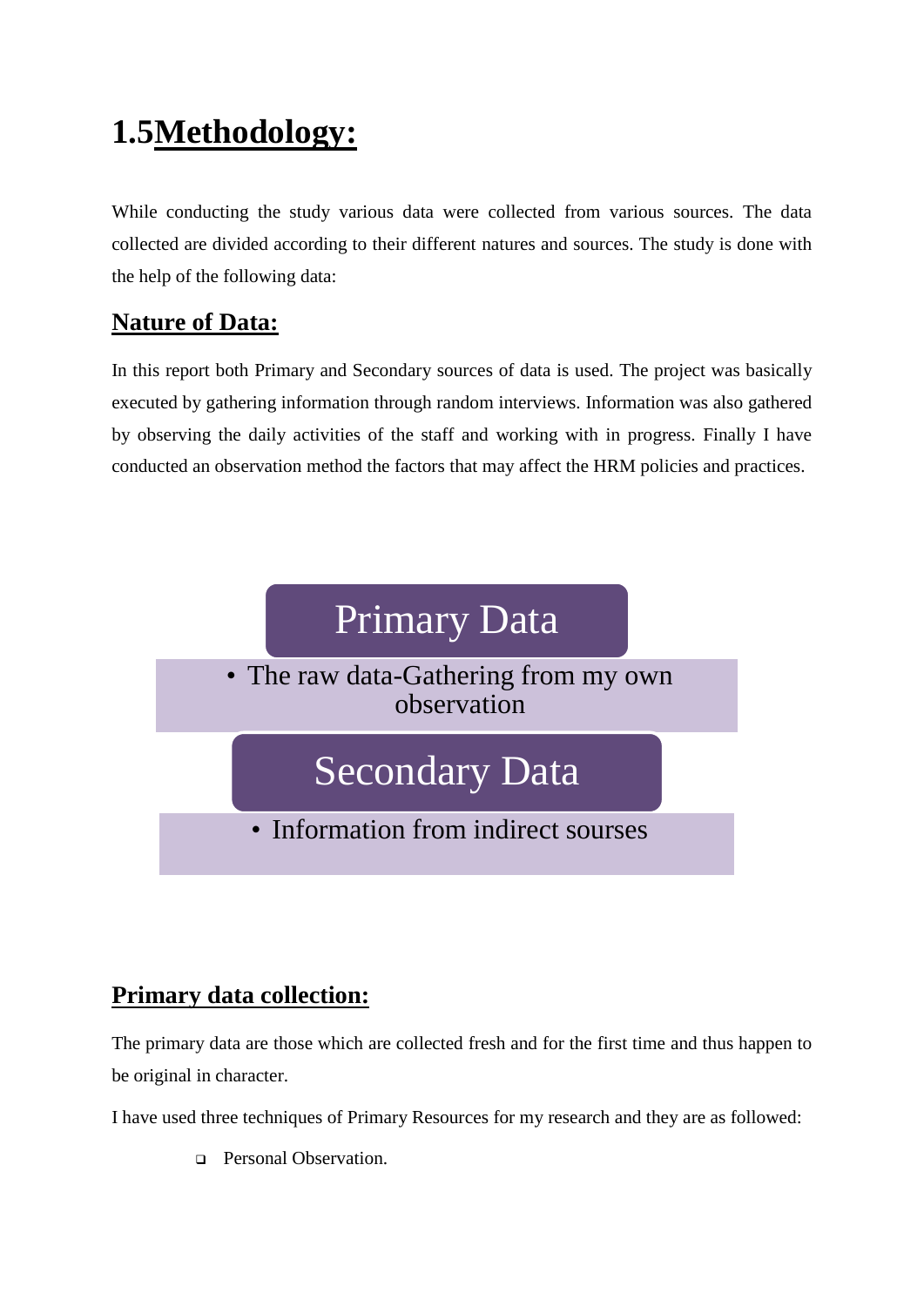# 1.5Methodology:

While conducting the study various data were collected from various sources. The data collected are divided according to their different natures and sources. The study is done with the help of the following data:

## Nature of Data:

In this report both Primary and Secondary sources of data is used. The project was basically executed by gathering information through random interviews. Information was also gathered by observing the daily activities of the staff and working with in progress. Finally I have conducted an observation method the factors that may affect the HRM policies and practices.

**Primary Data**

- The raw data-Gathering from my own observation

**Secondary Data**

- Information from indirect sourses

## Primary data collection:

The primary data are those which are collected fresh and for the first time and thus happen to be original in character.

I have used three techniques of Primary Resources for my research and they are as followed:

- Personal Observation.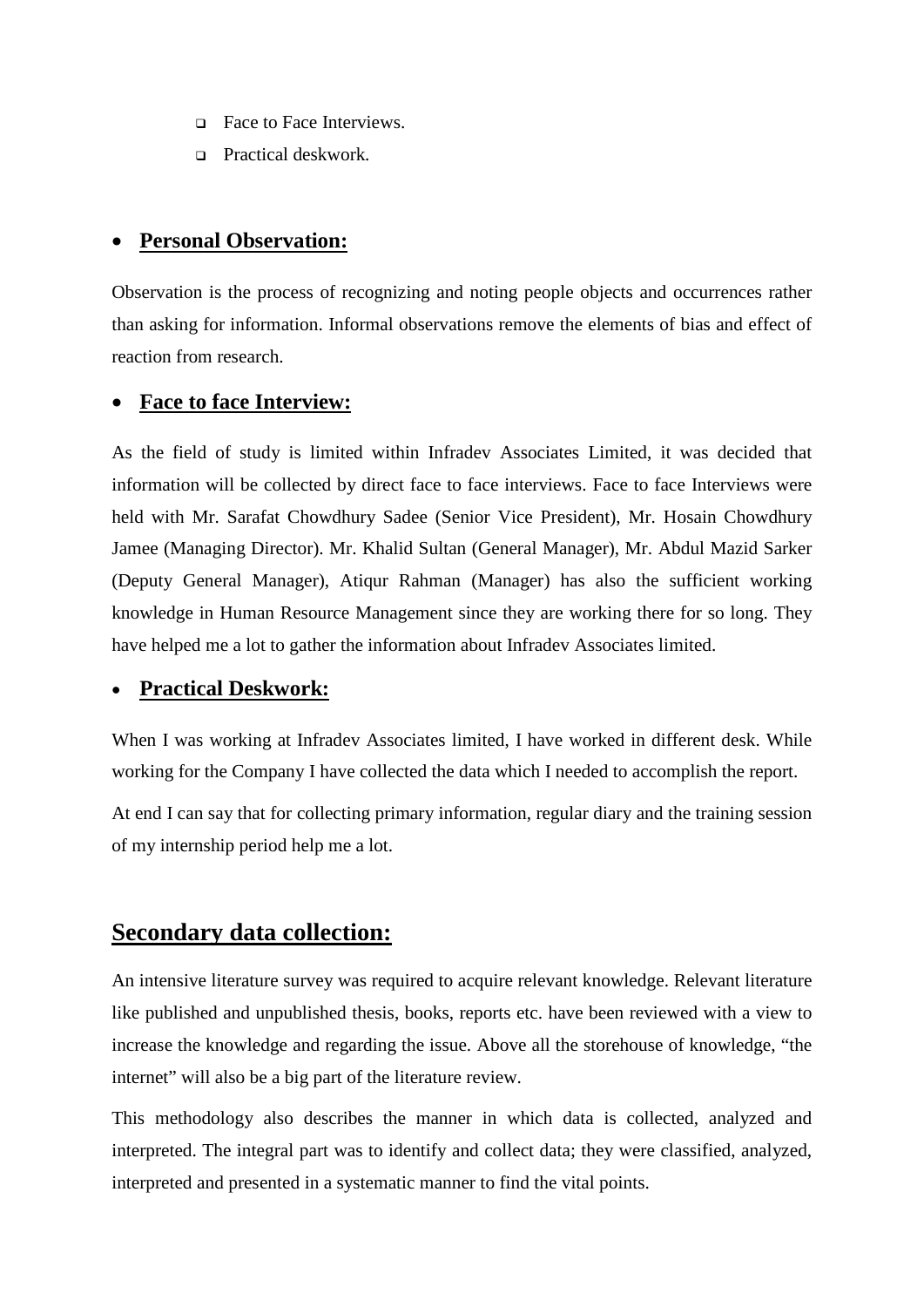- Face to Face Interviews.
- Practical deskwork.

- **Personal Observation:**

Observation is the process of recognizing and noting people objects and occurrences rather than asking for information. Informal observations remove the elements of bias and effect of reaction from research.

- **Face to face Interview:**

As the field of study is limited within Infradev Associates Limited, it was decided that information will be collected by direct face to face interviews. Face to face Interviews were held with Mr. Sarafat Chowdhury Sadee (Senior Vice President), Mr. Hosain Chowdhury Jamee (Managing Director). Mr. Khalid Sultan (General Manager), Mr. Abdul Mazid Sarker (Deputy General Manager), Atiqur Rahman (Manager) has also the sufficient working knowledge in Human Resource Management since they are working there for so long. They have helped me a lot to gather the information about Infradev Associates limited.

- **Practical Deskwork:**

When I was working at Infradev Associates limited, I have worked in different desk. While working for the Company I have collected the data which I needed to accomplish the report.

At end I can say that for collecting primary information, regular diary and the training session of my internship period help me a lot.

## Secondary data collection:

An intensive literature survey was required to acquire relevant knowledge. Relevant literature like published and unpublished thesis, books, reports etc. have been reviewed with a view to increase the knowledge and regarding the issue. Above all the storehouse of knowledge, "the internet" will also be a big part of the literature review.

This methodology also describes the manner in which data is collected, analyzed and interpreted. The integral part was to identify and collect data; they were classified, analyzed, interpreted and presented in a systematic manner to find the vital points.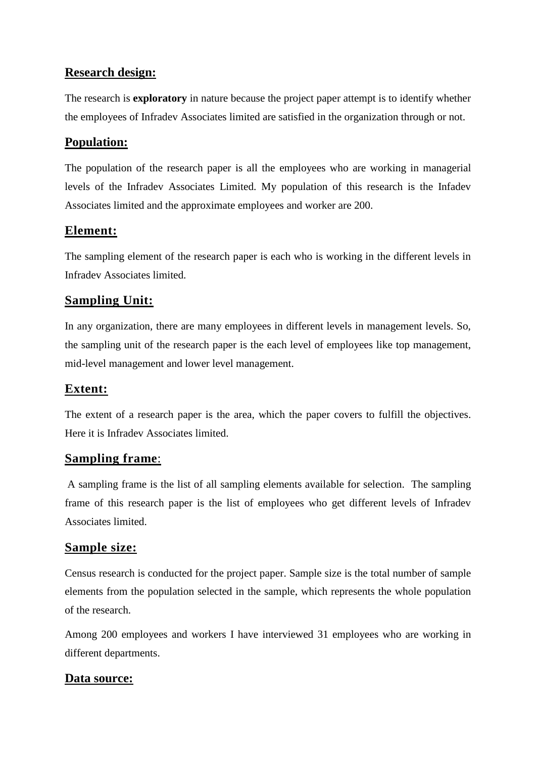## Research design:

The research is **exploratory** in nature because the project paper attempt is to identify whether the employees of Infradev Associates limited are satisfied in the organization through or not.

## Population:

The population of the research paper is all the employees who are working in managerial levels of the Infradev Associates Limited. My population of this research is the Infadev Associates limited and the approximate employees and worker are 200.

## Element:

The sampling element of the research paper is each who is working in the different levels in Infradev Associates limited.

## Sampling Unit:

In any organization, there are many employees in different levels in management levels. So, the sampling unit of the research paper is the each level of employees like top management, mid-level management and lower level management.

## Extent:

The extent of a research paper is the area, which the paper covers to fulfill the objectives. Here it is Infradev Associates limited.

## Sampling frame:

A sampling frame is the list of all sampling elements available for selection. The sampling frame of this research paper is the list of employees who get different levels of Infradev Associates limited.

## Sample size:

Census research is conducted for the project paper. Sample size is the total number of sample elements from the population selected in the sample, which represents the whole population of the research.

Among 200 employees and workers I have interviewed 31 employees who are working in different departments.

## Data source: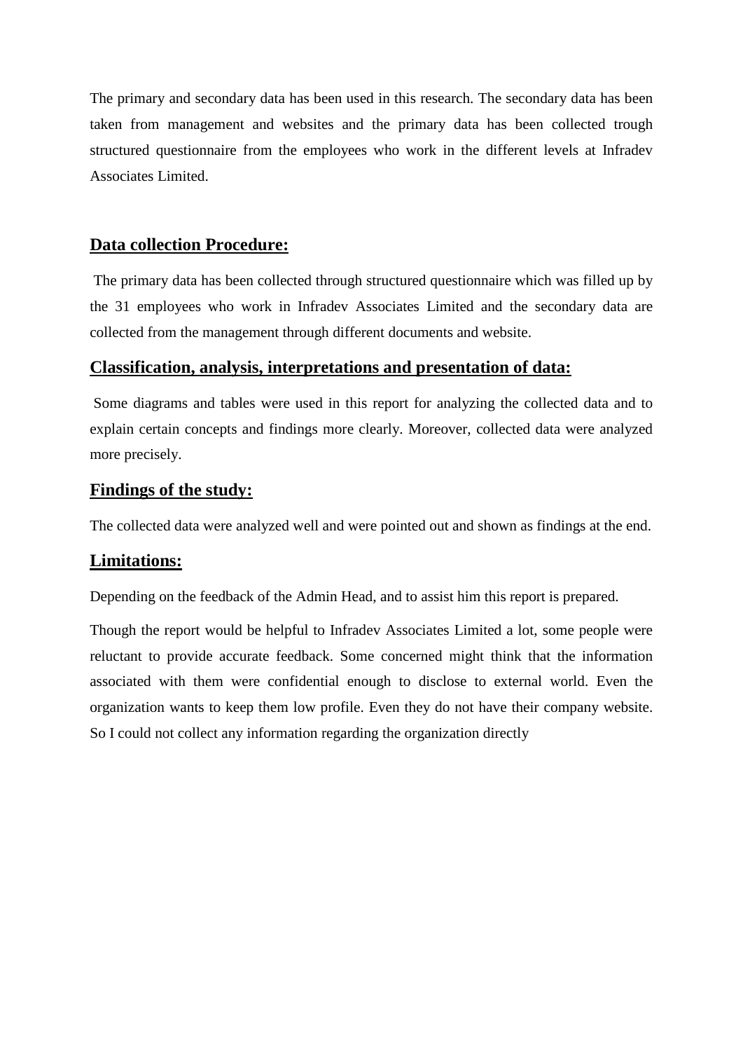The primary and secondary data has been used in this research. The secondary data has been taken from management and websites and the primary data has been collected trough structured questionnaire from the employees who work in the different levels at Infradev Associates Limited.

## Data collection Procedure:

The primary data has been collected through structured questionnaire which was filled up by the 31 employees who work in Infradev Associates Limited and the secondary data are collected from the management through different documents and website.

## Classification, analysis, interpretations and presentation of data:

Some diagrams and tables were used in this report for analyzing the collected data and to explain certain concepts and findings more clearly. Moreover, collected data were analyzed more precisely.

## Findings of the study:

The collected data were analyzed well and were pointed out and shown as findings at the end.

## Limitations:

Depending on the feedback of the Admin Head, and to assist him this report is prepared.

Though the report would be helpful to Infradev Associates Limited a lot, some people were reluctant to provide accurate feedback. Some concerned might think that the information associated with them were confidential enough to disclose to external world. Even the organization wants to keep them low profile. Even they do not have their company website. So I could not collect any information regarding the organization directly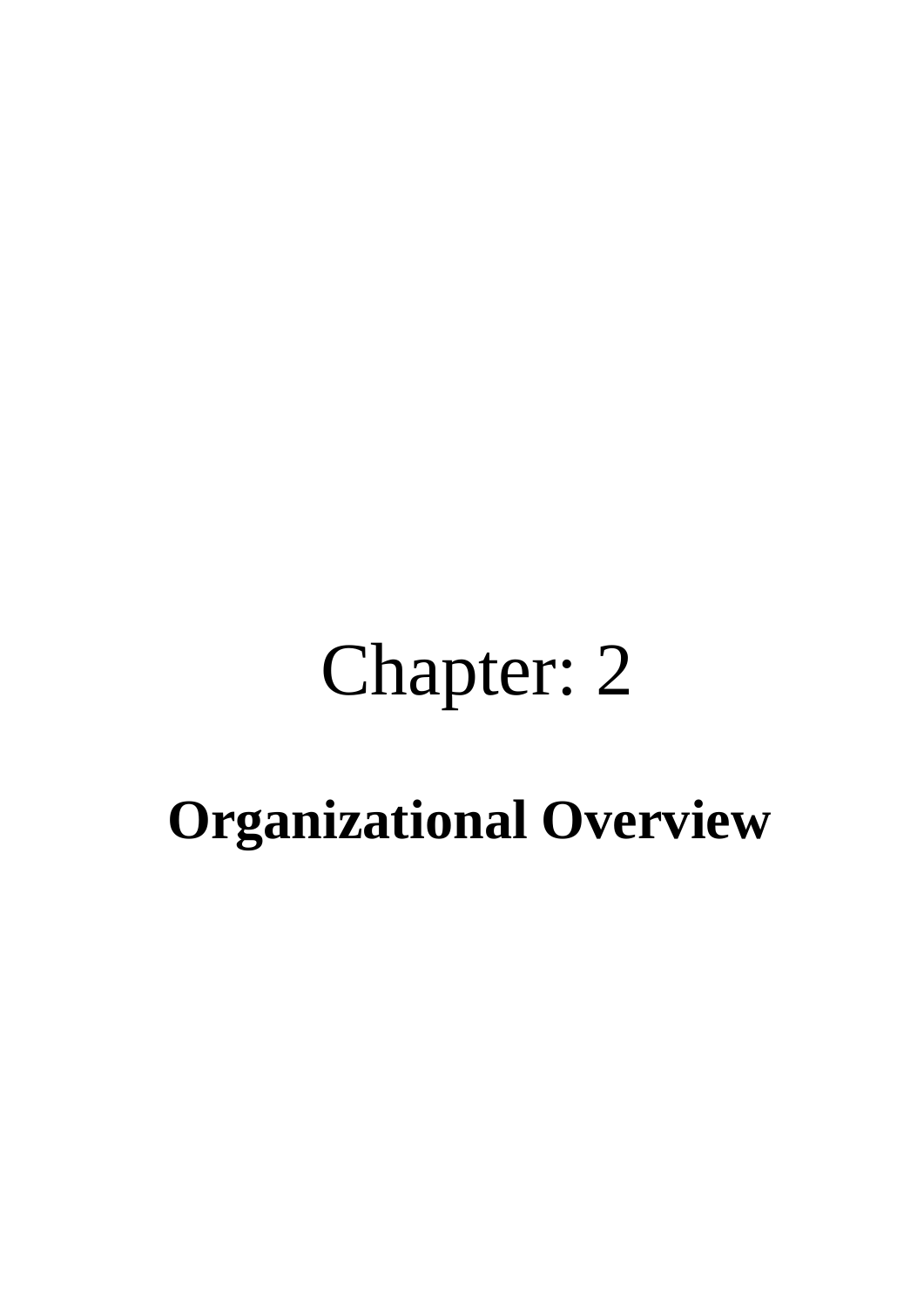# Chapter: 2

## Organizational Overview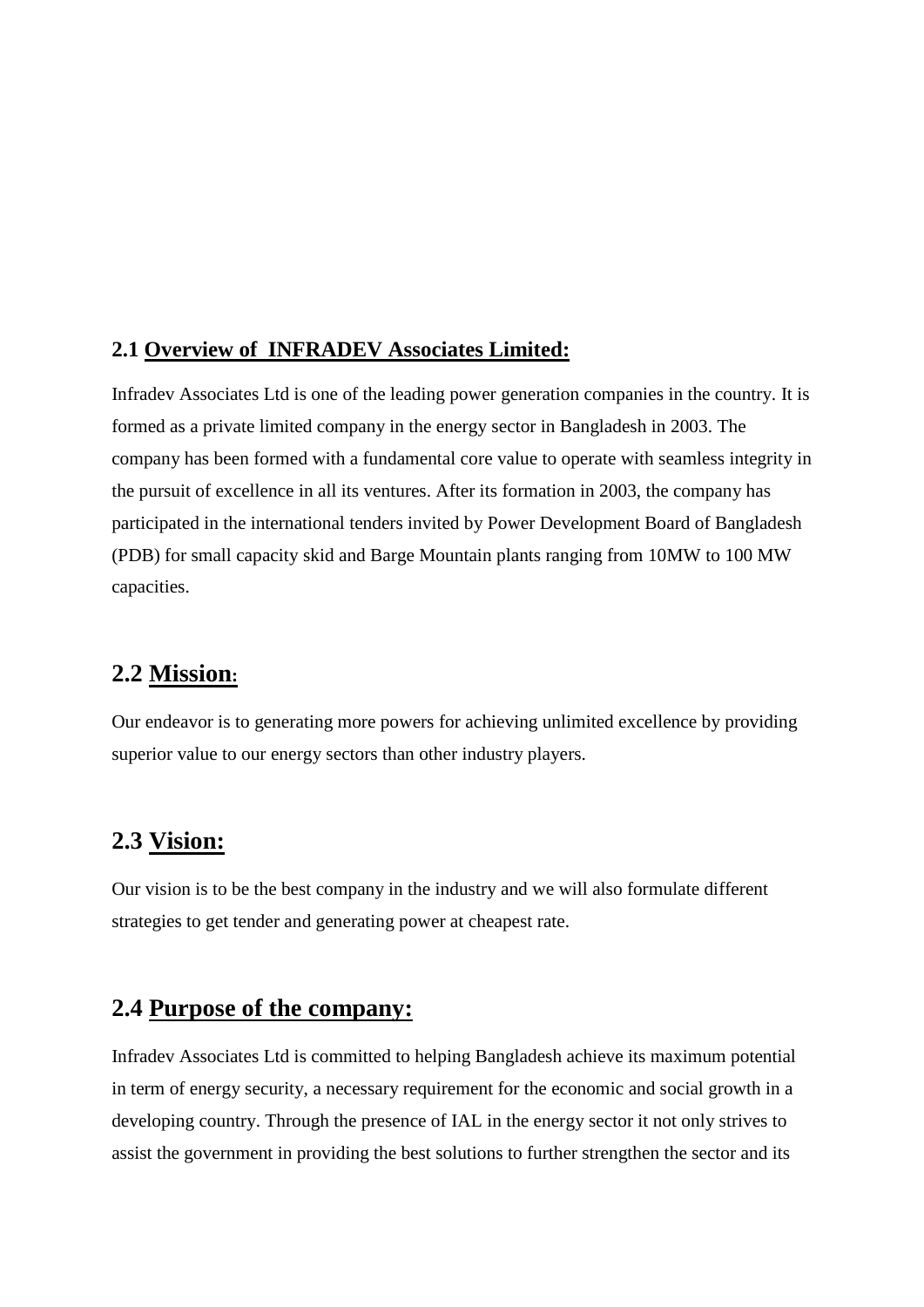### 2.1 Overview of INFRADEV Associates Limited:

Infradev Associates Ltd is one of the leading power generation companies in the country. It is formed as a private limited company in the energy sector in Bangladesh in 2003. The company has been formed with a fundamental core value to operate with seamless integrity in the pursuit of excellence in all its ventures. After its formation in 2003, the company has participated in the international tenders invited by Power Development Board of Bangladesh (PDB) for small capacity skid and Barge Mountain plants ranging from 10MW to 100 MW capacities.

## 2.2 Mission:

Our endeavor is to generating more powers for achieving unlimited excellence by providing superior value to our energy sectors than other industry players.

## 2.3 Vision:

Our vision is to be the best company in the industry and we will also formulate different strategies to get tender and generating power at cheapest rate.

## 2.4 Purpose of the company:

Infradev Associates Ltd is committed to helping Bangladesh achieve its maximum potential in term of energy security, a necessary requirement for the economic and social growth in a developing country. Through the presence of IAL in the energy sector it not only strives to assist the government in providing the best solutions to further strengthen the sector and its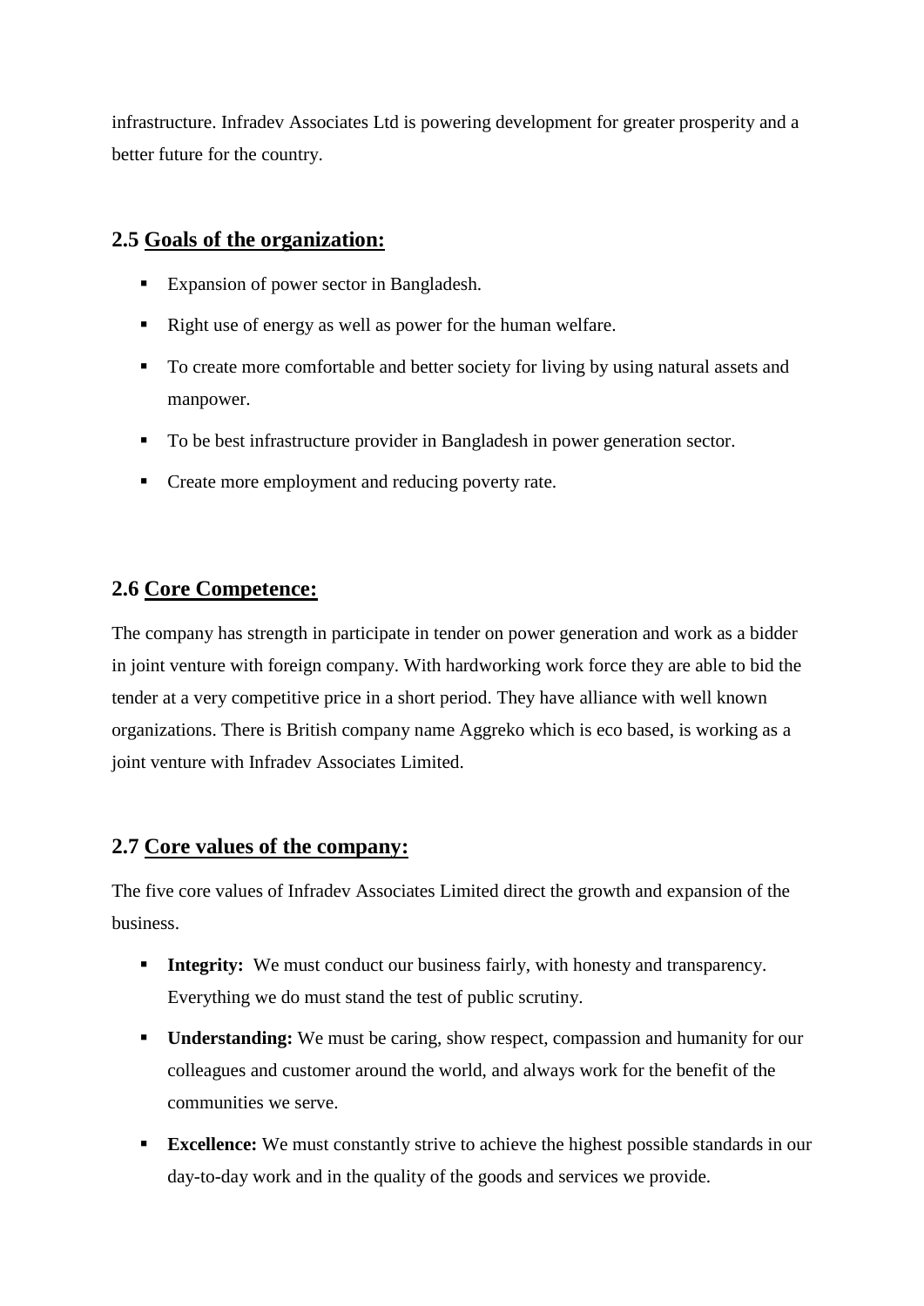infrastructure. Infradev Associates Ltd is powering development for greater prosperity and a better future for the country.

## 2.5 Goals of the organization:

- Expansion of power sector in Bangladesh.
- Right use of energy as well as power for the human welfare.
- To create more comfortable and better society for living by using natural assets and manpower.
- To be best infrastructure provider in Bangladesh in power generation sector.
- Create more employment and reducing poverty rate.

## 2.6 Core Competence:

The company has strength in participate in tender on power generation and work as a bidder in joint venture with foreign company. With hardworking work force they are able to bid the tender at a very competitive price in a short period. They have alliance with well known organizations. There is British company name Aggreko which is eco based, is working as a joint venture with Infradev Associates Limited.

## 2.7 Core values of the company:

The five core values of Infradev Associates Limited direct the growth and expansion of the business.

- **Integrity:** We must conduct our business fairly, with honesty and transparency. Everything we do must stand the test of public scrutiny.
- **Understanding:** We must be caring, show respect, compassion and humanity for our colleagues and customer around the world, and always work for the benefit of the communities we serve.
- **Excellence:** We must constantly strive to achieve the highest possible standards in our day-to-day work and in the quality of the goods and services we provide.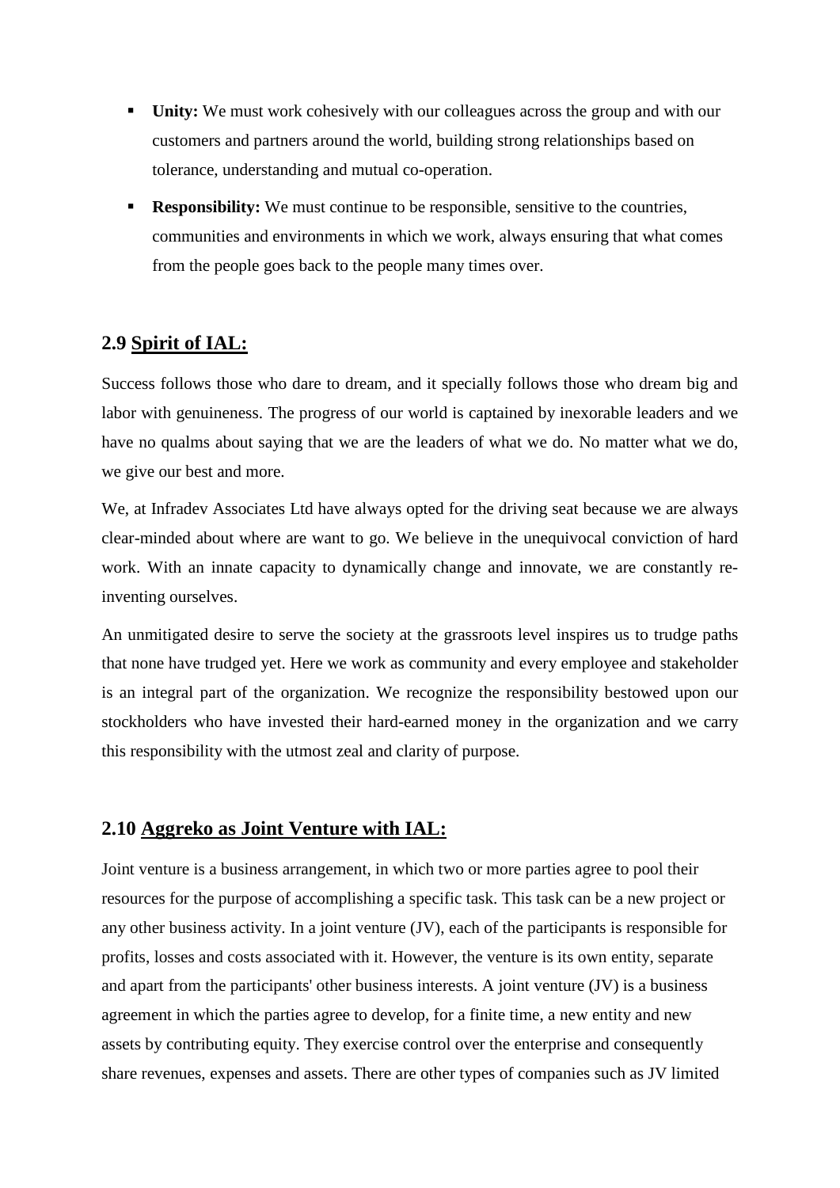- **Unity:** We must work cohesively with our colleagues across the group and with our customers and partners around the world, building strong relationships based on tolerance, understanding and mutual co-operation.
- **Responsibility:** We must continue to be responsible, sensitive to the countries, communities and environments in which we work, always ensuring that what comes from the people goes back to the people many times over.

## 2.9 Spirit of IAL:

Success follows those who dare to dream, and it specially follows those who dream big and labor with genuineness. The progress of our world is captained by inexorable leaders and we have no qualms about saying that we are the leaders of what we do. No matter what we do, we give our best and more.

We, at Infradev Associates Ltd have always opted for the driving seat because we are always clear-minded about where are want to go. We believe in the unequivocal conviction of hard work. With an innate capacity to dynamically change and innovate, we are constantly re-inventing ourselves.

An unmitigated desire to serve the society at the grassroots level inspires us to trudge paths that none have trudged yet. Here we work as community and every employee and stakeholder is an integral part of the organization. We recognize the responsibility bestowed upon our stockholders who have invested their hard-earned money in the organization and we carry this responsibility with the utmost zeal and clarity of purpose.

## 2.10 Aggreko as Joint Venture with IAL:

Joint venture is a business arrangement, in which two or more parties agree to pool their resources for the purpose of accomplishing a specific task. This task can be a new project or any other business activity. In a joint venture (JV), each of the participants is responsible for profits, losses and costs associated with it. However, the venture is its own entity, separate and apart from the participants' other business interests. A joint venture (JV) is a business agreement in which the parties agree to develop, for a finite time, a new entity and new assets by contributing equity. They exercise control over the enterprise and consequently share revenues, expenses and assets. There are other types of companies such as JV limited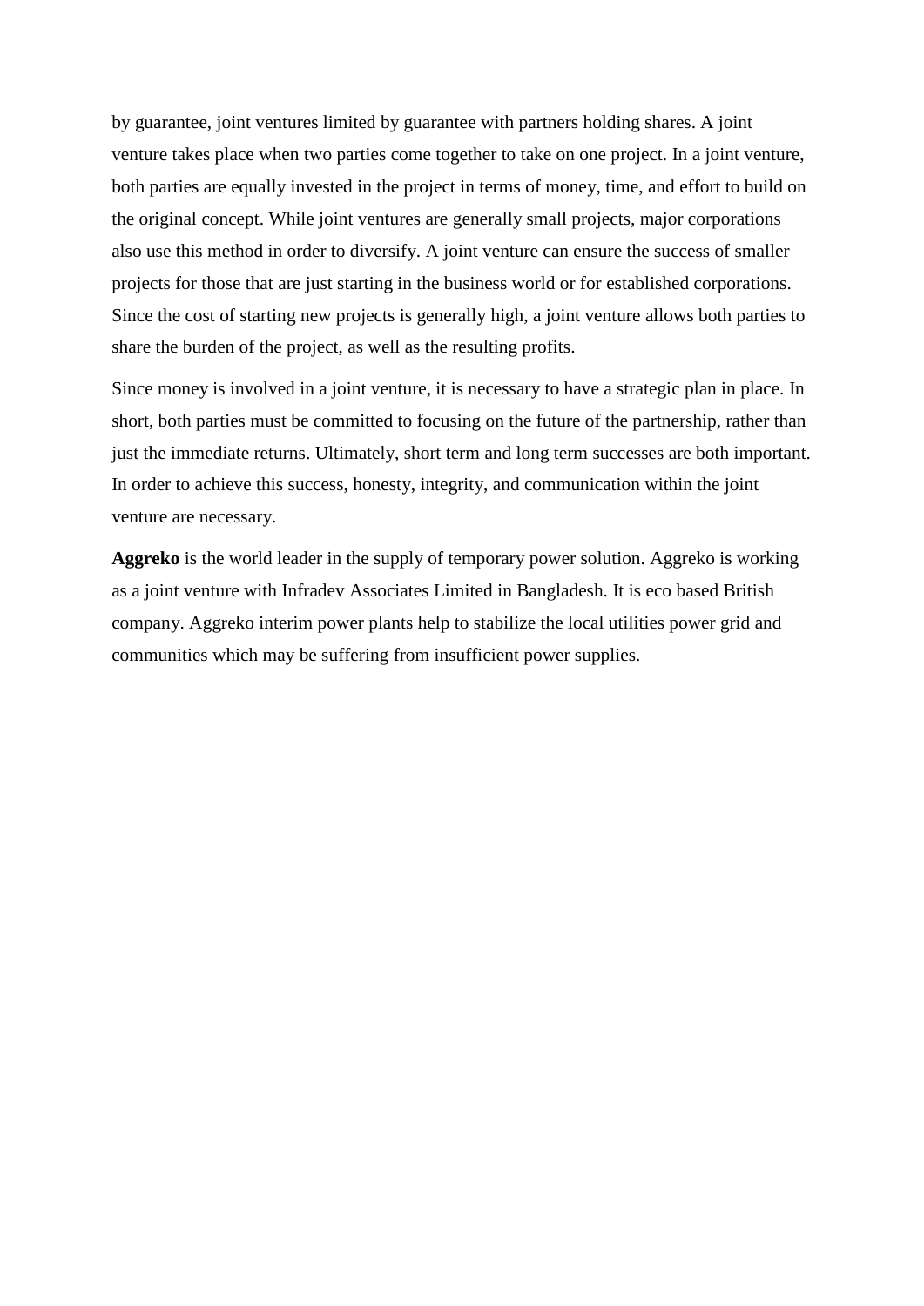by guarantee, joint ventures limited by guarantee with partners holding shares. A joint venture takes place when two parties come together to take on one project. In a joint venture, both parties are equally invested in the project in terms of money, time, and effort to build on the original concept. While joint ventures are generally small projects, major corporations also use this method in order to diversify. A joint venture can ensure the success of smaller projects for those that are just starting in the business world or for established corporations. Since the cost of starting new projects is generally high, a joint venture allows both parties to share the burden of the project, as well as the resulting profits.

Since money is involved in a joint venture, it is necessary to have a strategic plan in place. In short, both parties must be committed to focusing on the future of the partnership, rather than just the immediate returns. Ultimately, short term and long term successes are both important. In order to achieve this success, honesty, integrity, and communication within the joint venture are necessary.

**Aggreko** is the world leader in the supply of temporary power solution. Aggreko is working as a joint venture with Infradev Associates Limited in Bangladesh. It is eco based British company. Aggreko interim power plants help to stabilize the local utilities power grid and communities which may be suffering from insufficient power supplies.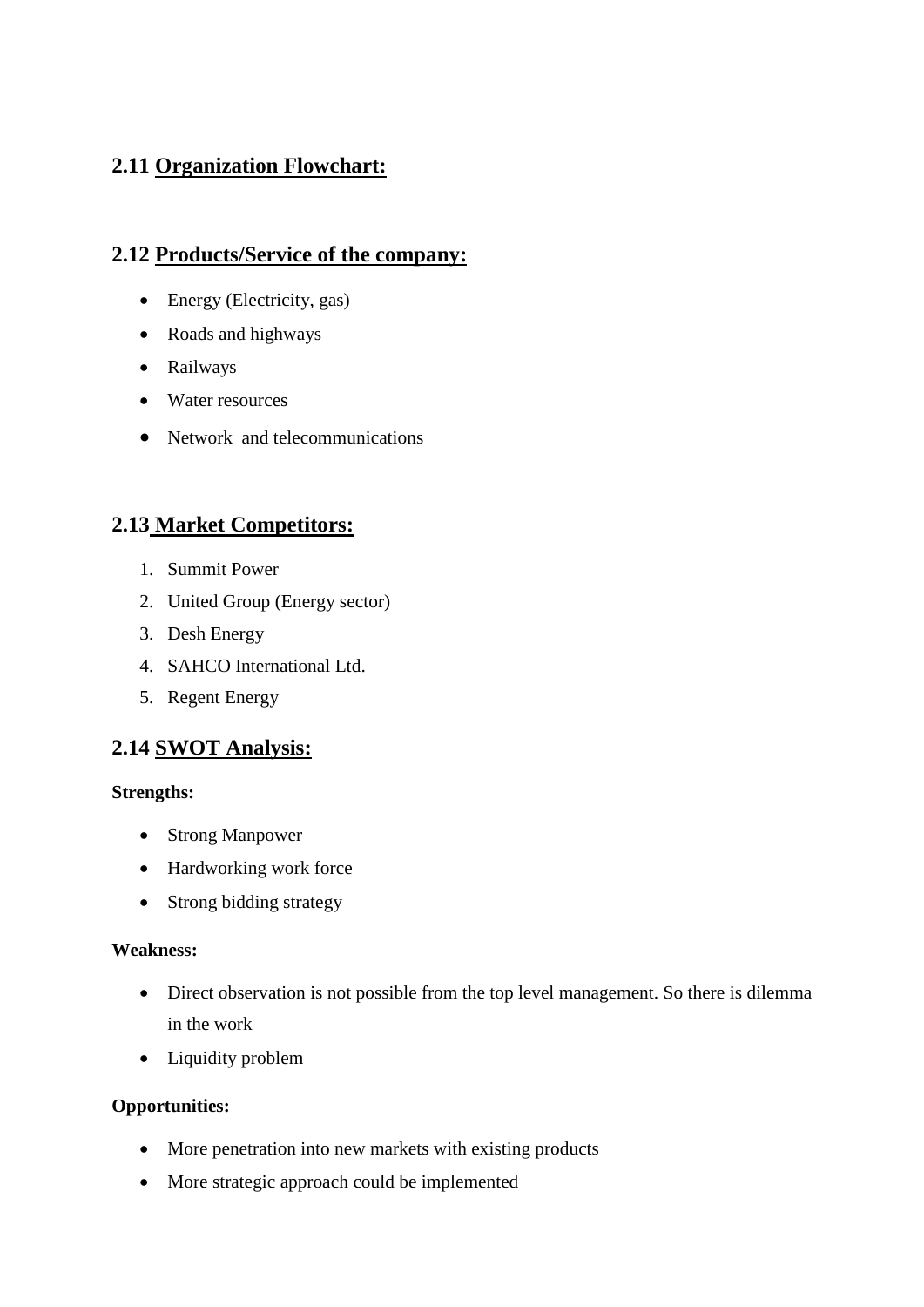## 2.11 Organization Flowchart:

## 2.12 Products/Service of the company:

- Energy (Electricity, gas)
- Roads and highways
- Railways
- Water resources
- Network and telecommunications

## 2.13 Market Competitors:

1. Summit Power
2. United Group (Energy sector)
3. Desh Energy
4. SAHCO International Ltd.
5. Regent Energy

## 2.14 SWOT Analysis:

**Strengths:**

- Strong Manpower
- Hardworking work force
- Strong bidding strategy

**Weakness:**

- Direct observation is not possible from the top level management. So there is dilemma in the work
- Liquidity problem

**Opportunities:**

- More penetration into new markets with existing products
- More strategic approach could be implemented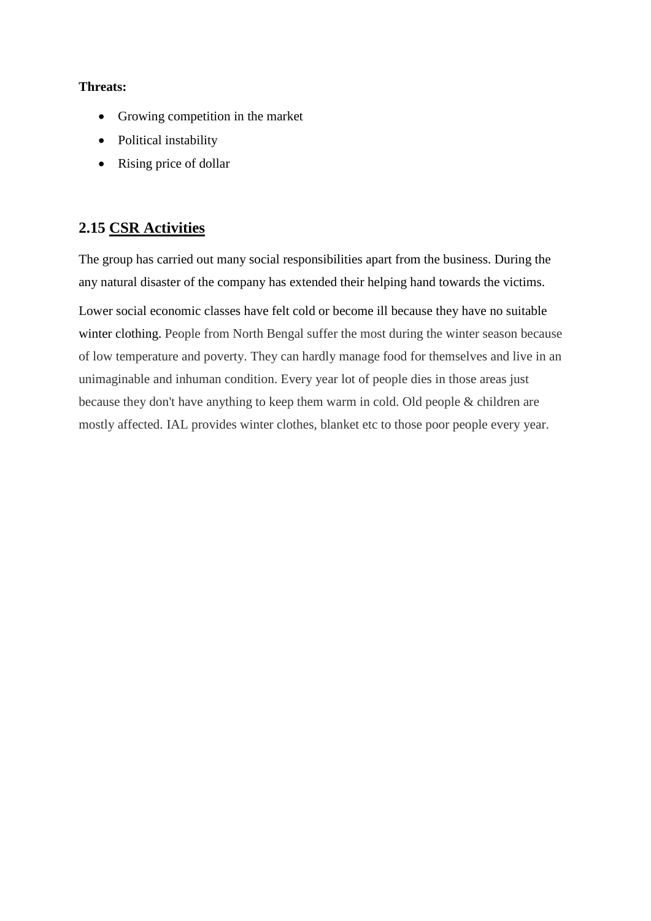**Threats:**

- Growing competition in the market
- Political instability
- Rising price of dollar

## 2.15 CSR Activities

The group has carried out many social responsibilities apart from the business. During the any natural disaster of the company has extended their helping hand towards the victims.

Lower social economic classes have felt cold or become ill because they have no suitable winter clothing. People from North Bengal suffer the most during the winter season because of low temperature and poverty. They can hardly manage food for themselves and live in an unimaginable and inhuman condition. Every year lot of people dies in those areas just because they don't have anything to keep them warm in cold. Old people & children are mostly affected. IAL provides winter clothes, blanket etc to those poor people every year.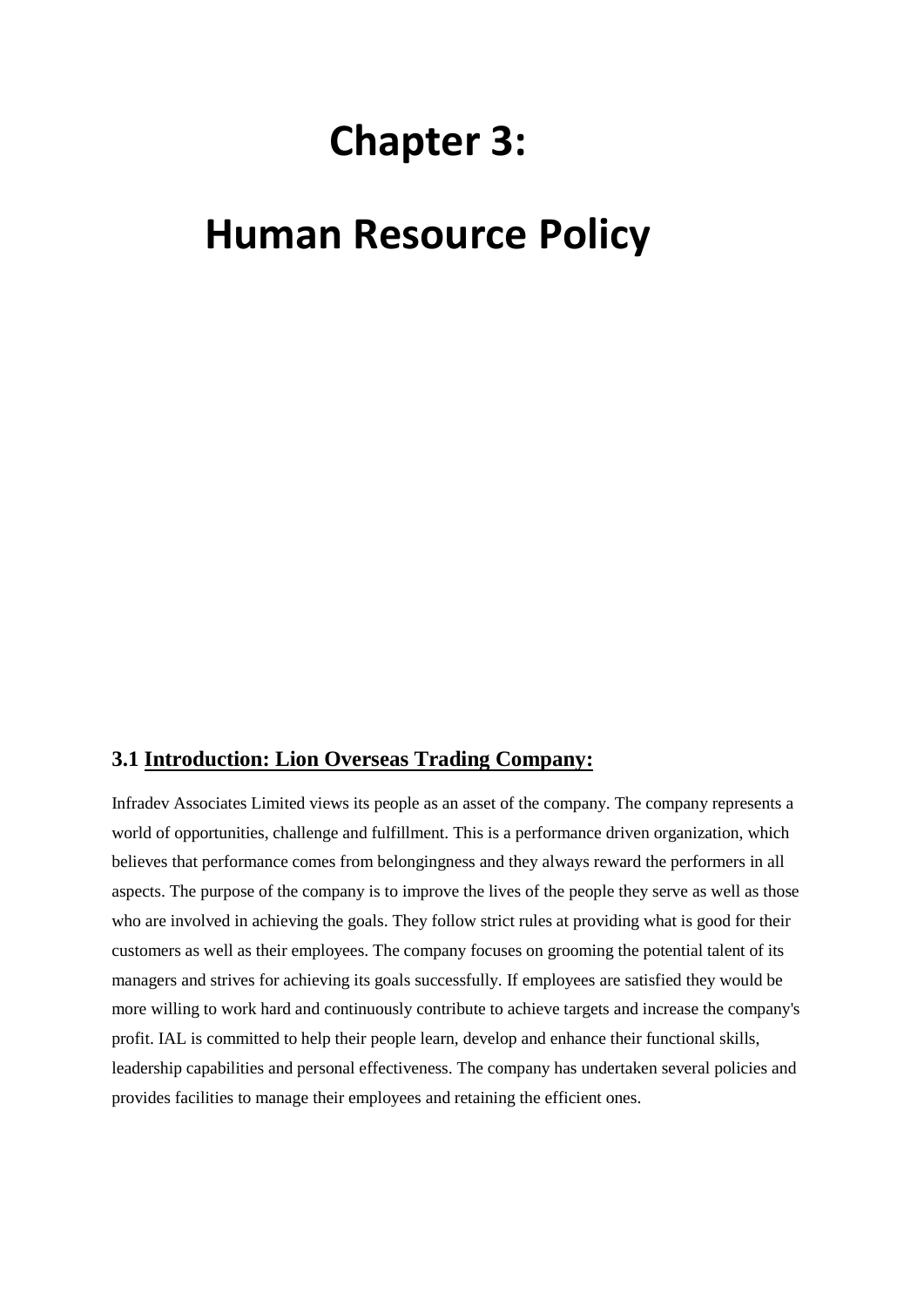# Chapter 3:

# Human Resource Policy

### 3.1 Introduction: Lion Overseas Trading Company:

Infradev Associates Limited views its people as an asset of the company. The company represents a world of opportunities, challenge and fulfillment. This is a performance driven organization, which believes that performance comes from belongingness and they always reward the performers in all aspects. The purpose of the company is to improve the lives of the people they serve as well as those who are involved in achieving the goals. They follow strict rules at providing what is good for their customers as well as their employees. The company focuses on grooming the potential talent of its managers and strives for achieving its goals successfully. If employees are satisfied they would be more willing to work hard and continuously contribute to achieve targets and increase the company's profit. IAL is committed to help their people learn, develop and enhance their functional skills, leadership capabilities and personal effectiveness. The company has undertaken several policies and provides facilities to manage their employees and retaining the efficient ones.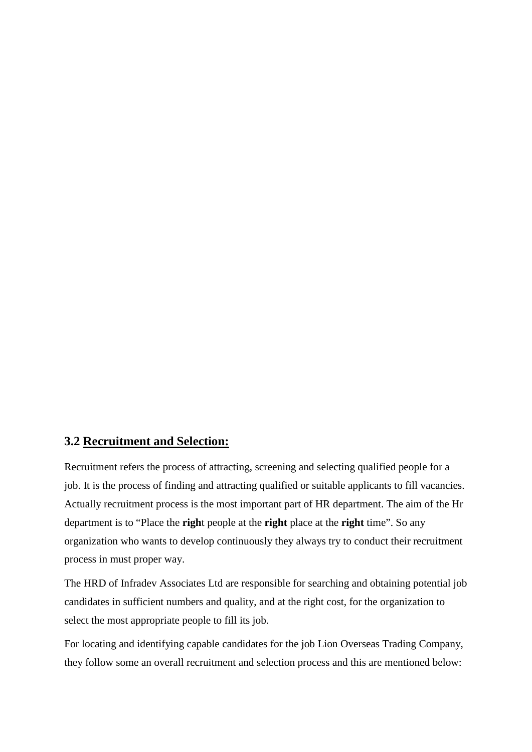### 3.2 Recruitment and Selection:

Recruitment refers the process of attracting, screening and selecting qualified people for a job. It is the process of finding and attracting qualified or suitable applicants to fill vacancies. Actually recruitment process is the most important part of HR department. The aim of the Hr department is to "Place the **righ**t people at the **right** place at the **right** time". So any organization who wants to develop continuously they always try to conduct their recruitment process in must proper way.

The HRD of Infradev Associates Ltd are responsible for searching and obtaining potential job candidates in sufficient numbers and quality, and at the right cost, for the organization to select the most appropriate people to fill its job.

For locating and identifying capable candidates for the job Lion Overseas Trading Company, they follow some an overall recruitment and selection process and this are mentioned below: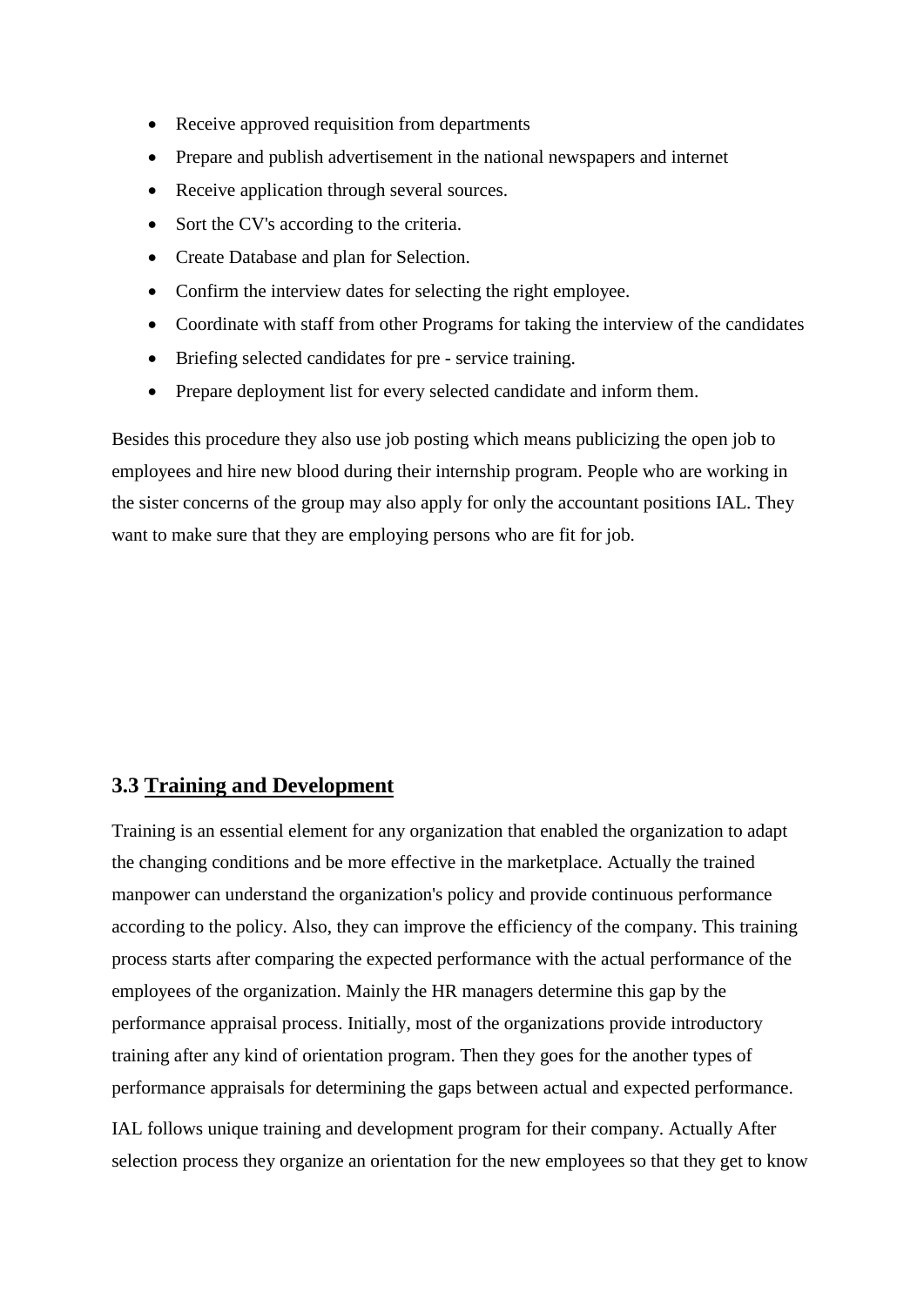- Receive approved requisition from departments
- Prepare and publish advertisement in the national newspapers and internet
- Receive application through several sources.
- Sort the CV's according to the criteria.
- Create Database and plan for Selection.
- Confirm the interview dates for selecting the right employee.
- Coordinate with staff from other Programs for taking the interview of the candidates
- Briefing selected candidates for pre - service training.
- Prepare deployment list for every selected candidate and inform them.

Besides this procedure they also use job posting which means publicizing the open job to employees and hire new blood during their internship program. People who are working in the sister concerns of the group may also apply for only the accountant positions IAL. They want to make sure that they are employing persons who are fit for job.

### 3.3 Training and Development

Training is an essential element for any organization that enabled the organization to adapt the changing conditions and be more effective in the marketplace. Actually the trained manpower can understand the organization's policy and provide continuous performance according to the policy. Also, they can improve the efficiency of the company. This training process starts after comparing the expected performance with the actual performance of the employees of the organization. Mainly the HR managers determine this gap by the performance appraisal process. Initially, most of the organizations provide introductory training after any kind of orientation program. Then they goes for the another types of performance appraisals for determining the gaps between actual and expected performance.

IAL follows unique training and development program for their company. Actually After selection process they organize an orientation for the new employees so that they get to know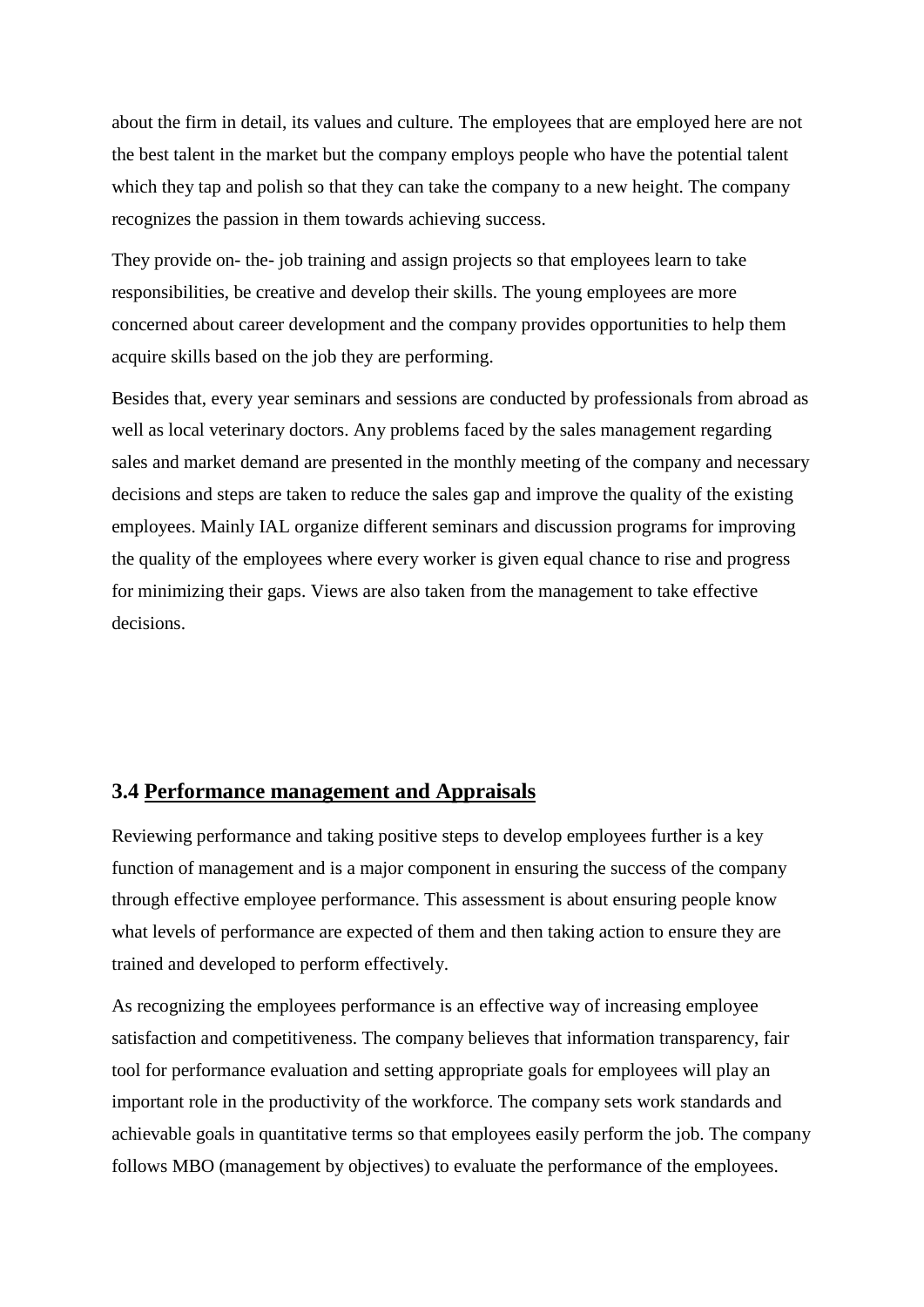about the firm in detail, its values and culture. The employees that are employed here are not the best talent in the market but the company employs people who have the potential talent which they tap and polish so that they can take the company to a new height. The company recognizes the passion in them towards achieving success.

They provide on- the- job training and assign projects so that employees learn to take responsibilities, be creative and develop their skills. The young employees are more concerned about career development and the company provides opportunities to help them acquire skills based on the job they are performing.

Besides that, every year seminars and sessions are conducted by professionals from abroad as well as local veterinary doctors. Any problems faced by the sales management regarding sales and market demand are presented in the monthly meeting of the company and necessary decisions and steps are taken to reduce the sales gap and improve the quality of the existing employees. Mainly IAL organize different seminars and discussion programs for improving the quality of the employees where every worker is given equal chance to rise and progress for minimizing their gaps. Views are also taken from the management to take effective decisions.

### 3.4 Performance management and Appraisals

Reviewing performance and taking positive steps to develop employees further is a key function of management and is a major component in ensuring the success of the company through effective employee performance. This assessment is about ensuring people know what levels of performance are expected of them and then taking action to ensure they are trained and developed to perform effectively.

As recognizing the employees performance is an effective way of increasing employee satisfaction and competitiveness. The company believes that information transparency, fair tool for performance evaluation and setting appropriate goals for employees will play an important role in the productivity of the workforce. The company sets work standards and achievable goals in quantitative terms so that employees easily perform the job. The company follows MBO (management by objectives) to evaluate the performance of the employees.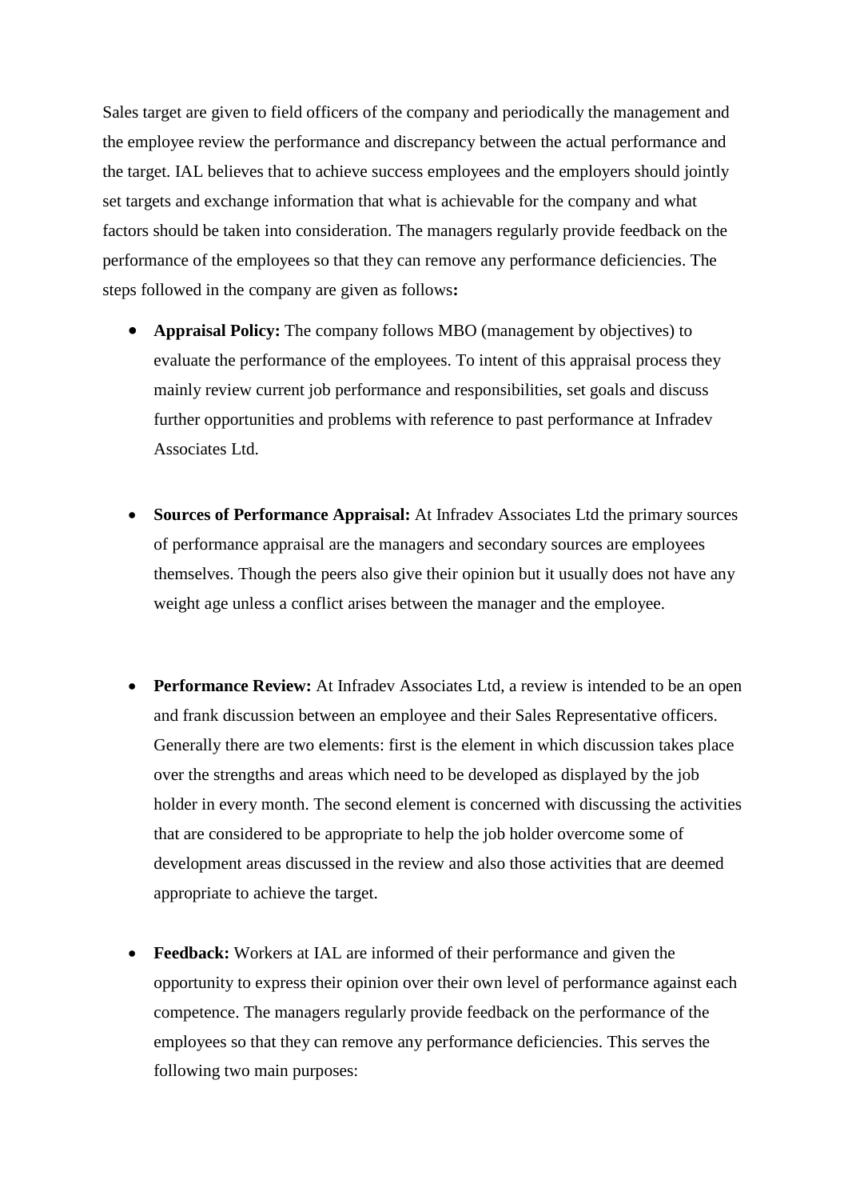Sales target are given to field officers of the company and periodically the management and the employee review the performance and discrepancy between the actual performance and the target. IAL believes that to achieve success employees and the employers should jointly set targets and exchange information that what is achievable for the company and what factors should be taken into consideration. The managers regularly provide feedback on the performance of the employees so that they can remove any performance deficiencies. The steps followed in the company are given as follows**:**

- **Appraisal Policy:** The company follows MBO (management by objectives) to evaluate the performance of the employees. To intent of this appraisal process they mainly review current job performance and responsibilities, set goals and discuss further opportunities and problems with reference to past performance at Infradev Associates Ltd.

- **Sources of Performance Appraisal:** At Infradev Associates Ltd the primary sources of performance appraisal are the managers and secondary sources are employees themselves. Though the peers also give their opinion but it usually does not have any weight age unless a conflict arises between the manager and the employee.

- **Performance Review:** At Infradev Associates Ltd, a review is intended to be an open and frank discussion between an employee and their Sales Representative officers. Generally there are two elements: first is the element in which discussion takes place over the strengths and areas which need to be developed as displayed by the job holder in every month. The second element is concerned with discussing the activities that are considered to be appropriate to help the job holder overcome some of development areas discussed in the review and also those activities that are deemed appropriate to achieve the target.

- **Feedback:** Workers at IAL are informed of their performance and given the opportunity to express their opinion over their own level of performance against each competence. The managers regularly provide feedback on the performance of the employees so that they can remove any performance deficiencies. This serves the following two main purposes: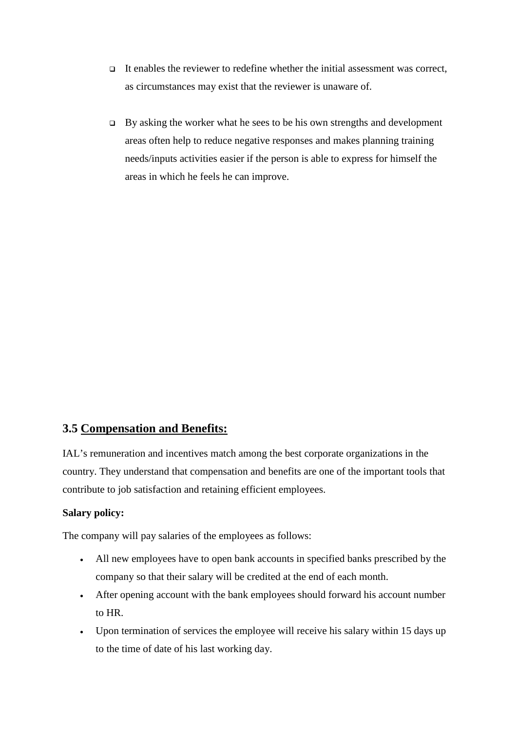- It enables the reviewer to redefine whether the initial assessment was correct, as circumstances may exist that the reviewer is unaware of.
- By asking the worker what he sees to be his own strengths and development areas often help to reduce negative responses and makes planning training needs/inputs activities easier if the person is able to express for himself the areas in which he feels he can improve.

## 3.5 Compensation and Benefits:

IAL's remuneration and incentives match among the best corporate organizations in the country. They understand that compensation and benefits are one of the important tools that contribute to job satisfaction and retaining efficient employees.

**Salary policy:**

The company will pay salaries of the employees as follows:

- All new employees have to open bank accounts in specified banks prescribed by the company so that their salary will be credited at the end of each month.
- After opening account with the bank employees should forward his account number to HR.
- Upon termination of services the employee will receive his salary within 15 days up to the time of date of his last working day.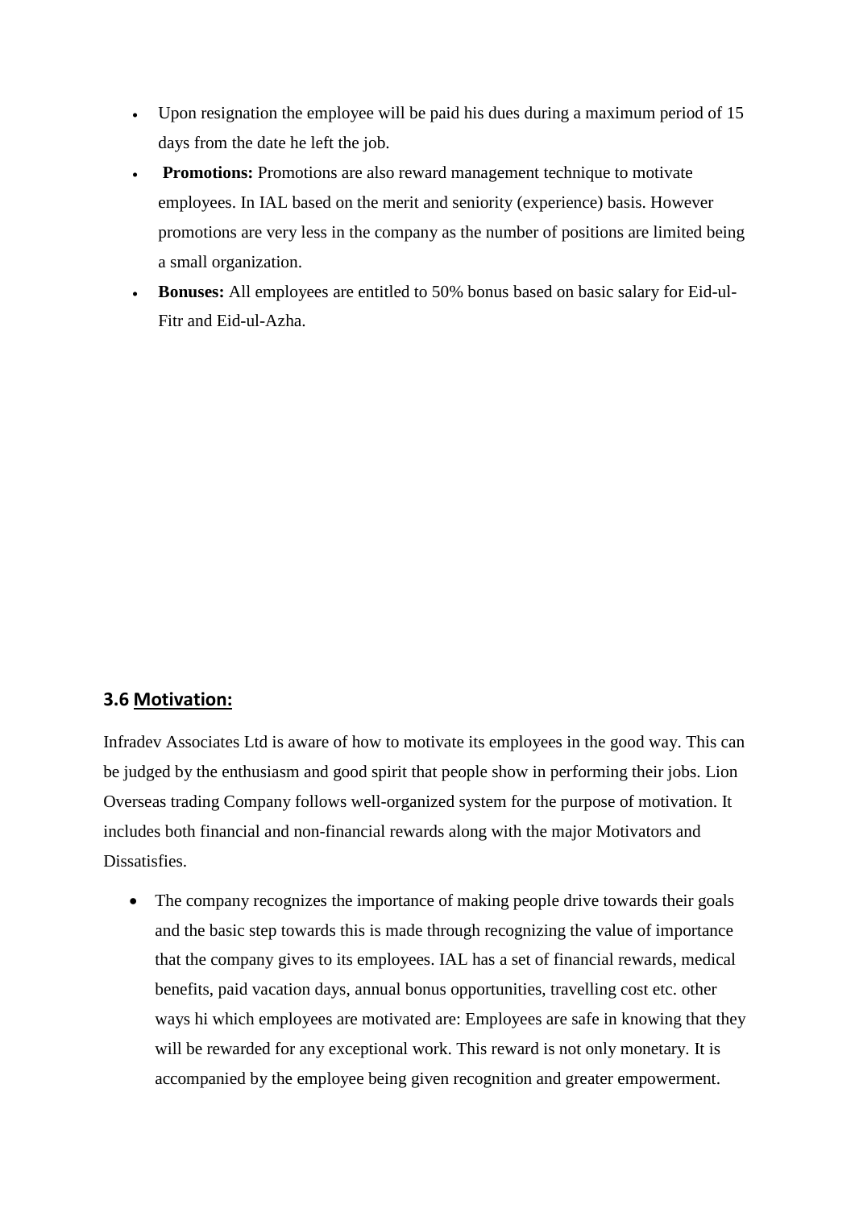- Upon resignation the employee will be paid his dues during a maximum period of 15 days from the date he left the job.
- **Promotions:** Promotions are also reward management technique to motivate employees. In IAL based on the merit and seniority (experience) basis. However promotions are very less in the company as the number of positions are limited being a small organization.
- **Bonuses:** All employees are entitled to 50% bonus based on basic salary for Eid-ul-Fitr and Eid-ul-Azha.

### 3.6 Motivation:

Infradev Associates Ltd is aware of how to motivate its employees in the good way. This can be judged by the enthusiasm and good spirit that people show in performing their jobs. Lion Overseas trading Company follows well-organized system for the purpose of motivation. It includes both financial and non-financial rewards along with the major Motivators and Dissatisfies.

- The company recognizes the importance of making people drive towards their goals and the basic step towards this is made through recognizing the value of importance that the company gives to its employees. IAL has a set of financial rewards, medical benefits, paid vacation days, annual bonus opportunities, travelling cost etc. other ways hi which employees are motivated are: Employees are safe in knowing that they will be rewarded for any exceptional work. This reward is not only monetary. It is accompanied by the employee being given recognition and greater empowerment.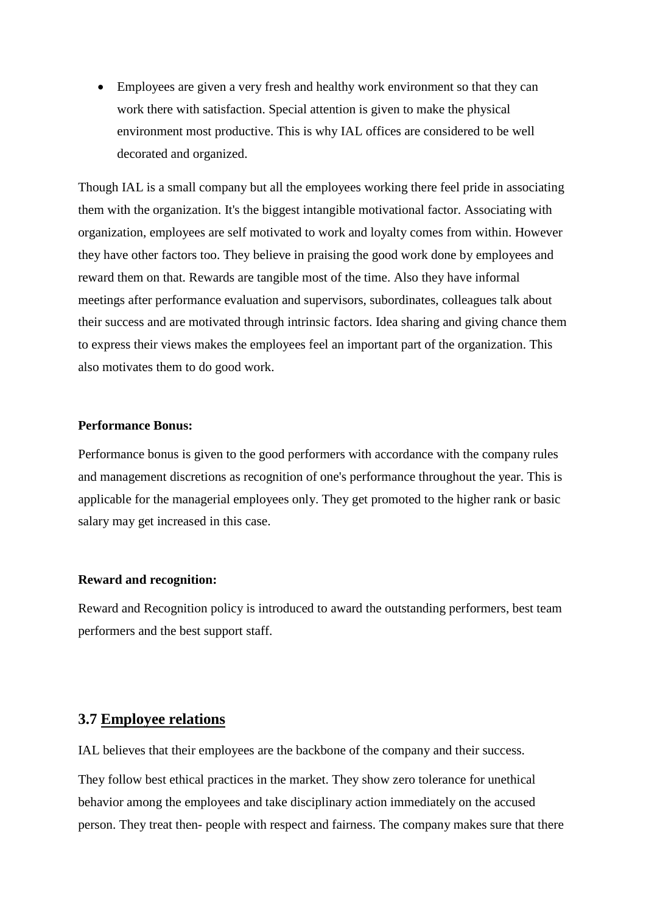- Employees are given a very fresh and healthy work environment so that they can work there with satisfaction. Special attention is given to make the physical environment most productive. This is why IAL offices are considered to be well decorated and organized.

Though IAL is a small company but all the employees working there feel pride in associating them with the organization. It's the biggest intangible motivational factor. Associating with organization, employees are self motivated to work and loyalty comes from within. However they have other factors too. They believe in praising the good work done by employees and reward them on that. Rewards are tangible most of the time. Also they have informal meetings after performance evaluation and supervisors, subordinates, colleagues talk about their success and are motivated through intrinsic factors. Idea sharing and giving chance them to express their views makes the employees feel an important part of the organization. This also motivates them to do good work.

**Performance Bonus:**

Performance bonus is given to the good performers with accordance with the company rules and management discretions as recognition of one's performance throughout the year. This is applicable for the managerial employees only. They get promoted to the higher rank or basic salary may get increased in this case.

**Reward and recognition:**

Reward and Recognition policy is introduced to award the outstanding performers, best team performers and the best support staff.

## 3.7 Employee relations

IAL believes that their employees are the backbone of the company and their success.

They follow best ethical practices in the market. They show zero tolerance for unethical behavior among the employees and take disciplinary action immediately on the accused person. They treat then- people with respect and fairness. The company makes sure that there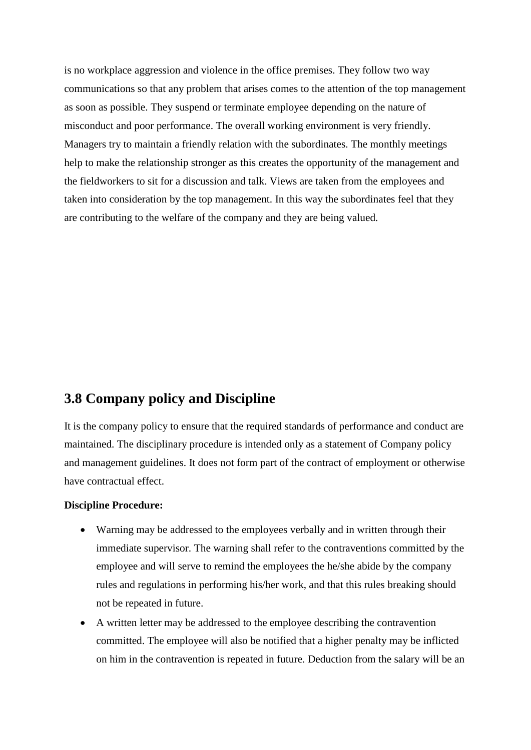is no workplace aggression and violence in the office premises. They follow two way communications so that any problem that arises comes to the attention of the top management as soon as possible. They suspend or terminate employee depending on the nature of misconduct and poor performance. The overall working environment is very friendly. Managers try to maintain a friendly relation with the subordinates. The monthly meetings help to make the relationship stronger as this creates the opportunity of the management and the fieldworkers to sit for a discussion and talk. Views are taken from the employees and taken into consideration by the top management. In this way the subordinates feel that they are contributing to the welfare of the company and they are being valued.

## 3.8 Company policy and Discipline

It is the company policy to ensure that the required standards of performance and conduct are maintained. The disciplinary procedure is intended only as a statement of Company policy and management guidelines. It does not form part of the contract of employment or otherwise have contractual effect.

**Discipline Procedure:**

- Warning may be addressed to the employees verbally and in written through their immediate supervisor. The warning shall refer to the contraventions committed by the employee and will serve to remind the employees the he/she abide by the company rules and regulations in performing his/her work, and that this rules breaking should not be repeated in future.
- A written letter may be addressed to the employee describing the contravention committed. The employee will also be notified that a higher penalty may be inflicted on him in the contravention is repeated in future. Deduction from the salary will be an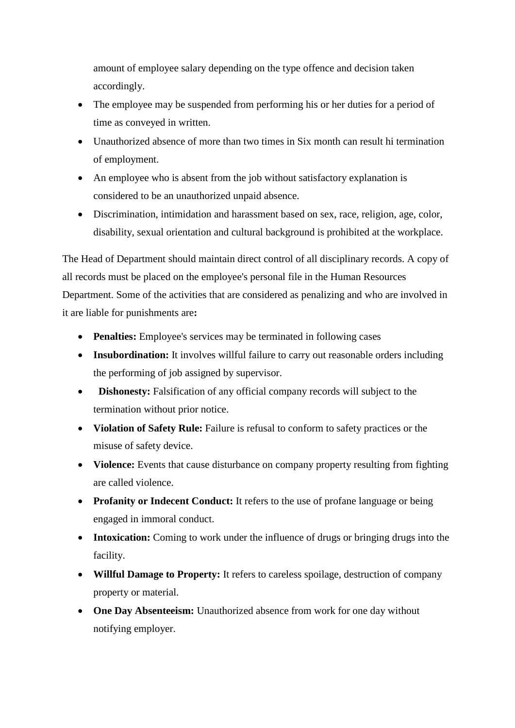amount of employee salary depending on the type offence and decision taken accordingly.

- The employee may be suspended from performing his or her duties for a period of time as conveyed in written.
- Unauthorized absence of more than two times in Six month can result hi termination of employment.
- An employee who is absent from the job without satisfactory explanation is considered to be an unauthorized unpaid absence.
- Discrimination, intimidation and harassment based on sex, race, religion, age, color, disability, sexual orientation and cultural background is prohibited at the workplace.

The Head of Department should maintain direct control of all disciplinary records. A copy of all records must be placed on the employee's personal file in the Human Resources Department. Some of the activities that are considered as penalizing and who are involved in it are liable for punishments are**:**

- **Penalties:** Employee's services may be terminated in following cases
- **Insubordination:** It involves willful failure to carry out reasonable orders including the performing of job assigned by supervisor.
- **Dishonesty:** Falsification of any official company records will subject to the termination without prior notice.
- **Violation of Safety Rule:** Failure is refusal to conform to safety practices or the misuse of safety device.
- **Violence:** Events that cause disturbance on company property resulting from fighting are called violence.
- **Profanity or Indecent Conduct:** It refers to the use of profane language or being engaged in immoral conduct.
- **Intoxication:** Coming to work under the influence of drugs or bringing drugs into the facility.
- **Willful Damage to Property:** It refers to careless spoilage, destruction of company property or material.
- **One Day Absenteeism:** Unauthorized absence from work for one day without notifying employer.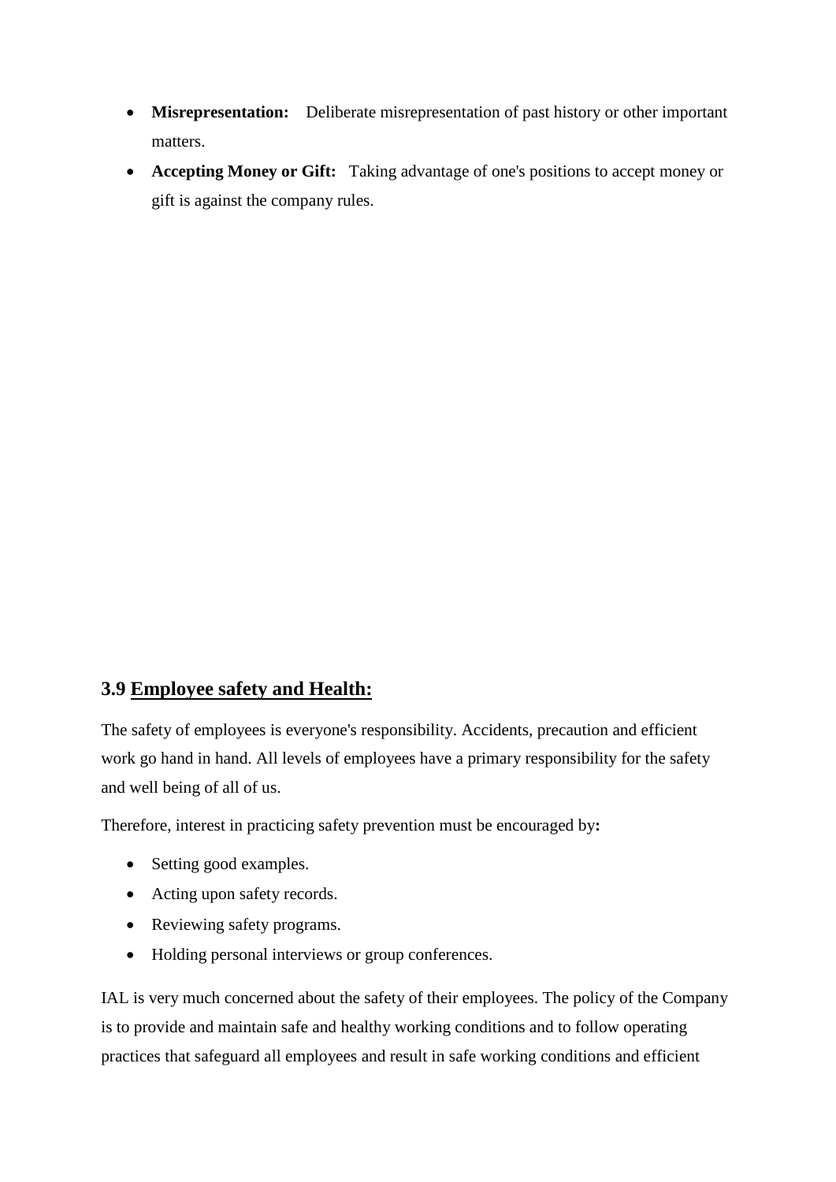- **Misrepresentation:** Deliberate misrepresentation of past history or other important matters.
- **Accepting Money or Gift:** Taking advantage of one's positions to accept money or gift is against the company rules.

### 3.9 Employee safety and Health:

The safety of employees is everyone's responsibility. Accidents, precaution and efficient work go hand in hand. All levels of employees have a primary responsibility for the safety and well being of all of us.

Therefore, interest in practicing safety prevention must be encouraged by**:**

- Setting good examples.
- Acting upon safety records.
- Reviewing safety programs.
- Holding personal interviews or group conferences.

IAL is very much concerned about the safety of their employees. The policy of the Company is to provide and maintain safe and healthy working conditions and to follow operating practices that safeguard all employees and result in safe working conditions and efficient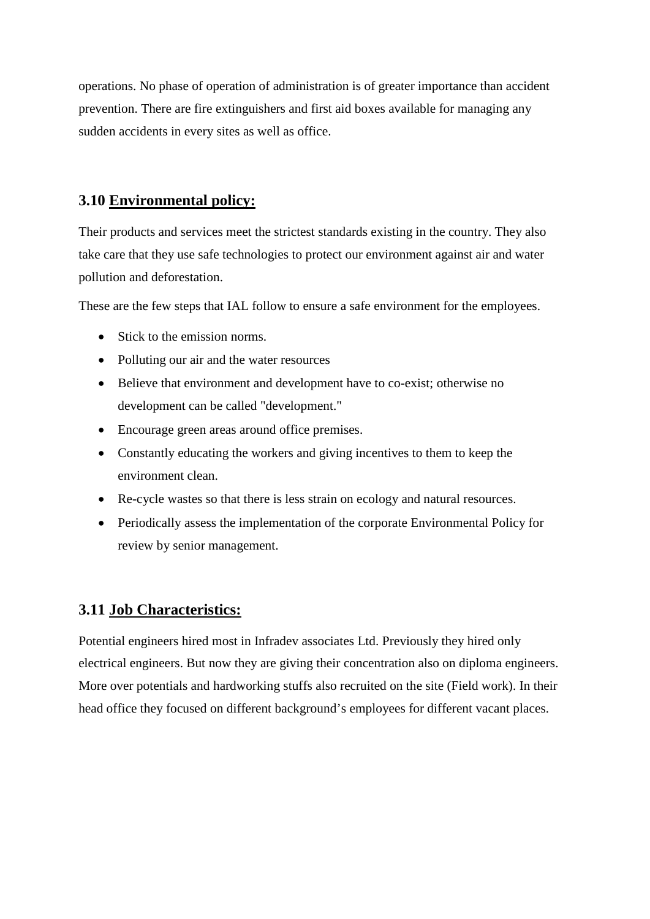operations. No phase of operation of administration is of greater importance than accident prevention. There are fire extinguishers and first aid boxes available for managing any sudden accidents in every sites as well as office.

## 3.10 Environmental policy:

Their products and services meet the strictest standards existing in the country. They also take care that they use safe technologies to protect our environment against air and water pollution and deforestation.

These are the few steps that IAL follow to ensure a safe environment for the employees.

- Stick to the emission norms.
- Polluting our air and the water resources
- Believe that environment and development have to co-exist; otherwise no development can be called "development."
- Encourage green areas around office premises.
- Constantly educating the workers and giving incentives to them to keep the environment clean.
- Re-cycle wastes so that there is less strain on ecology and natural resources.
- Periodically assess the implementation of the corporate Environmental Policy for review by senior management.

## 3.11 Job Characteristics:

Potential engineers hired most in Infradev associates Ltd. Previously they hired only electrical engineers. But now they are giving their concentration also on diploma engineers. More over potentials and hardworking stuffs also recruited on the site (Field work). In their head office they focused on different background's employees for different vacant places.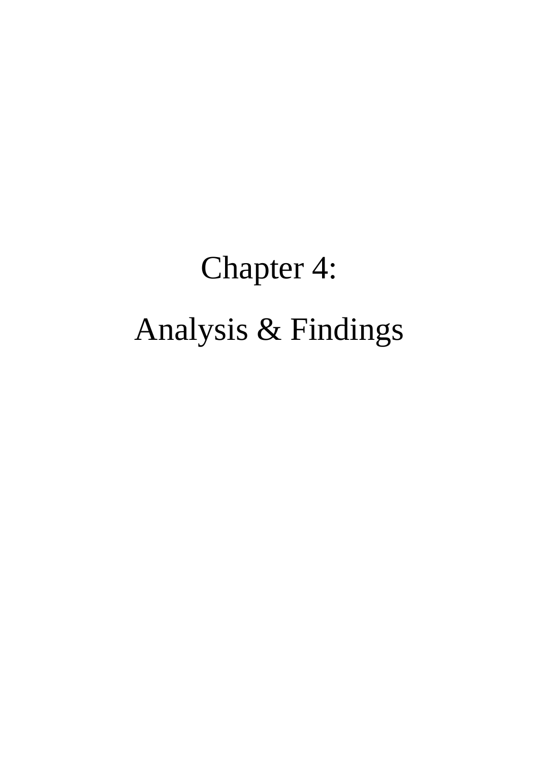# Chapter 4:

# Analysis & Findings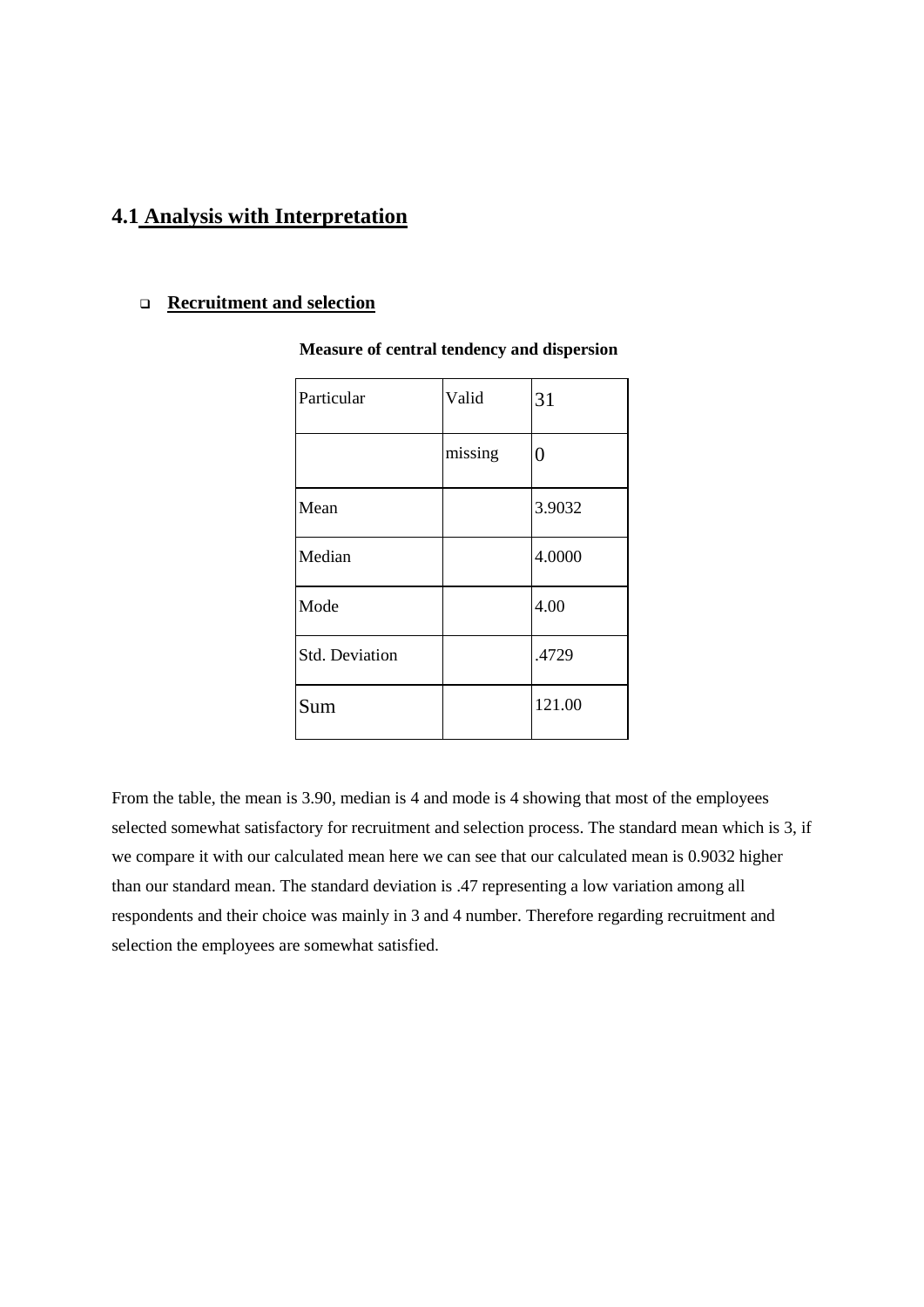## 4.1 Analysis with Interpretation

- **Recruitment and selection**

**Measure of central tendency and dispersion**

| Particular | Valid | 31 |
| --- | --- | --- |
| | missing | 0 |
| Mean | | 3.9032 |
| Median | | 4.0000 |
| Mode | | 4.00 |
| Std. Deviation | | .4729 |
| Sum | | 121.00 |

From the table, the mean is 3.90, median is 4 and mode is 4 showing that most of the employees selected somewhat satisfactory for recruitment and selection process. The standard mean which is 3, if we compare it with our calculated mean here we can see that our calculated mean is 0.9032 higher than our standard mean. The standard deviation is .47 representing a low variation among all respondents and their choice was mainly in 3 and 4 number. Therefore regarding recruitment and selection the employees are somewhat satisfied.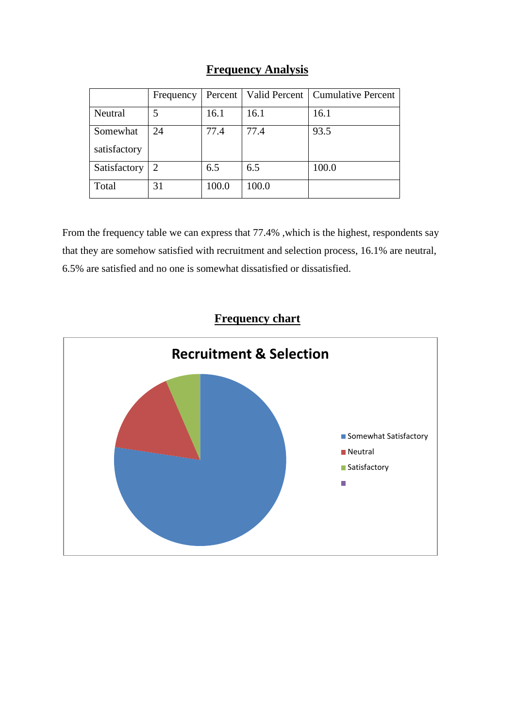## Frequency Analysis

| | Frequency | Percent | Valid Percent | Cumulative Percent |
|---|---|---|---|---|
| Neutral | 5 | 16.1 | 16.1 | 16.1 |
| Somewhat satisfactory | 24 | 77.4 | 77.4 | 93.5 |
| Satisfactory | 2 | 6.5 | 6.5 | 100.0 |
| Total | 31 | 100.0 | 100.0 | |

From the frequency table we can express that 77.4% ,which is the highest, respondents say that they are somehow satisfied with recruitment and selection process, 16.1% are neutral, 6.5% are satisfied and no one is somewhat dissatisfied or dissatisfied.

## Frequency chart

**Recruitment & Selection**

- Somewhat Satisfactory
- Neutral
- Satisfactory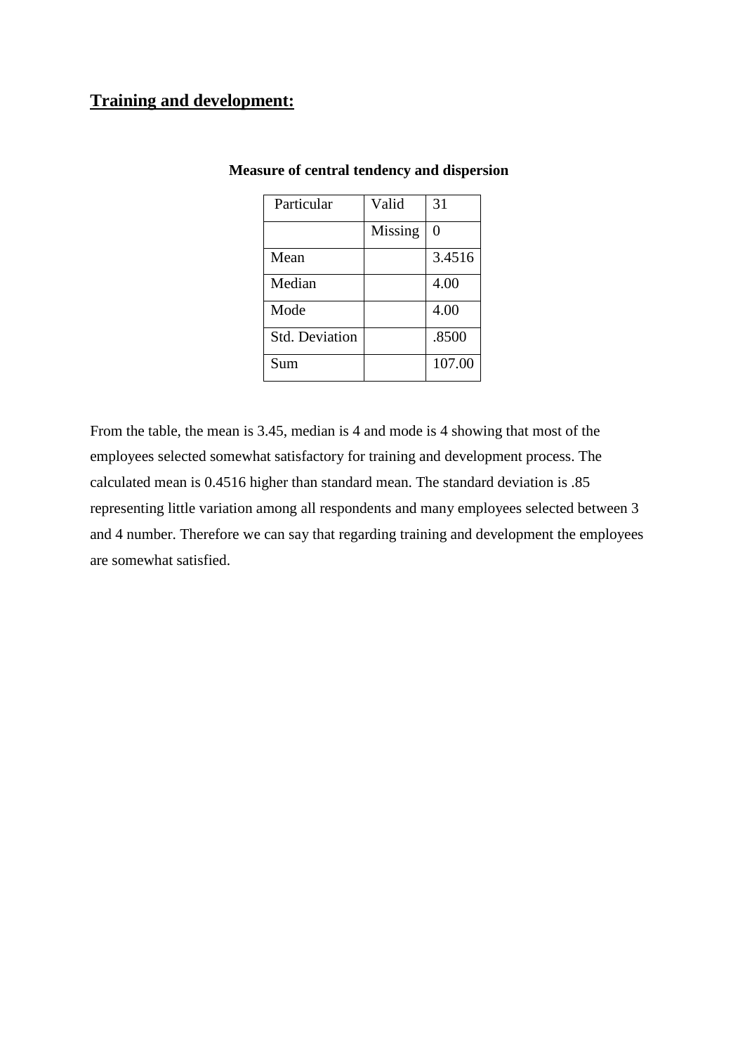## **Training and development:**

**Measure of central tendency and dispersion**

| Particular | Valid | 31 |
|---|---|---|
| | Missing | 0 |
| Mean | | 3.4516 |
| Median | | 4.00 |
| Mode | | 4.00 |
| Std. Deviation | | .8500 |
| Sum | | 107.00 |

From the table, the mean is 3.45, median is 4 and mode is 4 showing that most of the employees selected somewhat satisfactory for training and development process. The calculated mean is 0.4516 higher than standard mean. The standard deviation is .85 representing little variation among all respondents and many employees selected between 3 and 4 number. Therefore we can say that regarding training and development the employees are somewhat satisfied.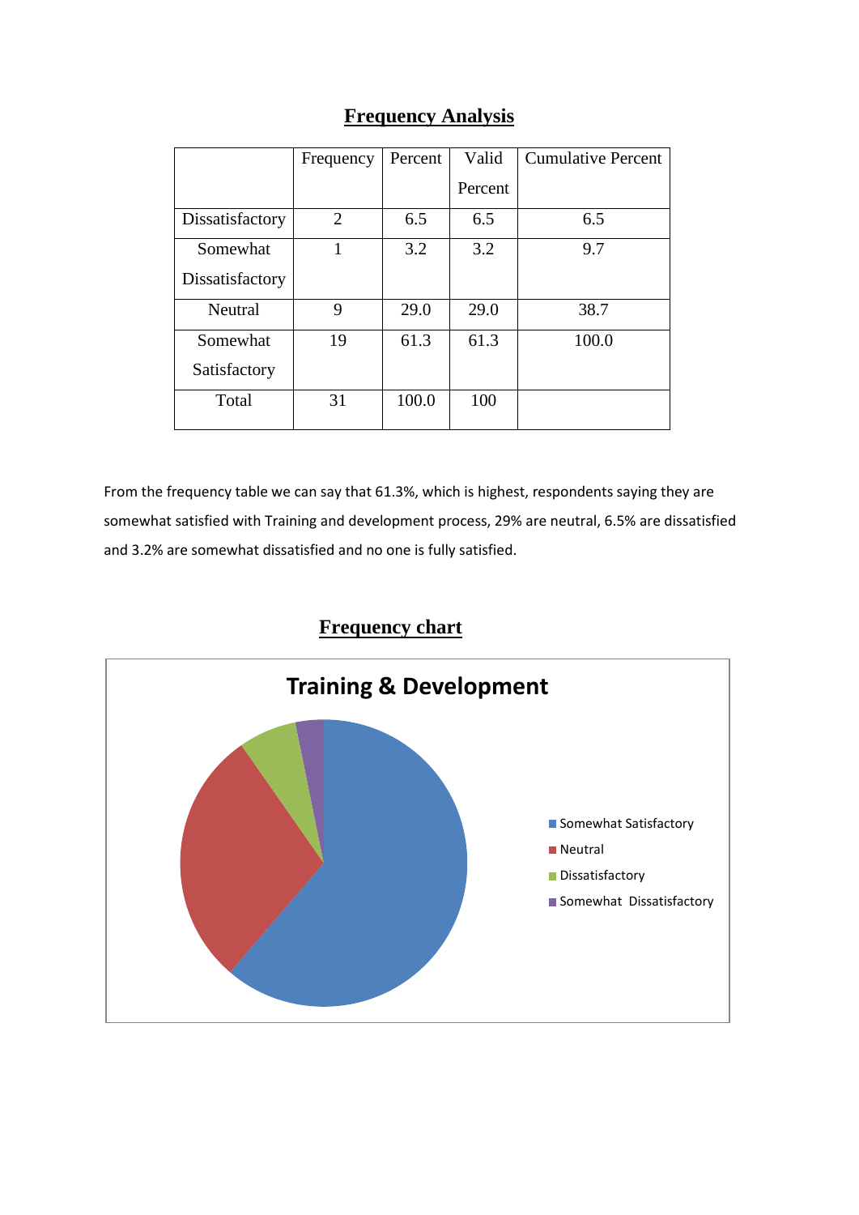## Frequency Analysis

| | Frequency | Percent | Valid Percent | Cumulative Percent |
|---|---|---|---|---|
| Dissatisfactory | 2 | 6.5 | 6.5 | 6.5 |
| Somewhat Dissatisfactory | 1 | 3.2 | 3.2 | 9.7 |
| Neutral | 9 | 29.0 | 29.0 | 38.7 |
| Somewhat Satisfactory | 19 | 61.3 | 61.3 | 100.0 |
| Total | 31 | 100.0 | 100 | |

From the frequency table we can say that 61.3%, which is highest, respondents saying they are somewhat satisfied with Training and development process, 29% are neutral, 6.5% are dissatisfied and 3.2% are somewhat dissatisfied and no one is fully satisfied.

## Frequency chart

**Training & Development**

- Somewhat Satisfactory
- Neutral
- Dissatisfactory
- Somewhat Dissatisfactory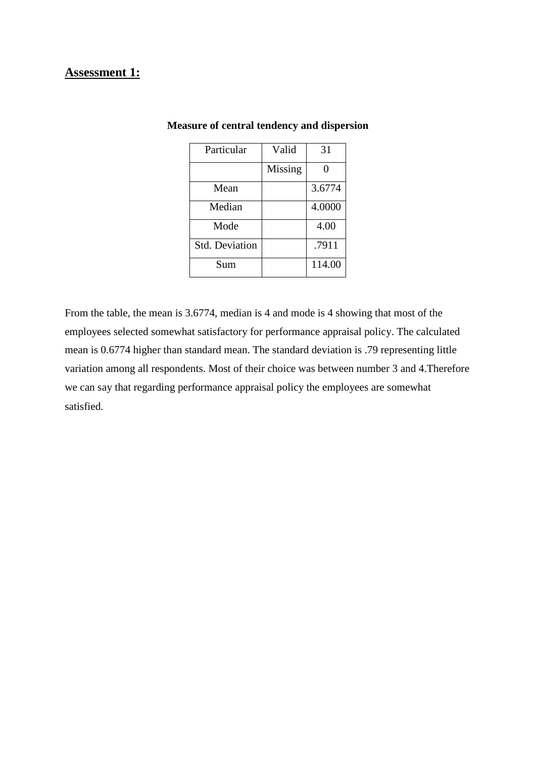## **Assessment 1:**

**Measure of central tendency and dispersion**

| Particular | Valid | 31 |
|---|---|---|
| | Missing | 0 |
| Mean | | 3.6774 |
| Median | | 4.0000 |
| Mode | | 4.00 |
| Std. Deviation | | .7911 |
| Sum | | 114.00 |

From the table, the mean is 3.6774, median is 4 and mode is 4 showing that most of the employees selected somewhat satisfactory for performance appraisal policy. The calculated mean is 0.6774 higher than standard mean. The standard deviation is .79 representing little variation among all respondents. Most of their choice was between number 3 and 4.Therefore we can say that regarding performance appraisal policy the employees are somewhat satisfied.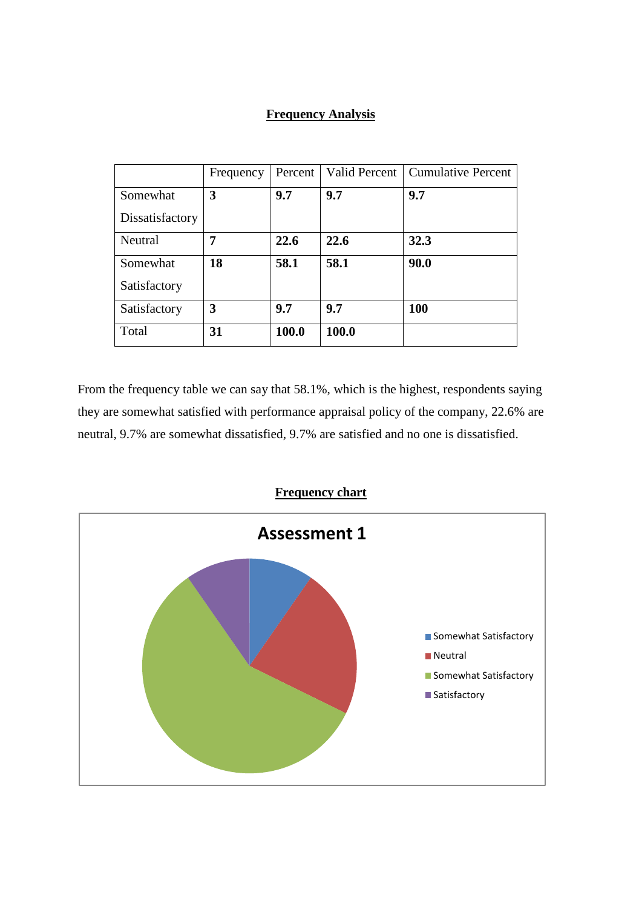## Frequency Analysis

| | Frequency | Percent | Valid Percent | Cumulative Percent |
|---|---|---|---|---|
| Somewhat Dissatisfactory | **3** | **9.7** | **9.7** | **9.7** |
| Neutral | **7** | **22.6** | **22.6** | **32.3** |
| Somewhat Satisfactory | **18** | **58.1** | **58.1** | **90.0** |
| Satisfactory | **3** | **9.7** | **9.7** | **100** |
| Total | **31** | **100.0** | **100.0** | |

From the frequency table we can say that 58.1%, which is the highest, respondents saying they are somewhat satisfied with performance appraisal policy of the company, 22.6% are neutral, 9.7% are somewhat dissatisfied, 9.7% are satisfied and no one is dissatisfied.

## Frequency chart

**Assessment 1**

- Somewhat Satisfactory
- Neutral
- Somewhat Satisfactory
- Satisfactory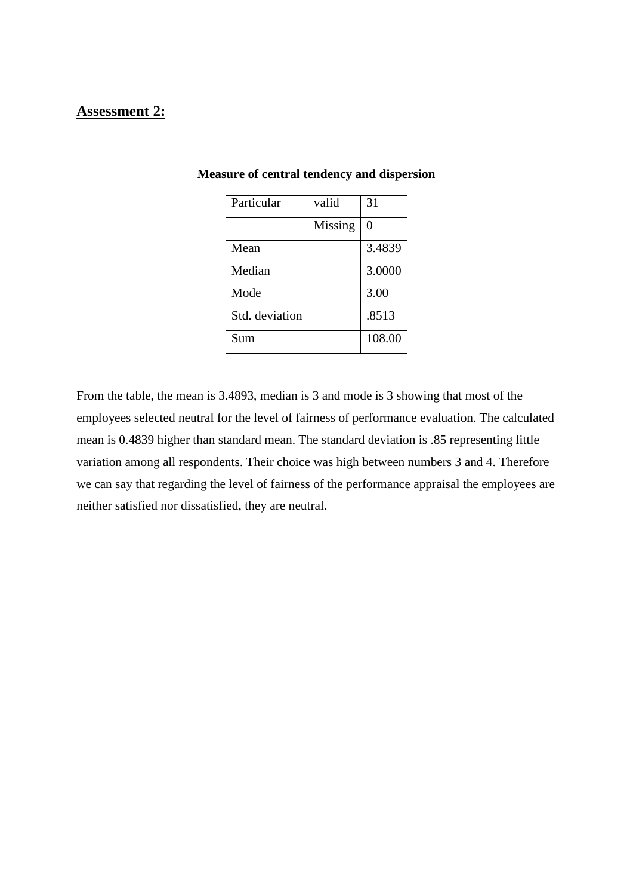## **Assessment 2:**

**Measure of central tendency and dispersion**

| Particular | valid | 31 |
|---|---|---|
| | Missing | 0 |
| Mean | | 3.4839 |
| Median | | 3.0000 |
| Mode | | 3.00 |
| Std. deviation | | .8513 |
| Sum | | 108.00 |

From the table, the mean is 3.4893, median is 3 and mode is 3 showing that most of the employees selected neutral for the level of fairness of performance evaluation. The calculated mean is 0.4839 higher than standard mean. The standard deviation is .85 representing little variation among all respondents. Their choice was high between numbers 3 and 4. Therefore we can say that regarding the level of fairness of the performance appraisal the employees are neither satisfied nor dissatisfied, they are neutral.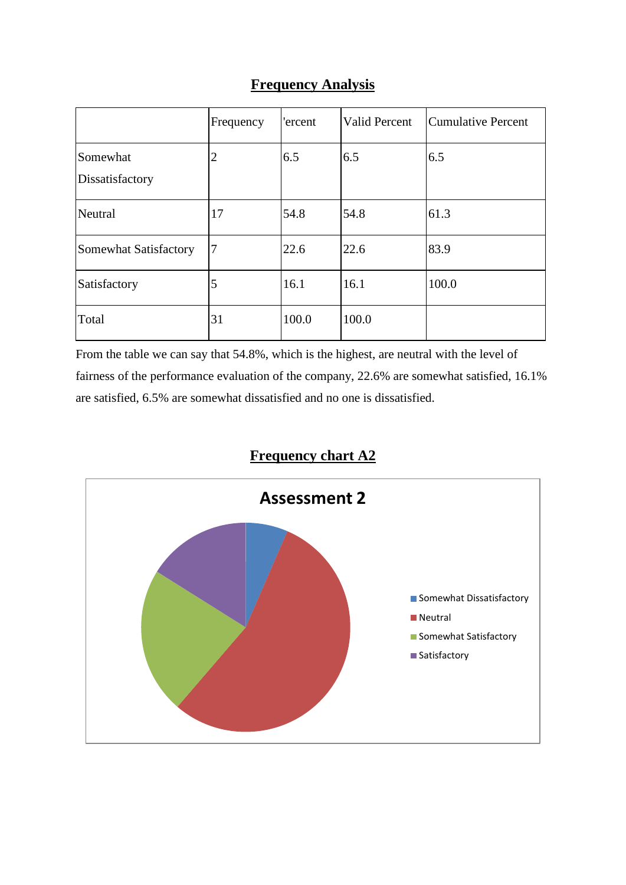## Frequency Analysis

| | Frequency | 'ercent | Valid Percent | Cumulative Percent |
|---|---|---|---|---|
| Somewhat Dissatisfactory | 2 | 6.5 | 6.5 | 6.5 |
| Neutral | 17 | 54.8 | 54.8 | 61.3 |
| Somewhat Satisfactory | 7 | 22.6 | 22.6 | 83.9 |
| Satisfactory | 5 | 16.1 | 16.1 | 100.0 |
| Total | 31 | 100.0 | 100.0 | |

From the table we can say that 54.8%, which is the highest, are neutral with the level of fairness of the performance evaluation of the company, 22.6% are somewhat satisfied, 16.1% are satisfied, 6.5% are somewhat dissatisfied and no one is dissatisfied.

## Frequency chart A2

**Assessment 2**

- Somewhat Dissatisfactory
- Neutral
- Somewhat Satisfactory
- Satisfactory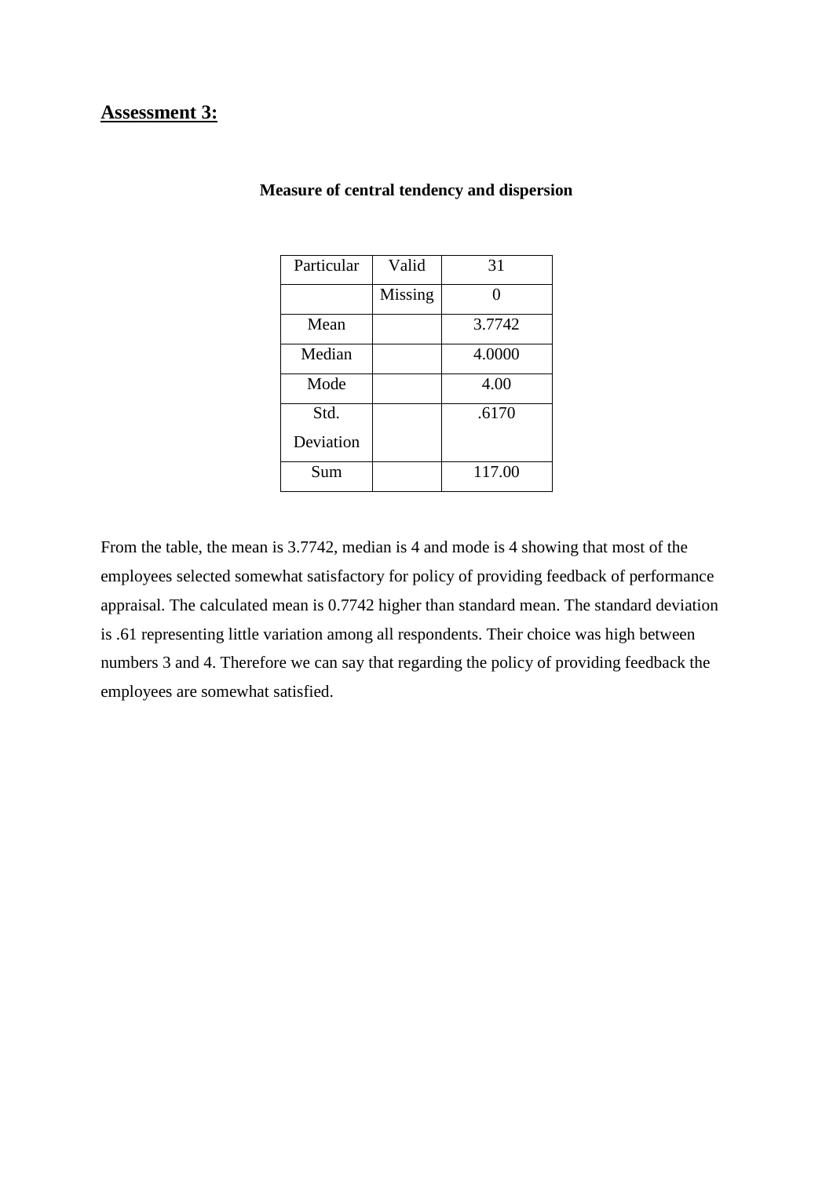## Assessment 3:

**Measure of central tendency and dispersion**

| Particular | Valid | 31 |
|---|---|---|
| | Missing | 0 |
| Mean | | 3.7742 |
| Median | | 4.0000 |
| Mode | | 4.00 |
| Std. Deviation | | .6170 |
| Sum | | 117.00 |

From the table, the mean is 3.7742, median is 4 and mode is 4 showing that most of the employees selected somewhat satisfactory for policy of providing feedback of performance appraisal. The calculated mean is 0.7742 higher than standard mean. The standard deviation is .61 representing little variation among all respondents. Their choice was high between numbers 3 and 4. Therefore we can say that regarding the policy of providing feedback the employees are somewhat satisfied.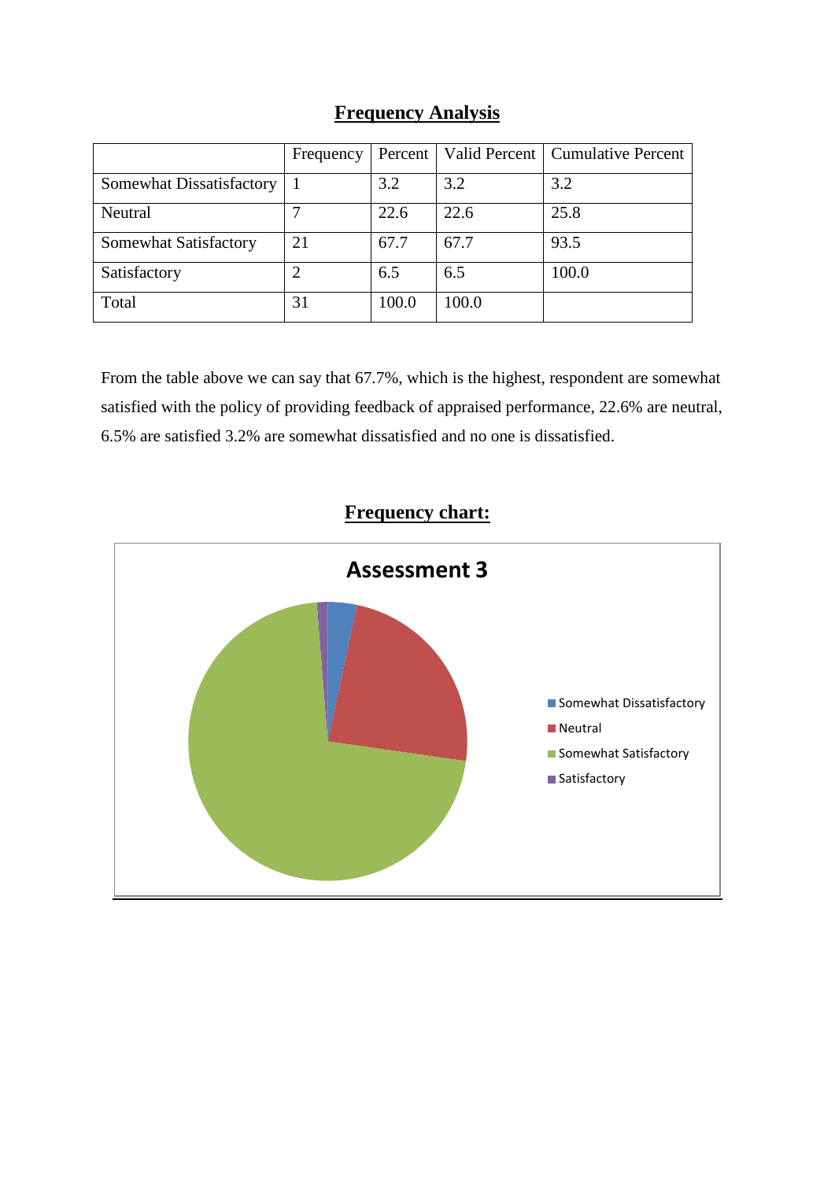## Frequency Analysis

| | Frequency | Percent | Valid Percent | Cumulative Percent |
|---|---|---|---|---|
| Somewhat Dissatisfactory | 1 | 3.2 | 3.2 | 3.2 |
| Neutral | 7 | 22.6 | 22.6 | 25.8 |
| Somewhat Satisfactory | 21 | 67.7 | 67.7 | 93.5 |
| Satisfactory | 2 | 6.5 | 6.5 | 100.0 |
| Total | 31 | 100.0 | 100.0 | |

From the table above we can say that 67.7%, which is the highest, respondent are somewhat satisfied with the policy of providing feedback of appraised performance, 22.6% are neutral, 6.5% are satisfied 3.2% are somewhat dissatisfied and no one is dissatisfied.

## Frequency chart:

**Assessment 3**

- Somewhat Dissatisfactory
- Neutral
- Somewhat Satisfactory
- Satisfactory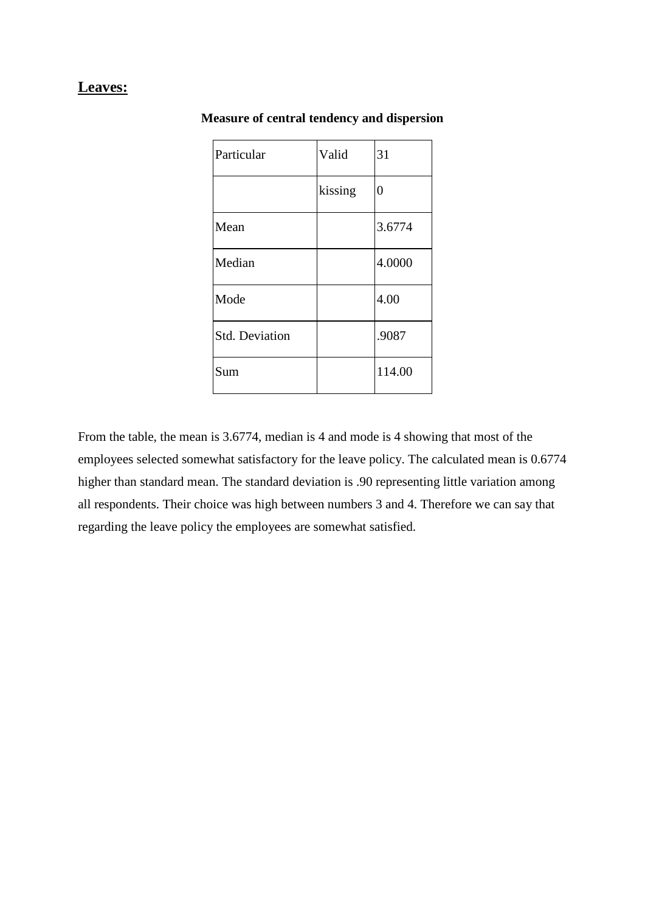**Leaves:**

**Measure of central tendency and dispersion**

| Particular | Valid | 31 |
|---|---|---|
| | kissing | 0 |
| Mean | | 3.6774 |
| Median | | 4.0000 |
| Mode | | 4.00 |
| Std. Deviation | | .9087 |
| Sum | | 114.00 |

From the table, the mean is 3.6774, median is 4 and mode is 4 showing that most of the employees selected somewhat satisfactory for the leave policy. The calculated mean is 0.6774 higher than standard mean. The standard deviation is .90 representing little variation among all respondents. Their choice was high between numbers 3 and 4. Therefore we can say that regarding the leave policy the employees are somewhat satisfied.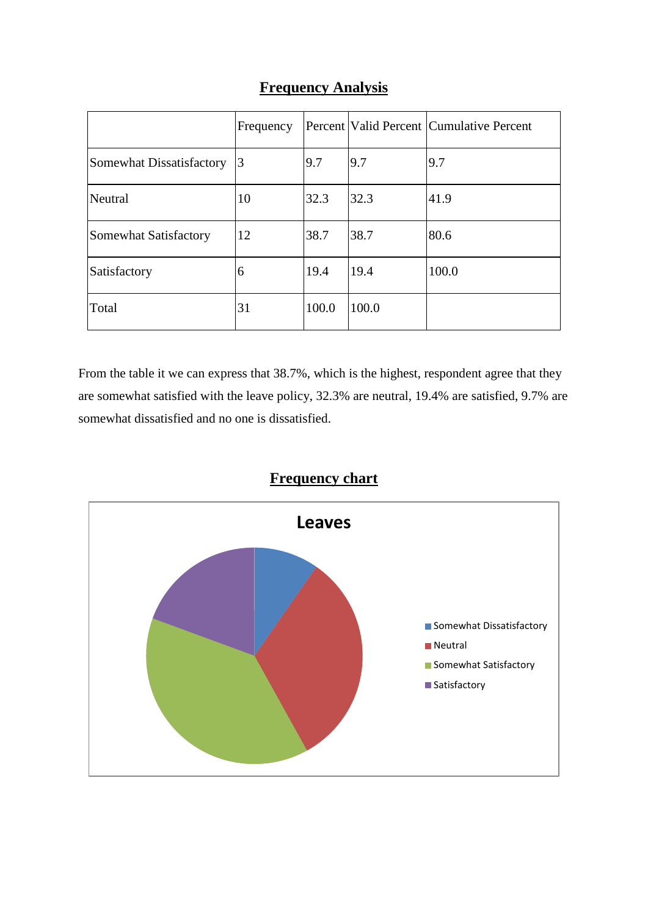## **Frequency Analysis**

| | Frequency | Percent | Valid Percent | Cumulative Percent |
|---|---|---|---|---|
| Somewhat Dissatisfactory | 3 | 9.7 | 9.7 | 9.7 |
| Neutral | 10 | 32.3 | 32.3 | 41.9 |
| Somewhat Satisfactory | 12 | 38.7 | 38.7 | 80.6 |
| Satisfactory | 6 | 19.4 | 19.4 | 100.0 |
| Total | 31 | 100.0 | 100.0 | |

From the table it we can express that 38.7%, which is the highest, respondent agree that they are somewhat satisfied with the leave policy, 32.3% are neutral, 19.4% are satisfied, 9.7% are somewhat dissatisfied and no one is dissatisfied.

## **Frequency chart**

**Leaves**

- Somewhat Dissatisfactory
- Neutral
- Somewhat Satisfactory
- Satisfactory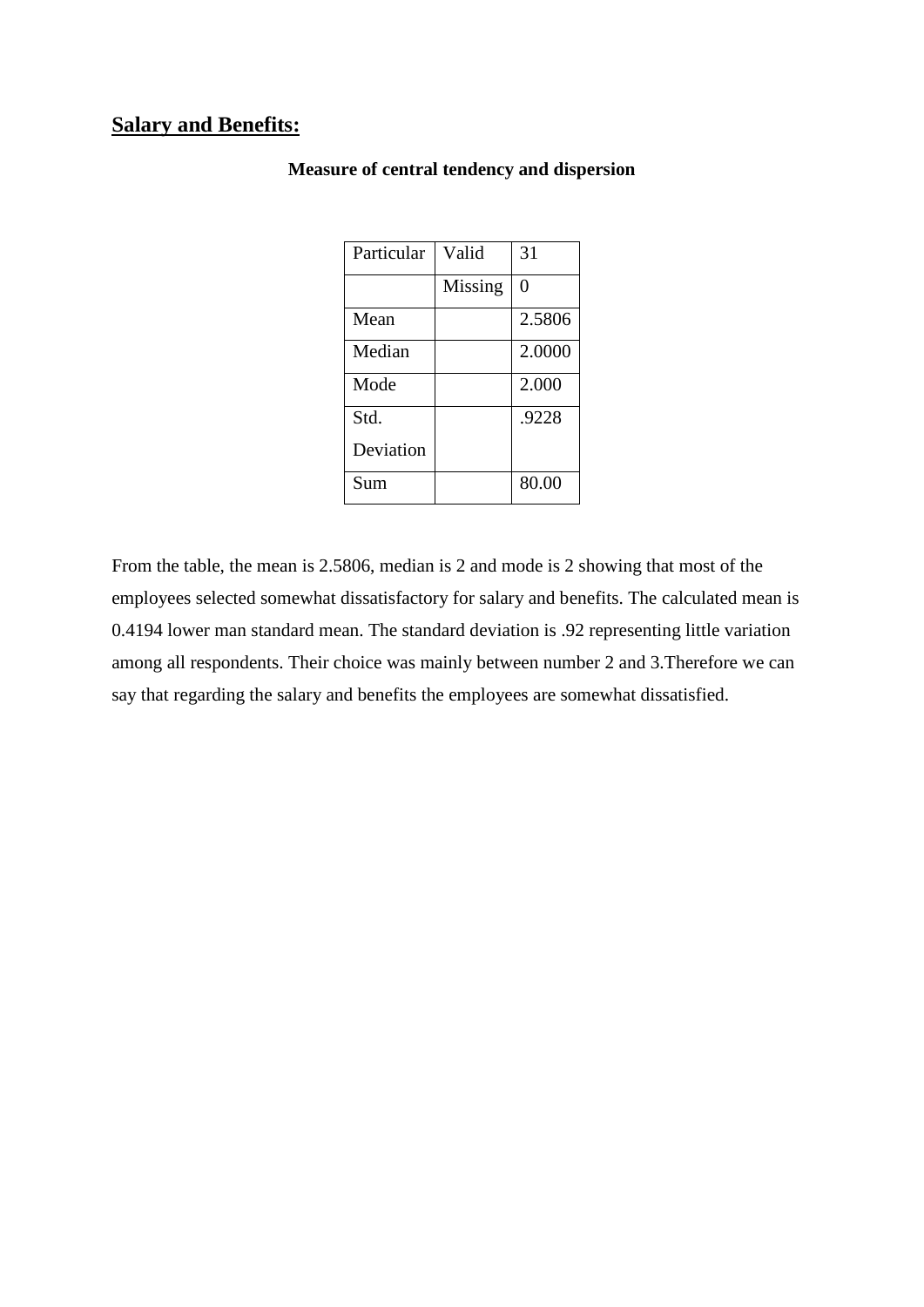## Salary and Benefits:

**Measure of central tendency and dispersion**

| Particular | Valid | 31 |
|---|---|---|
| | Missing | 0 |
| Mean | | 2.5806 |
| Median | | 2.0000 |
| Mode | | 2.000 |
| Std. Deviation | | .9228 |
| Sum | | 80.00 |

From the table, the mean is 2.5806, median is 2 and mode is 2 showing that most of the employees selected somewhat dissatisfactory for salary and benefits. The calculated mean is 0.4194 lower man standard mean. The standard deviation is .92 representing little variation among all respondents. Their choice was mainly between number 2 and 3.Therefore we can say that regarding the salary and benefits the employees are somewhat dissatisfied.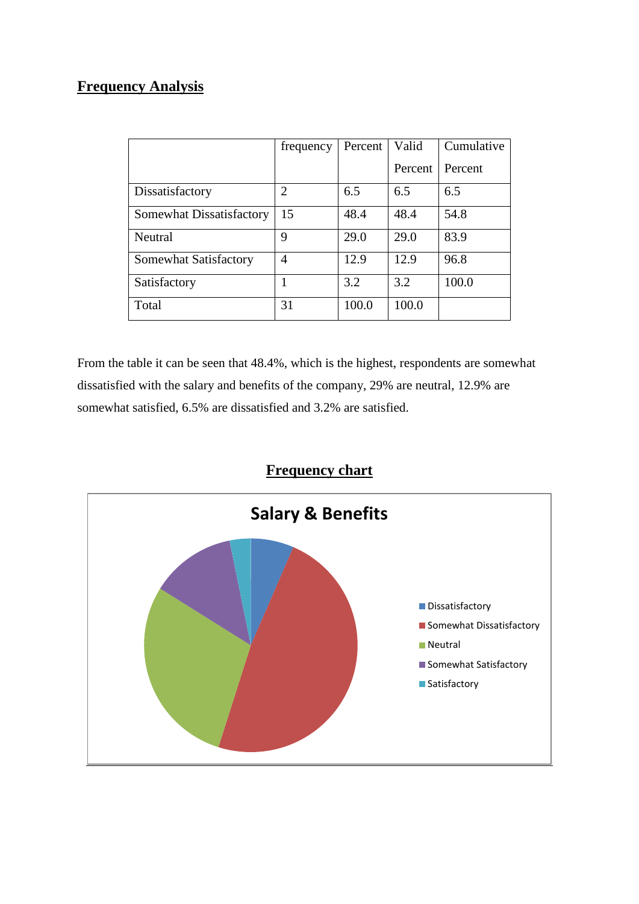## Frequency Analysis

| | frequency | Percent | Valid Percent | Cumulative Percent |
|---|---|---|---|---|
| Dissatisfactory | 2 | 6.5 | 6.5 | 6.5 |
| Somewhat Dissatisfactory | 15 | 48.4 | 48.4 | 54.8 |
| Neutral | 9 | 29.0 | 29.0 | 83.9 |
| Somewhat Satisfactory | 4 | 12.9 | 12.9 | 96.8 |
| Satisfactory | 1 | 3.2 | 3.2 | 100.0 |
| Total | 31 | 100.0 | 100.0 | |

From the table it can be seen that 48.4%, which is the highest, respondents are somewhat dissatisfied with the salary and benefits of the company, 29% are neutral, 12.9% are somewhat satisfied, 6.5% are dissatisfied and 3.2% are satisfied.

## Frequency chart

**Salary & Benefits**

- Dissatisfactory
- Somewhat Dissatisfactory
- Neutral
- Somewhat Satisfactory
- Satisfactory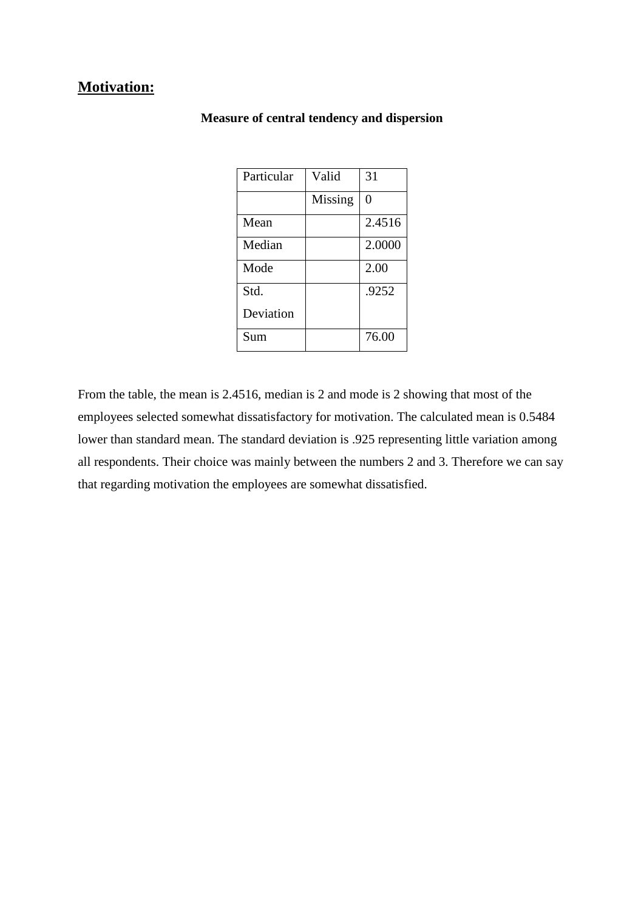## Motivation:

**Measure of central tendency and dispersion**

| Particular | Valid | 31 |
|---|---|---|
| | Missing | 0 |
| Mean | | 2.4516 |
| Median | | 2.0000 |
| Mode | | 2.00 |
| Std. Deviation | | .9252 |
| Sum | | 76.00 |

From the table, the mean is 2.4516, median is 2 and mode is 2 showing that most of the employees selected somewhat dissatisfactory for motivation. The calculated mean is 0.5484 lower than standard mean. The standard deviation is .925 representing little variation among all respondents. Their choice was mainly between the numbers 2 and 3. Therefore we can say that regarding motivation the employees are somewhat dissatisfied.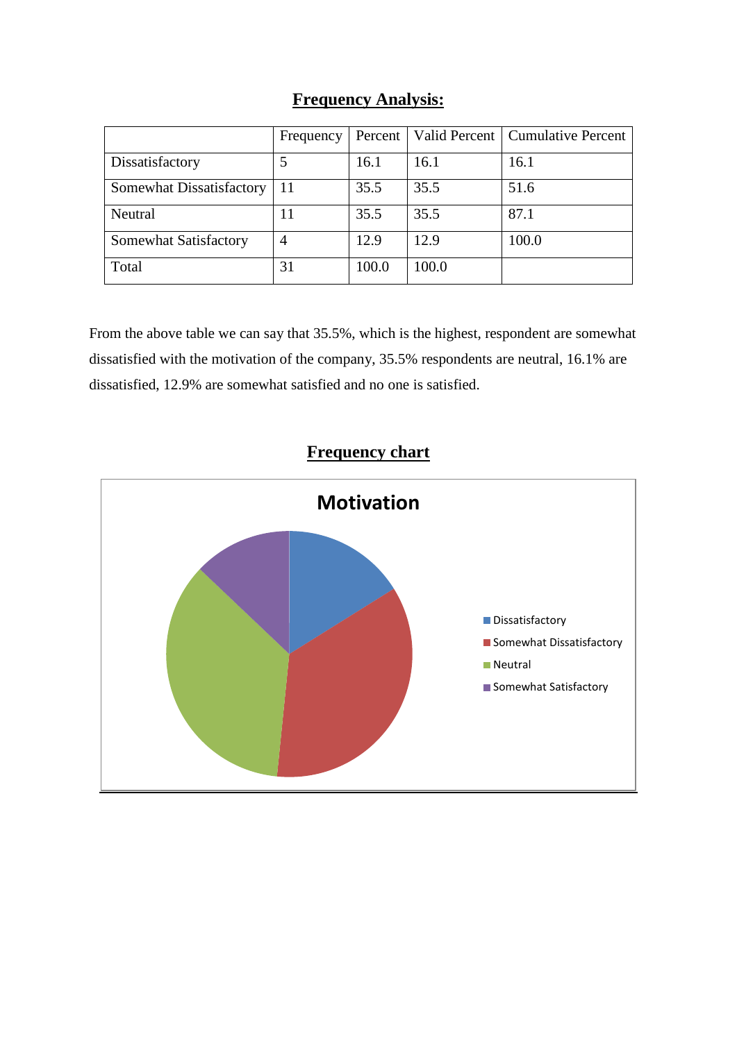## Frequency Analysis:

| | Frequency | Percent | Valid Percent | Cumulative Percent |
|---|---|---|---|---|
| Dissatisfactory | 5 | 16.1 | 16.1 | 16.1 |
| Somewhat Dissatisfactory | 11 | 35.5 | 35.5 | 51.6 |
| Neutral | 11 | 35.5 | 35.5 | 87.1 |
| Somewhat Satisfactory | 4 | 12.9 | 12.9 | 100.0 |
| Total | 31 | 100.0 | 100.0 | |

From the above table we can say that 35.5%, which is the highest, respondent are somewhat dissatisfied with the motivation of the company, 35.5% respondents are neutral, 16.1% are dissatisfied, 12.9% are somewhat satisfied and no one is satisfied.

## Frequency chart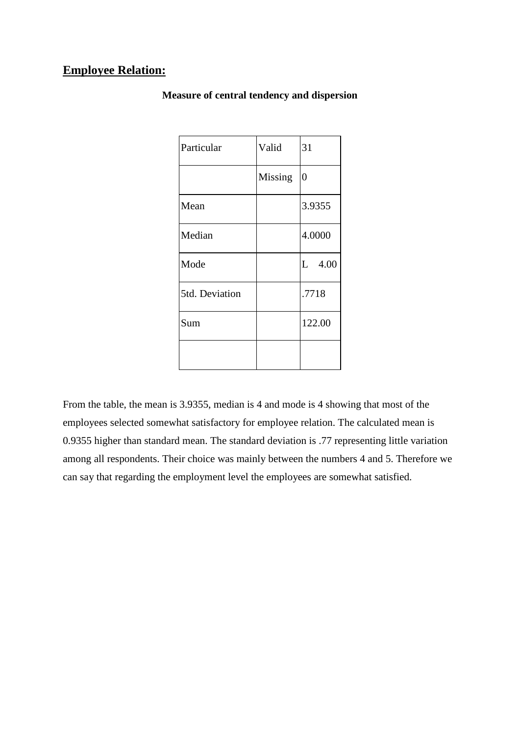## Employee Relation:

**Measure of central tendency and dispersion**

| Particular | Valid | 31 |
|---|---|---|
| | Missing | 0 |
| Mean | | 3.9355 |
| Median | | 4.0000 |
| Mode | | L 4.00 |
| 5td. Deviation | | .7718 |
| Sum | | 122.00 |
| | | |

From the table, the mean is 3.9355, median is 4 and mode is 4 showing that most of the employees selected somewhat satisfactory for employee relation. The calculated mean is 0.9355 higher than standard mean. The standard deviation is .77 representing little variation among all respondents. Their choice was mainly between the numbers 4 and 5. Therefore we can say that regarding the employment level the employees are somewhat satisfied.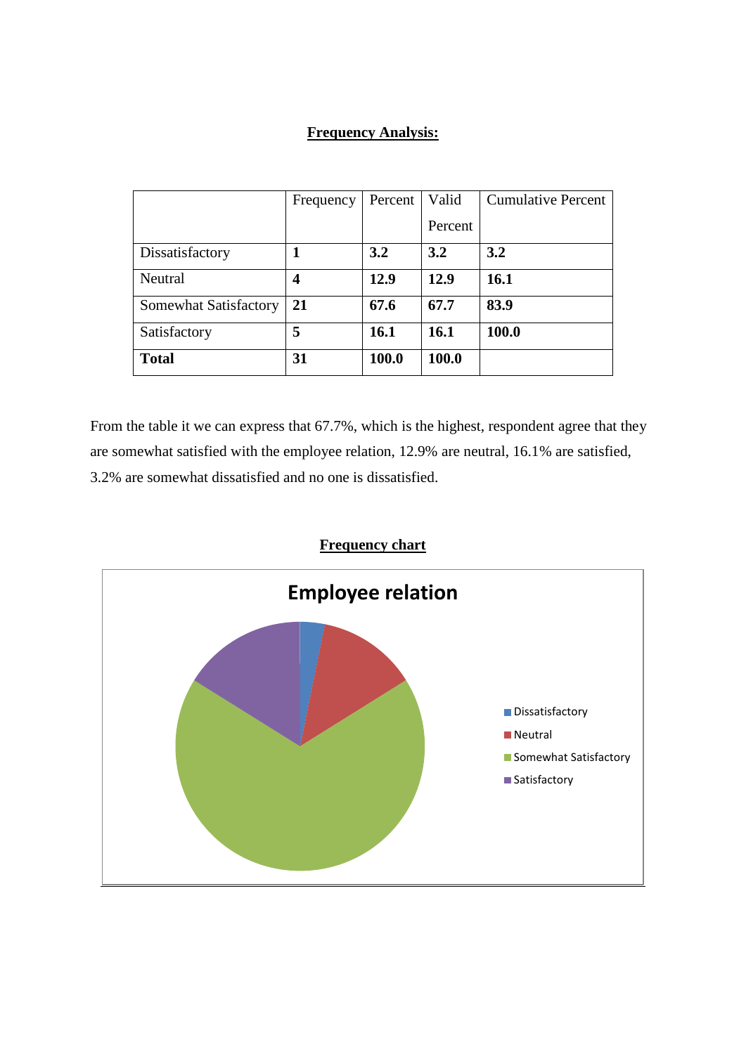**Frequency Analysis:**

| | Frequency | Percent | Valid Percent | Cumulative Percent |
|---|---|---|---|---|
| Dissatisfactory | **1** | **3.2** | **3.2** | **3.2** |
| Neutral | **4** | **12.9** | **12.9** | **16.1** |
| Somewhat Satisfactory | **21** | **67.6** | **67.7** | **83.9** |
| Satisfactory | **5** | **16.1** | **16.1** | **100.0** |
| **Total** | **31** | **100.0** | **100.0** | |

From the table it we can express that 67.7%, which is the highest, respondent agree that they are somewhat satisfied with the employee relation, 12.9% are neutral, 16.1% are satisfied, 3.2% are somewhat dissatisfied and no one is dissatisfied.

**Frequency chart**

Employee relation

- Dissatisfactory
- Neutral
- Somewhat Satisfactory
- Satisfactory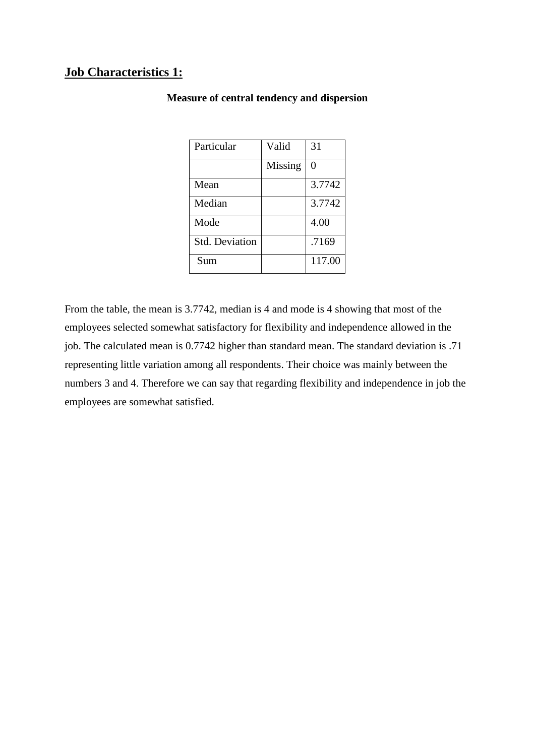## Job Characteristics 1:

**Measure of central tendency and dispersion**

| Particular | Valid | 31 |
|---|---|---|
| | Missing | 0 |
| Mean | | 3.7742 |
| Median | | 3.7742 |
| Mode | | 4.00 |
| Std. Deviation | | .7169 |
| Sum | | 117.00 |

From the table, the mean is 3.7742, median is 4 and mode is 4 showing that most of the employees selected somewhat satisfactory for flexibility and independence allowed in the job. The calculated mean is 0.7742 higher than standard mean. The standard deviation is .71 representing little variation among all respondents. Their choice was mainly between the numbers 3 and 4. Therefore we can say that regarding flexibility and independence in job the employees are somewhat satisfied.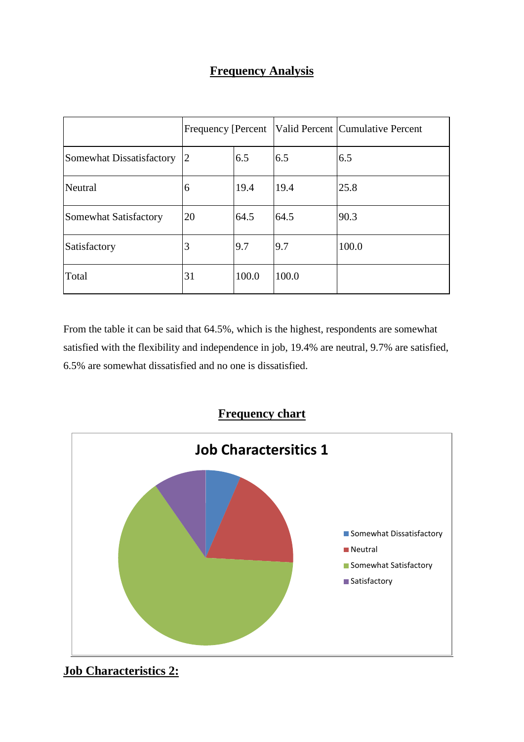## Frequency Analysis

| | Frequency | Percent | Valid Percent | Cumulative Percent |
|---|---|---|---|---|
| Somewhat Dissatisfactory | 2 | 6.5 | 6.5 | 6.5 |
| Neutral | 6 | 19.4 | 19.4 | 25.8 |
| Somewhat Satisfactory | 20 | 64.5 | 64.5 | 90.3 |
| Satisfactory | 3 | 9.7 | 9.7 | 100.0 |
| Total | 31 | 100.0 | 100.0 | |

From the table it can be said that 64.5%, which is the highest, respondents are somewhat satisfied with the flexibility and independence in job, 19.4% are neutral, 9.7% are satisfied, 6.5% are somewhat dissatisfied and no one is dissatisfied.

## Frequency chart

**Job Charactersitics 1**

- Somewhat Dissatisfactory
- Neutral
- Somewhat Satisfactory
- Satisfactory

## Job Characteristics 2: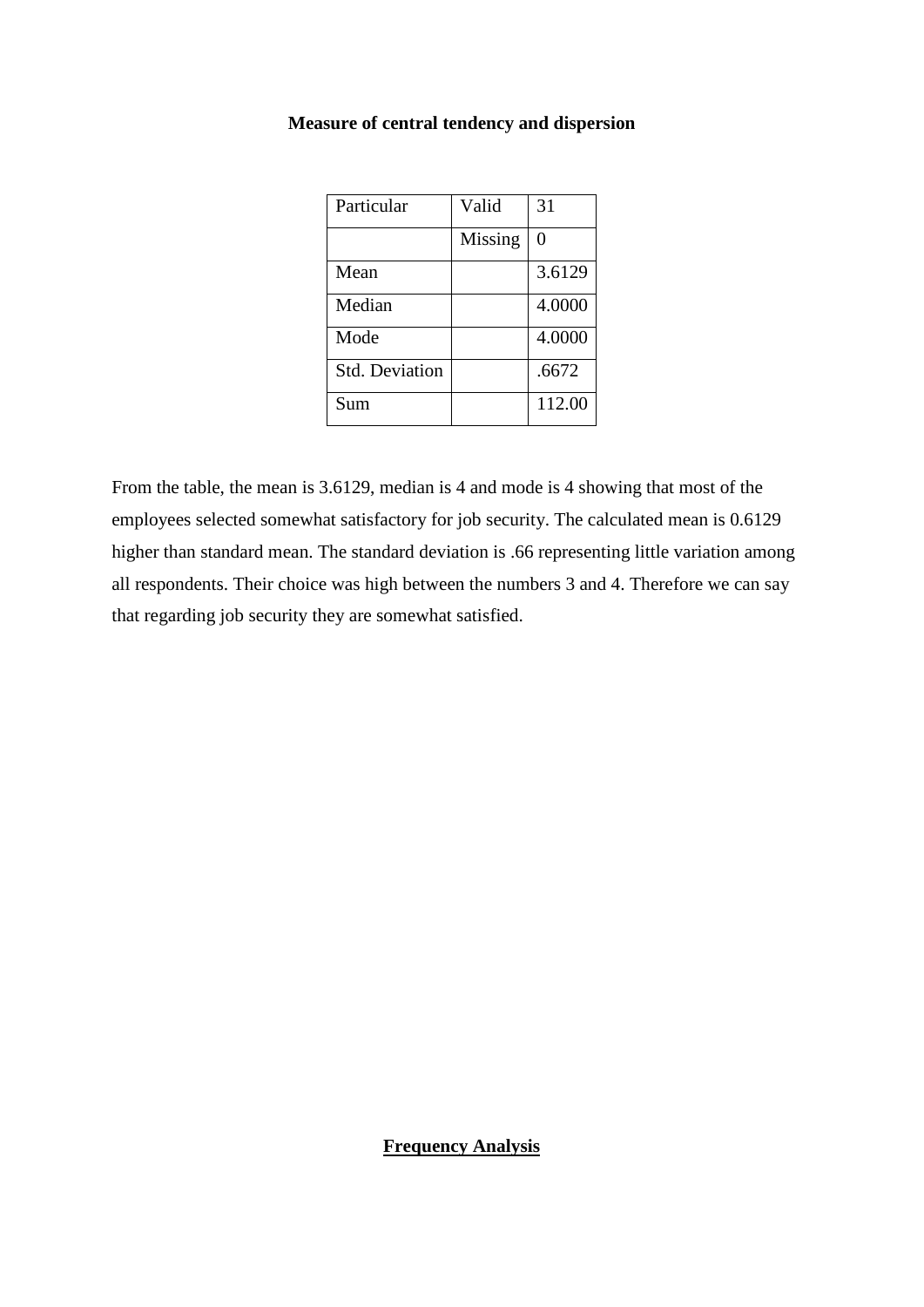**Measure of central tendency and dispersion**

| Particular | Valid | 31 |
|---|---|---|
| | Missing | 0 |
| Mean | | 3.6129 |
| Median | | 4.0000 |
| Mode | | 4.0000 |
| Std. Deviation | | .6672 |
| Sum | | 112.00 |

From the table, the mean is 3.6129, median is 4 and mode is 4 showing that most of the employees selected somewhat satisfactory for job security. The calculated mean is 0.6129 higher than standard mean. The standard deviation is .66 representing little variation among all respondents. Their choice was high between the numbers 3 and 4. Therefore we can say that regarding job security they are somewhat satisfied.

**Frequency Analysis**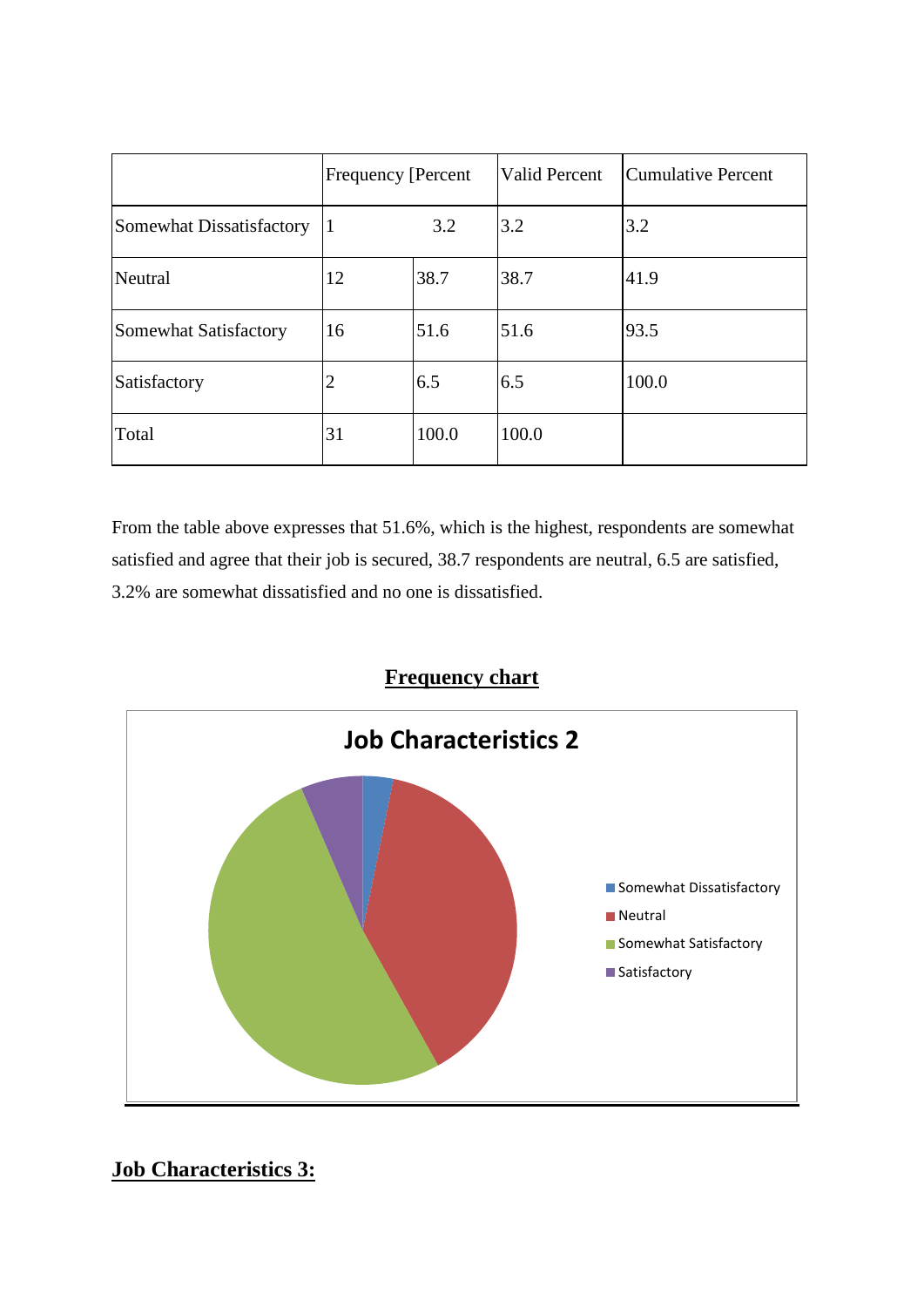| | Frequency | [Percent | Valid Percent | Cumulative Percent |
|---|---|---|---|---|
| Somewhat Dissatisfactory | 1 | 3.2 | 3.2 | 3.2 |
| Neutral | 12 | 38.7 | 38.7 | 41.9 |
| Somewhat Satisfactory | 16 | 51.6 | 51.6 | 93.5 |
| Satisfactory | 2 | 6.5 | 6.5 | 100.0 |
| Total | 31 | 100.0 | 100.0 | |

From the table above expresses that 51.6%, which is the highest, respondents are somewhat satisfied and agree that their job is secured, 38.7 respondents are neutral, 6.5 are satisfied, 3.2% are somewhat dissatisfied and no one is dissatisfied.

**Frequency chart**

**Job Characteristics 2**

- Somewhat Dissatisfactory
- Neutral
- Somewhat Satisfactory
- Satisfactory

## Job Characteristics 3: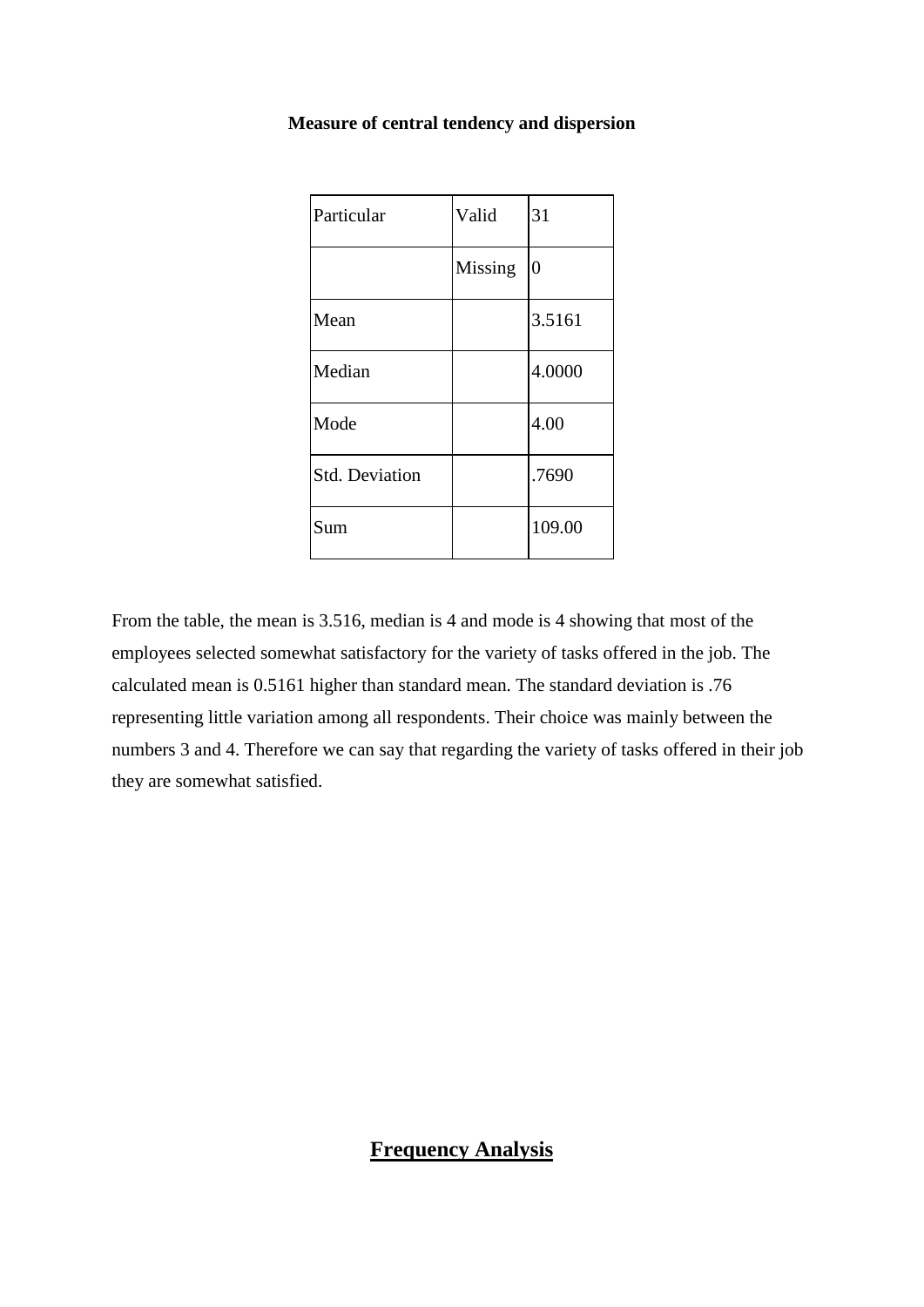**Measure of central tendency and dispersion**

| Particular | Valid | 31 |
|---|---|---|
| | Missing | 0 |
| Mean | | 3.5161 |
| Median | | 4.0000 |
| Mode | | 4.00 |
| Std. Deviation | | .7690 |
| Sum | | 109.00 |

From the table, the mean is 3.516, median is 4 and mode is 4 showing that most of the employees selected somewhat satisfactory for the variety of tasks offered in the job. The calculated mean is 0.5161 higher than standard mean. The standard deviation is .76 representing little variation among all respondents. Their choice was mainly between the numbers 3 and 4. Therefore we can say that regarding the variety of tasks offered in their job they are somewhat satisfied.

## **Frequency Analysis**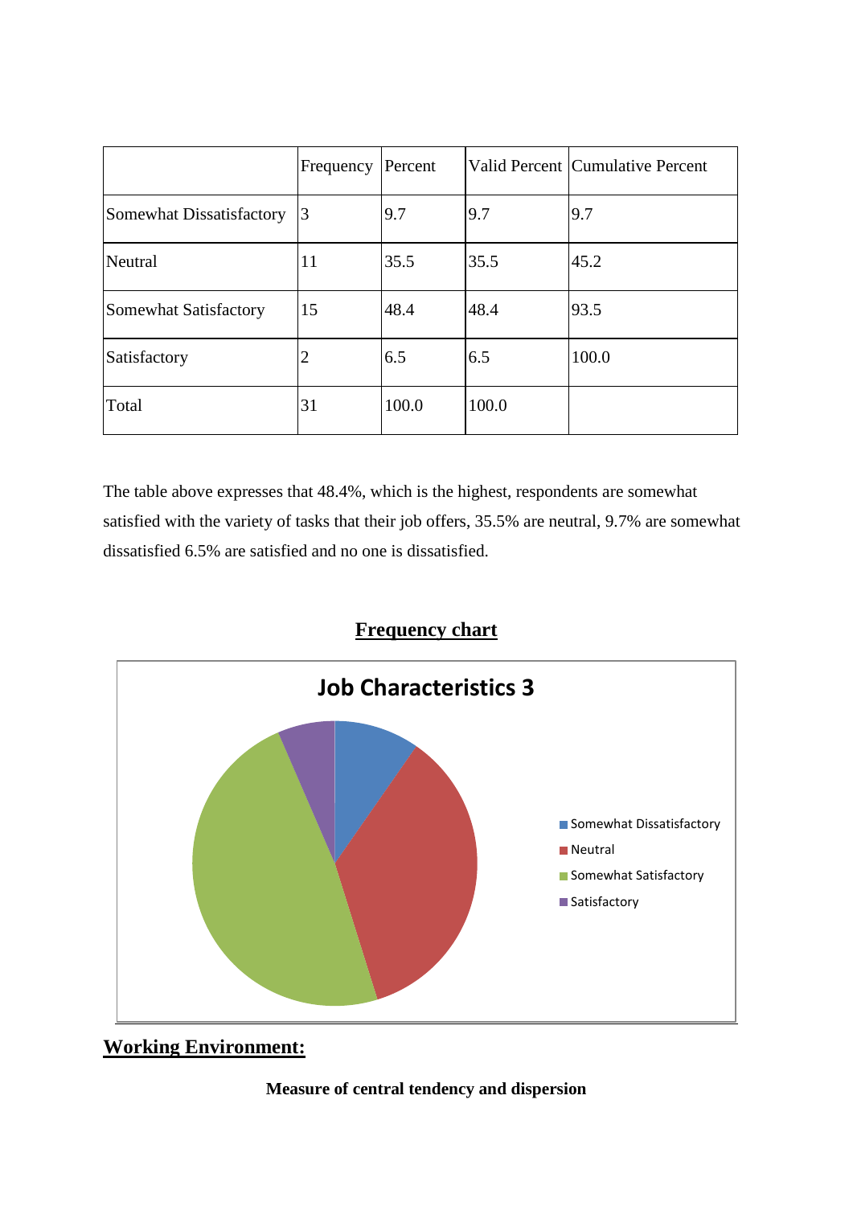| | Frequency | Percent | Valid Percent | Cumulative Percent |
|---|---|---|---|---|
| Somewhat Dissatisfactory | 3 | 9.7 | 9.7 | 9.7 |
| Neutral | 11 | 35.5 | 35.5 | 45.2 |
| Somewhat Satisfactory | 15 | 48.4 | 48.4 | 93.5 |
| Satisfactory | 2 | 6.5 | 6.5 | 100.0 |
| Total | 31 | 100.0 | 100.0 | |

The table above expresses that 48.4%, which is the highest, respondents are somewhat satisfied with the variety of tasks that their job offers, 35.5% are neutral, 9.7% are somewhat dissatisfied 6.5% are satisfied and no one is dissatisfied.

**Frequency chart**

**Job Characteristics 3**

- Somewhat Dissatisfactory
- Neutral
- Somewhat Satisfactory
- Satisfactory

## Working Environment:

**Measure of central tendency and dispersion**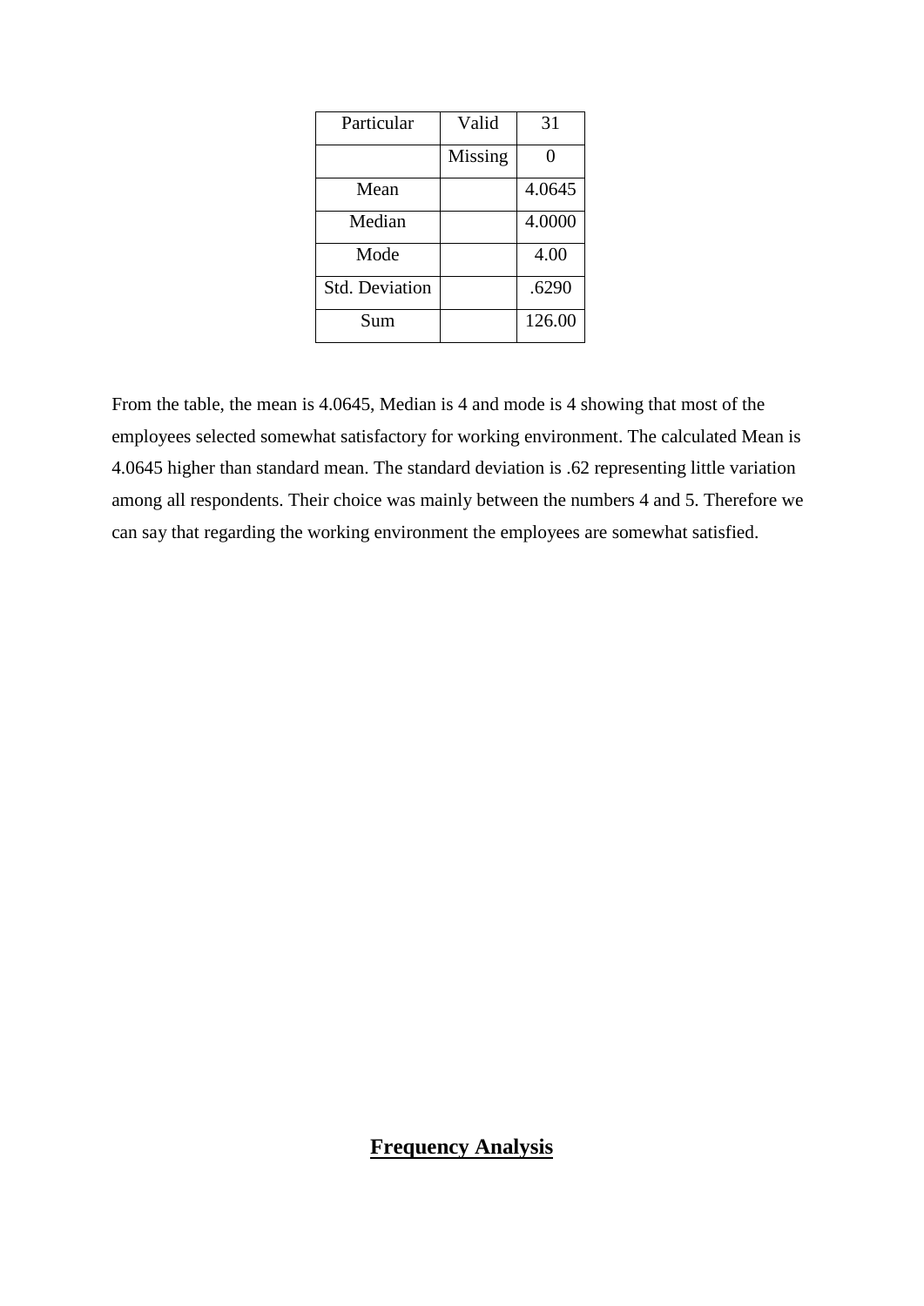| Particular | Valid | 31 |
|---|---|---|
| | Missing | 0 |
| Mean | | 4.0645 |
| Median | | 4.0000 |
| Mode | | 4.00 |
| Std. Deviation | | .6290 |
| Sum | | 126.00 |

From the table, the mean is 4.0645, Median is 4 and mode is 4 showing that most of the employees selected somewhat satisfactory for working environment. The calculated Mean is 4.0645 higher than standard mean. The standard deviation is .62 representing little variation among all respondents. Their choice was mainly between the numbers 4 and 5. Therefore we can say that regarding the working environment the employees are somewhat satisfied.

## **Frequency Analysis**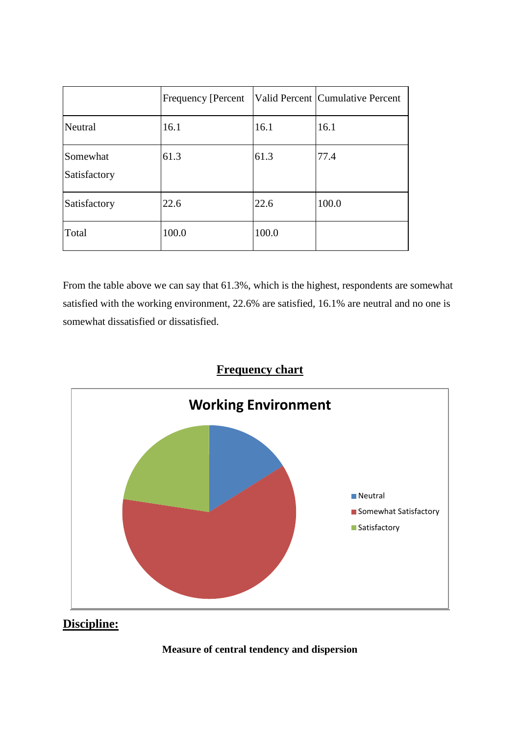|  | Frequency [Percent | Valid Percent | Cumulative Percent |
|---|---|---|---|
| Neutral | 16.1 | 16.1 | 16.1 |
| Somewhat Satisfactory | 61.3 | 61.3 | 77.4 |
| Satisfactory | 22.6 | 22.6 | 100.0 |
| Total | 100.0 | 100.0 |  |

From the table above we can say that 61.3%, which is the highest, respondents are somewhat satisfied with the working environment, 22.6% are satisfied, 16.1% are neutral and no one is somewhat dissatisfied or dissatisfied.

**Frequency chart**

**Working Environment**

- Neutral
- Somewhat Satisfactory
- Satisfactory

## Discipline:

**Measure of central tendency and dispersion**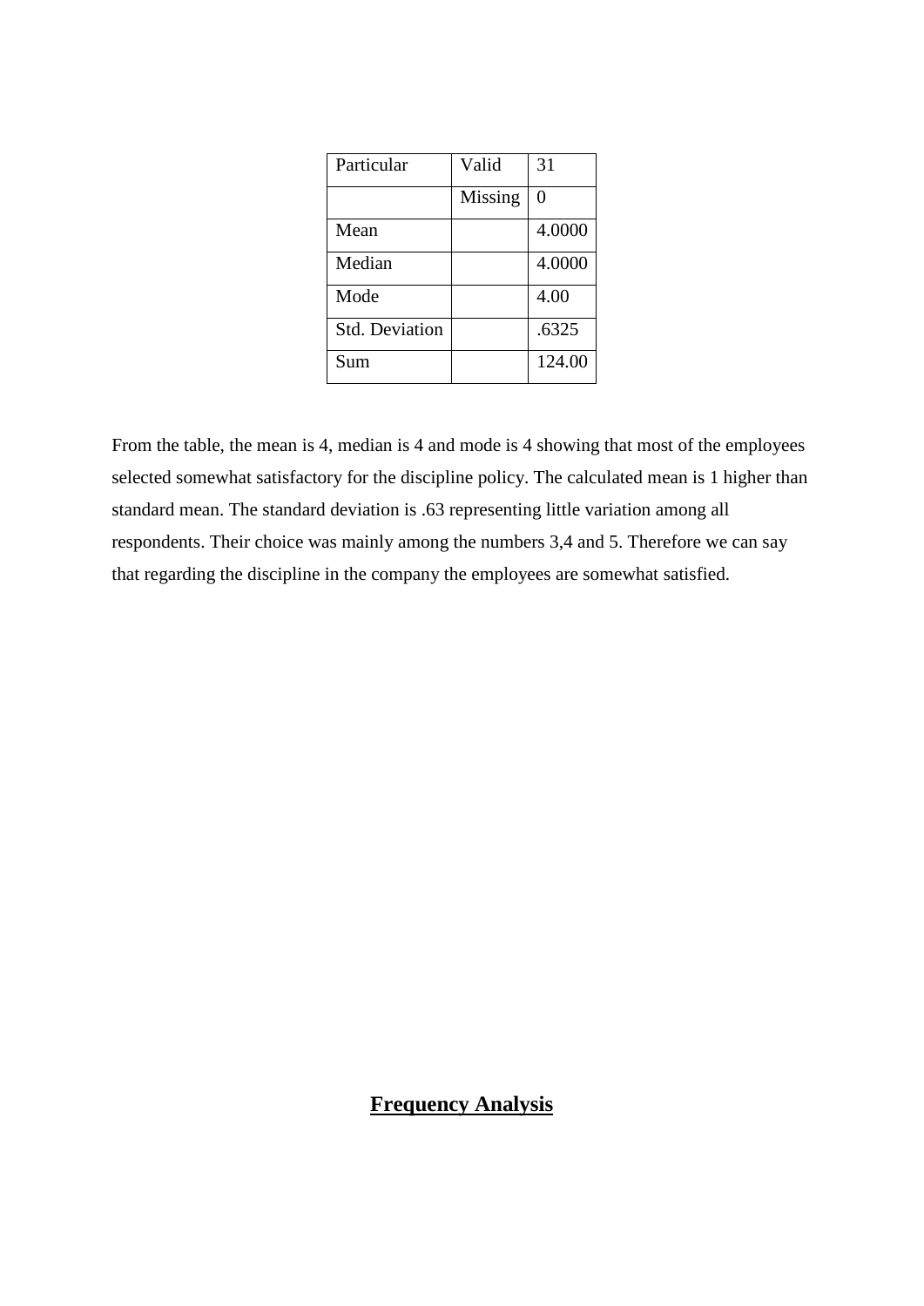| Particular | Valid | 31 |
|---|---|---|
| | Missing | 0 |
| Mean | | 4.0000 |
| Median | | 4.0000 |
| Mode | | 4.00 |
| Std. Deviation | | .6325 |
| Sum | | 124.00 |

From the table, the mean is 4, median is 4 and mode is 4 showing that most of the employees selected somewhat satisfactory for the discipline policy. The calculated mean is 1 higher than standard mean. The standard deviation is .63 representing little variation among all respondents. Their choice was mainly among the numbers 3,4 and 5. Therefore we can say that regarding the discipline in the company the employees are somewhat satisfied.

## **Frequency Analysis**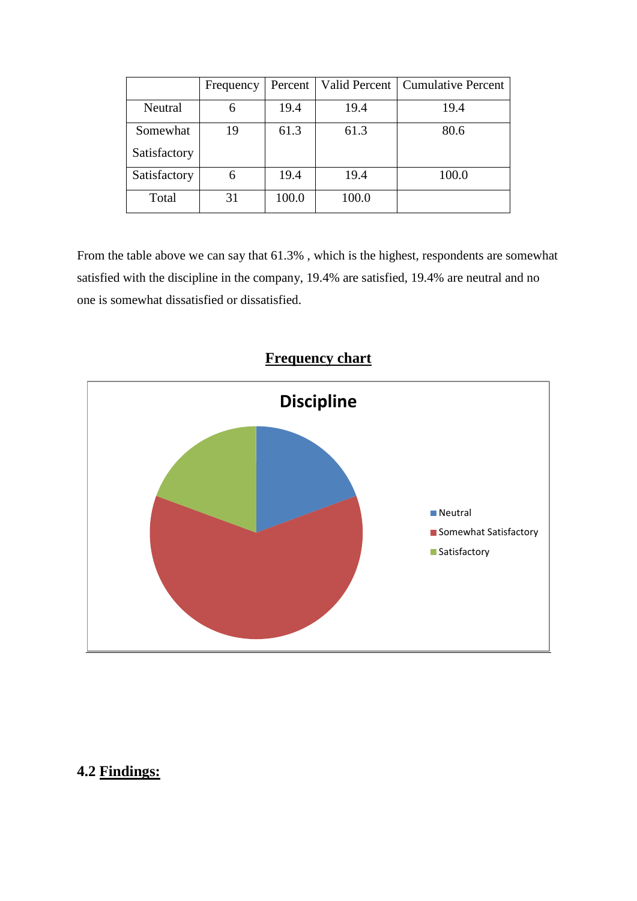| | Frequency | Percent | Valid Percent | Cumulative Percent |
|---|---|---|---|---|
| Neutral | 6 | 19.4 | 19.4 | 19.4 |
| Somewhat Satisfactory | 19 | 61.3 | 61.3 | 80.6 |
| Satisfactory | 6 | 19.4 | 19.4 | 100.0 |
| Total | 31 | 100.0 | 100.0 | |

From the table above we can say that 61.3% , which is the highest, respondents are somewhat satisfied with the discipline in the company, 19.4% are satisfied, 19.4% are neutral and no one is somewhat dissatisfied or dissatisfied.

**Frequency chart**

## 4.2 **Findings:**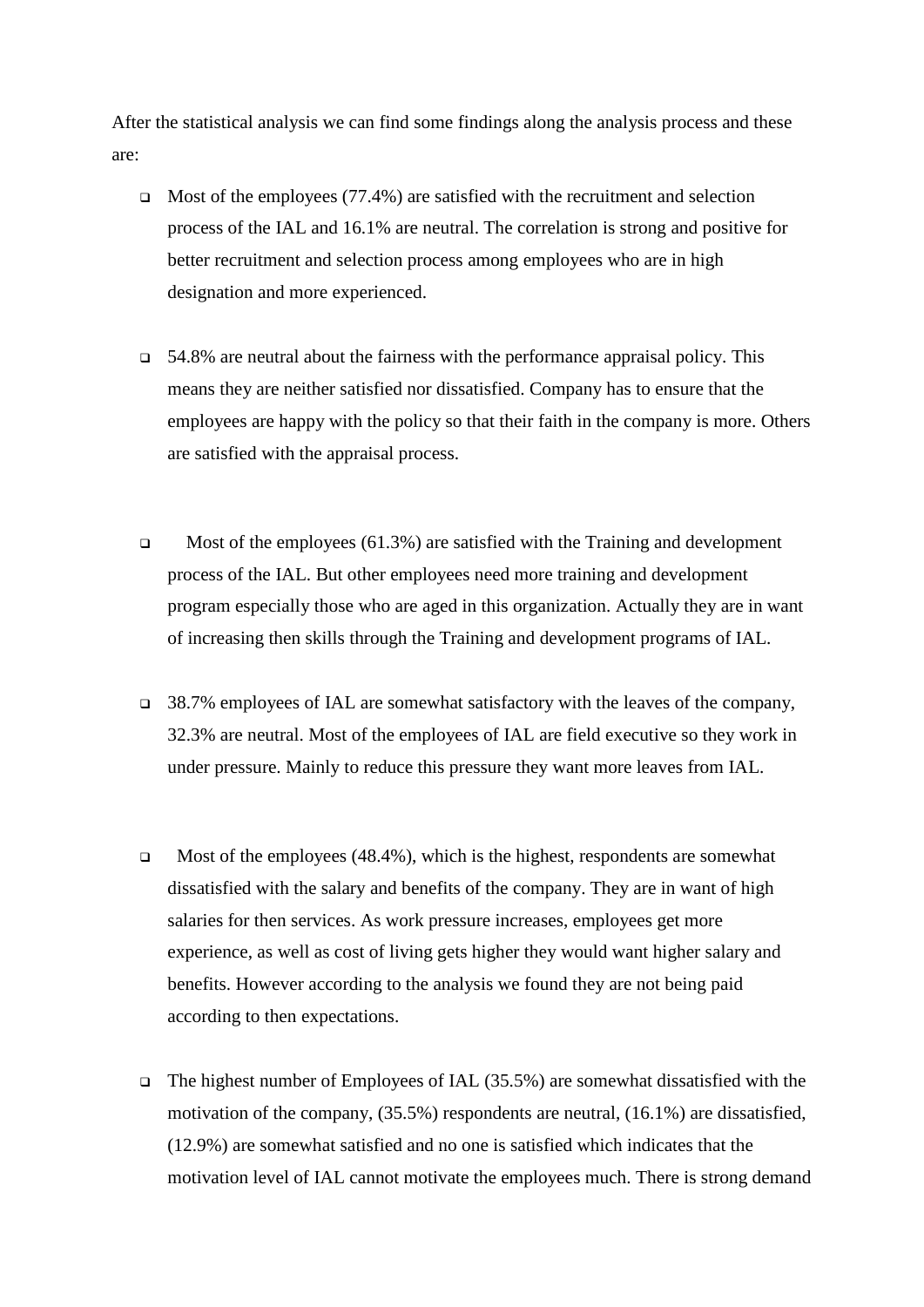After the statistical analysis we can find some findings along the analysis process and these are:

- Most of the employees (77.4%) are satisfied with the recruitment and selection process of the IAL and 16.1% are neutral. The correlation is strong and positive for better recruitment and selection process among employees who are in high designation and more experienced.

- 54.8% are neutral about the fairness with the performance appraisal policy. This means they are neither satisfied nor dissatisfied. Company has to ensure that the employees are happy with the policy so that their faith in the company is more. Others are satisfied with the appraisal process.

- Most of the employees (61.3%) are satisfied with the Training and development process of the IAL. But other employees need more training and development program especially those who are aged in this organization. Actually they are in want of increasing then skills through the Training and development programs of IAL.

- 38.7% employees of IAL are somewhat satisfactory with the leaves of the company, 32.3% are neutral. Most of the employees of IAL are field executive so they work in under pressure. Mainly to reduce this pressure they want more leaves from IAL.

- Most of the employees (48.4%), which is the highest, respondents are somewhat dissatisfied with the salary and benefits of the company. They are in want of high salaries for then services. As work pressure increases, employees get more experience, as well as cost of living gets higher they would want higher salary and benefits. However according to the analysis we found they are not being paid according to then expectations.

- The highest number of Employees of IAL (35.5%) are somewhat dissatisfied with the motivation of the company, (35.5%) respondents are neutral, (16.1%) are dissatisfied, (12.9%) are somewhat satisfied and no one is satisfied which indicates that the motivation level of IAL cannot motivate the employees much. There is strong demand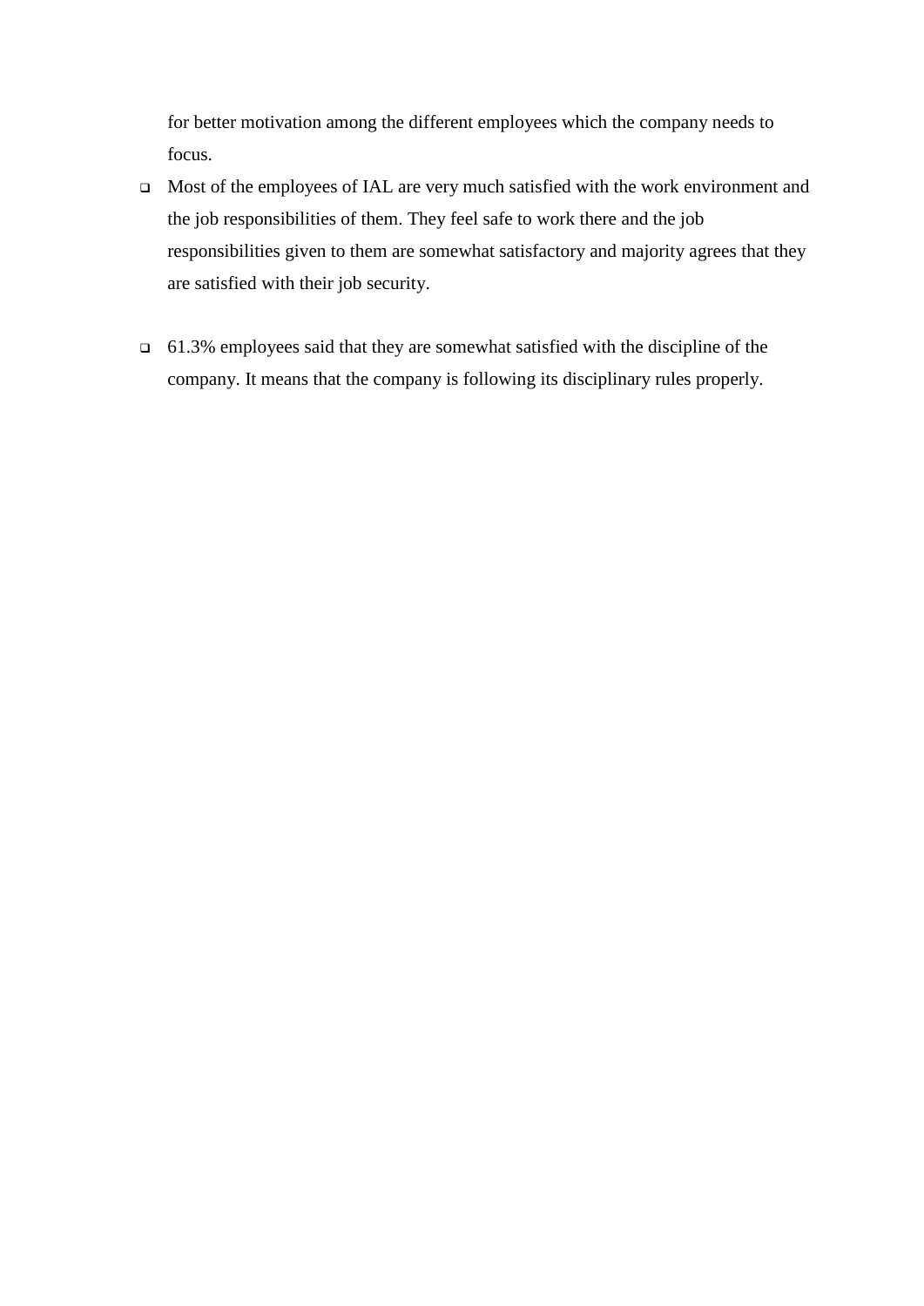for better motivation among the different employees which the company needs to focus.

- Most of the employees of IAL are very much satisfied with the work environment and the job responsibilities of them. They feel safe to work there and the job responsibilities given to them are somewhat satisfactory and majority agrees that they are satisfied with their job security.

- 61.3% employees said that they are somewhat satisfied with the discipline of the company. It means that the company is following its disciplinary rules properly.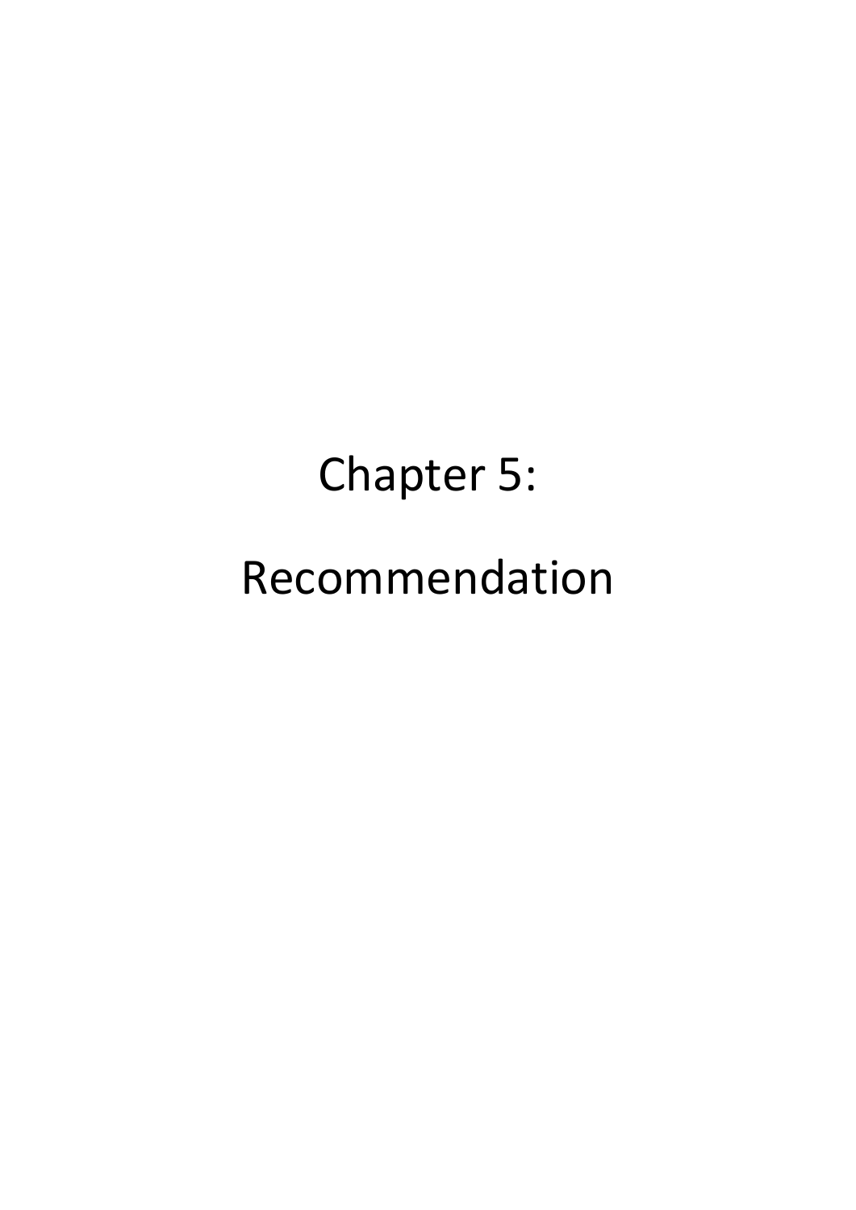# Chapter 5:

# Recommendation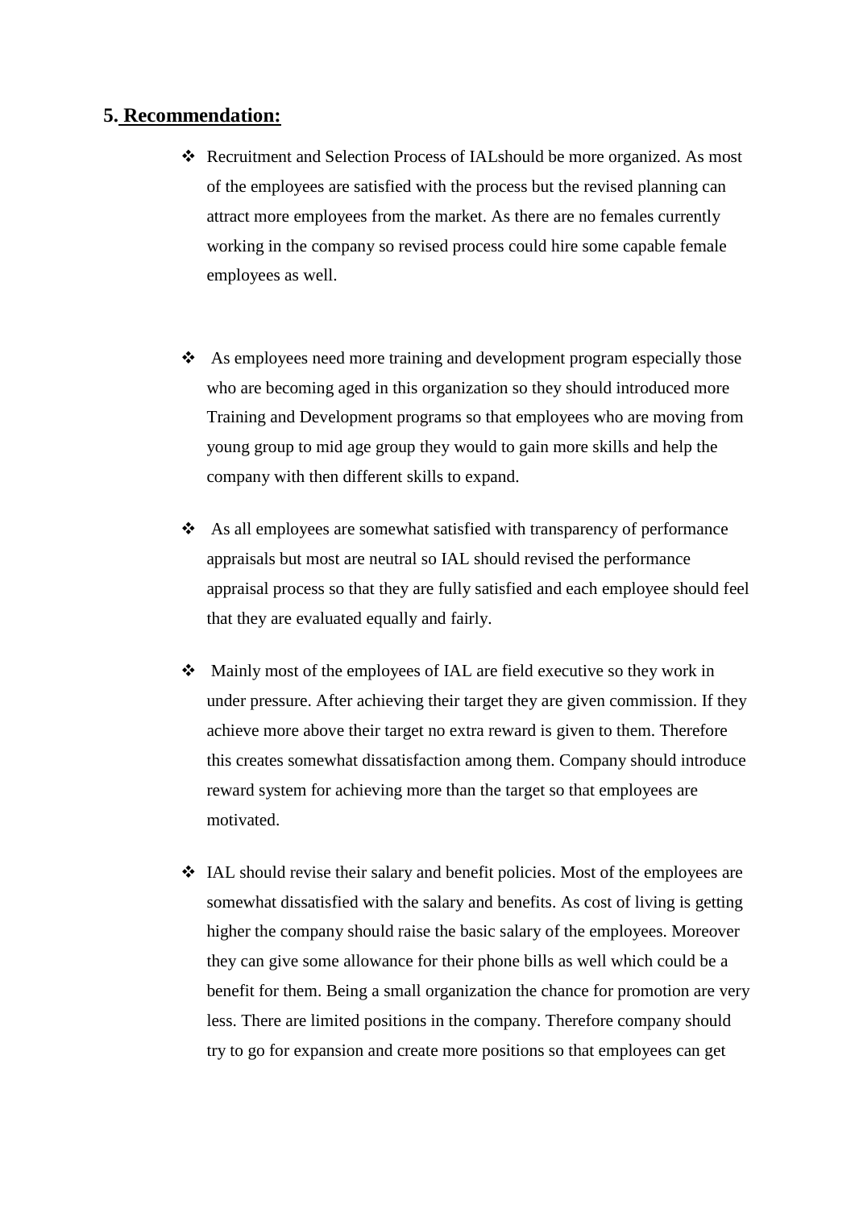## 5. Recommendation:

- Recruitment and Selection Process of IALshould be more organized. As most of the employees are satisfied with the process but the revised planning can attract more employees from the market. As there are no females currently working in the company so revised process could hire some capable female employees as well.

- As employees need more training and development program especially those who are becoming aged in this organization so they should introduced more Training and Development programs so that employees who are moving from young group to mid age group they would to gain more skills and help the company with then different skills to expand.

- As all employees are somewhat satisfied with transparency of performance appraisals but most are neutral so IAL should revised the performance appraisal process so that they are fully satisfied and each employee should feel that they are evaluated equally and fairly.

- Mainly most of the employees of IAL are field executive so they work in under pressure. After achieving their target they are given commission. If they achieve more above their target no extra reward is given to them. Therefore this creates somewhat dissatisfaction among them. Company should introduce reward system for achieving more than the target so that employees are motivated.

- IAL should revise their salary and benefit policies. Most of the employees are somewhat dissatisfied with the salary and benefits. As cost of living is getting higher the company should raise the basic salary of the employees. Moreover they can give some allowance for their phone bills as well which could be a benefit for them. Being a small organization the chance for promotion are very less. There are limited positions in the company. Therefore company should try to go for expansion and create more positions so that employees can get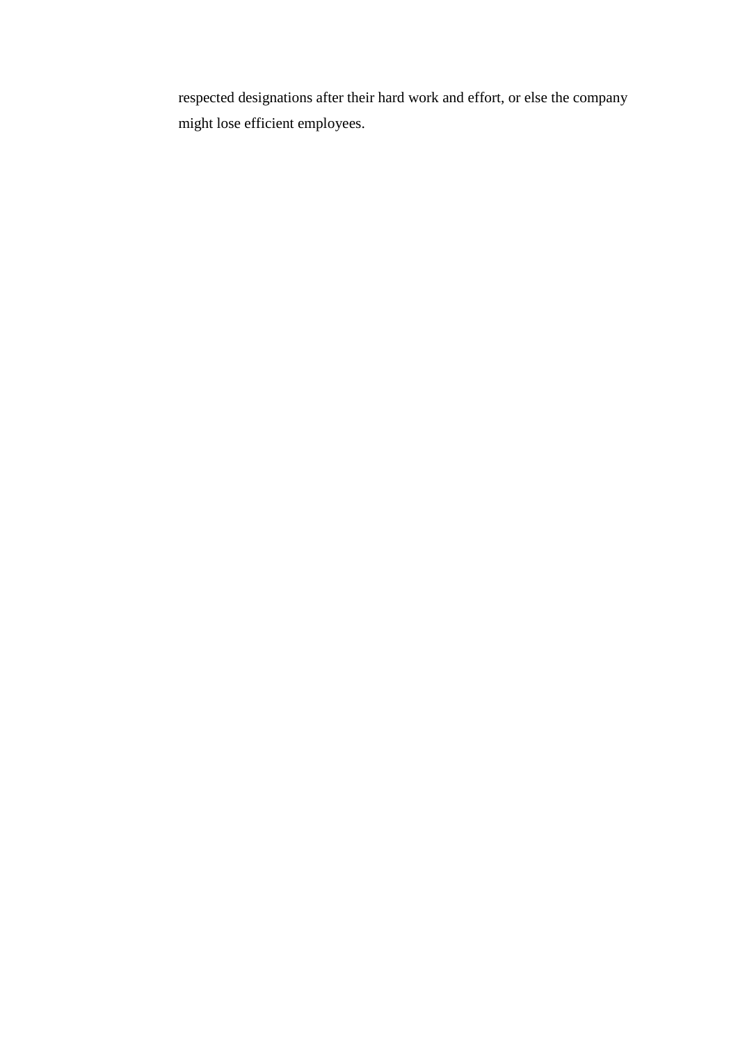respected designations after their hard work and effort, or else the company might lose efficient employees.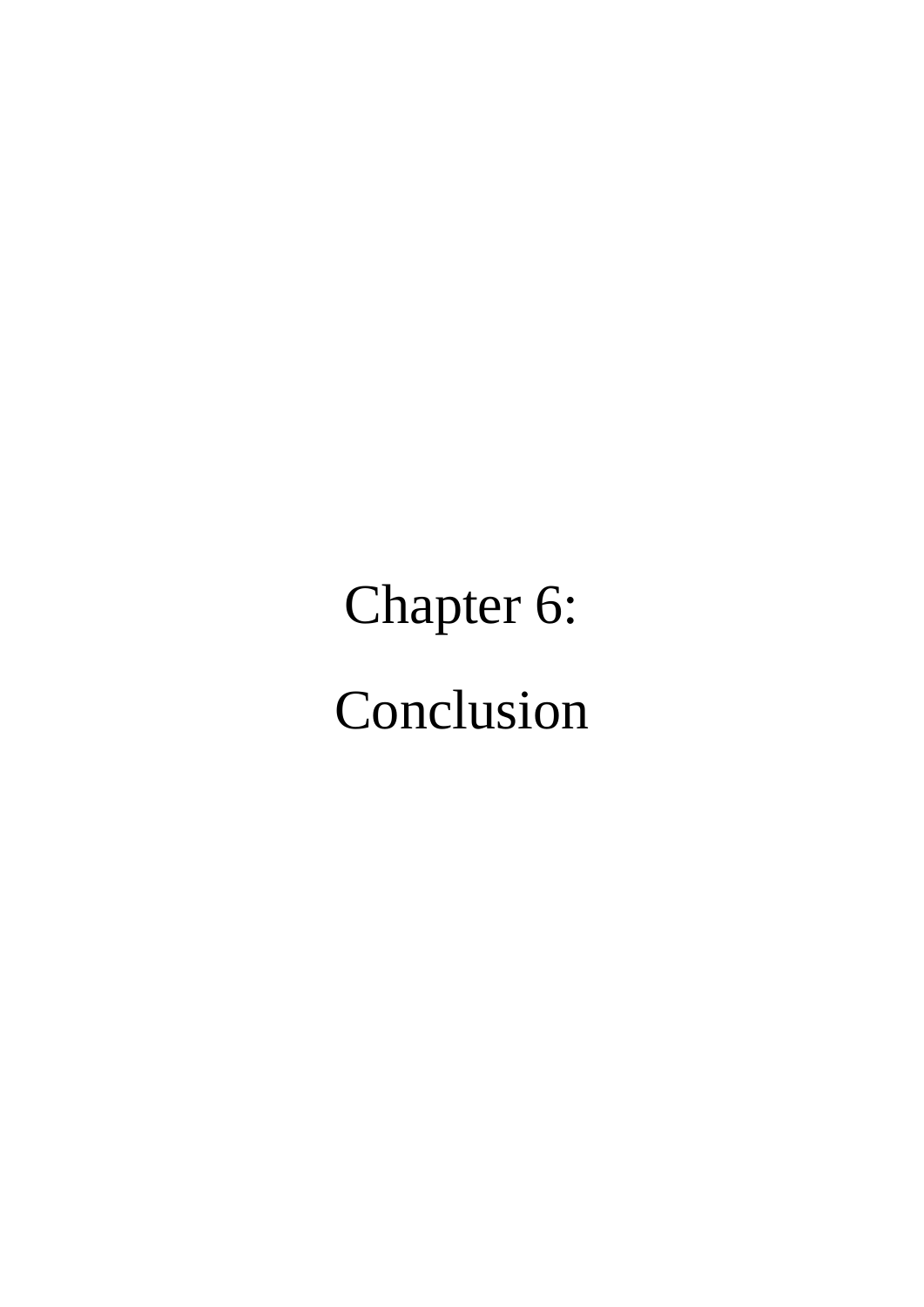# Chapter 6:

# Conclusion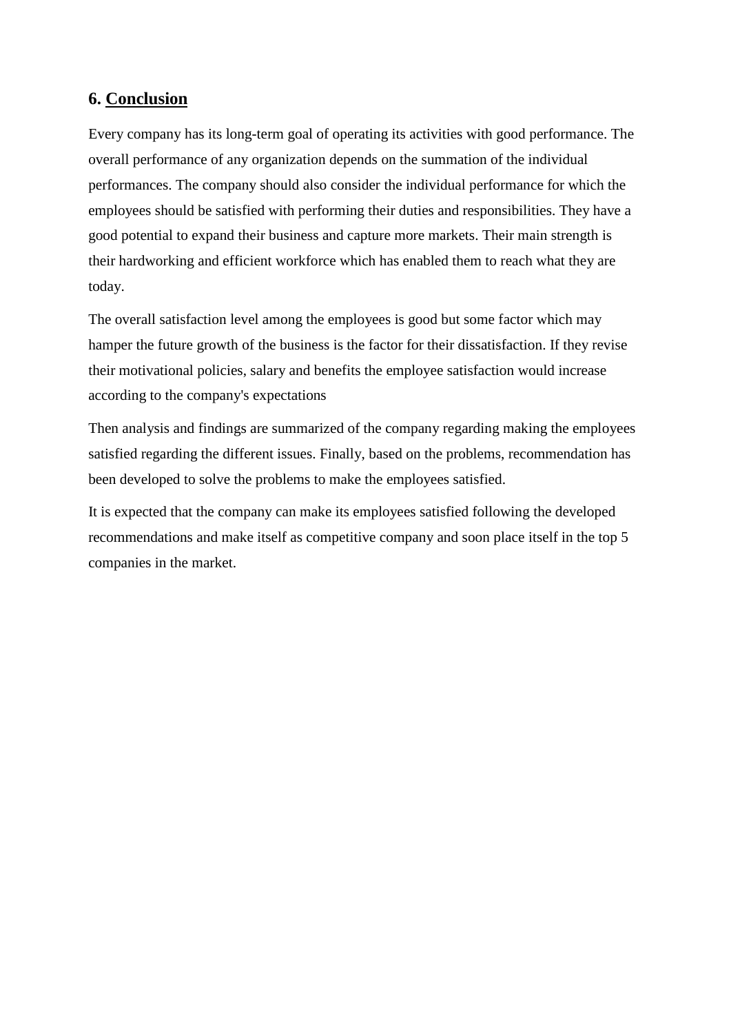## 6. Conclusion

Every company has its long-term goal of operating its activities with good performance. The overall performance of any organization depends on the summation of the individual performances. The company should also consider the individual performance for which the employees should be satisfied with performing their duties and responsibilities. They have a good potential to expand their business and capture more markets. Their main strength is their hardworking and efficient workforce which has enabled them to reach what they are today.

The overall satisfaction level among the employees is good but some factor which may hamper the future growth of the business is the factor for their dissatisfaction. If they revise their motivational policies, salary and benefits the employee satisfaction would increase according to the company's expectations

Then analysis and findings are summarized of the company regarding making the employees satisfied regarding the different issues. Finally, based on the problems, recommendation has been developed to solve the problems to make the employees satisfied.

It is expected that the company can make its employees satisfied following the developed recommendations and make itself as competitive company and soon place itself in the top 5 companies in the market.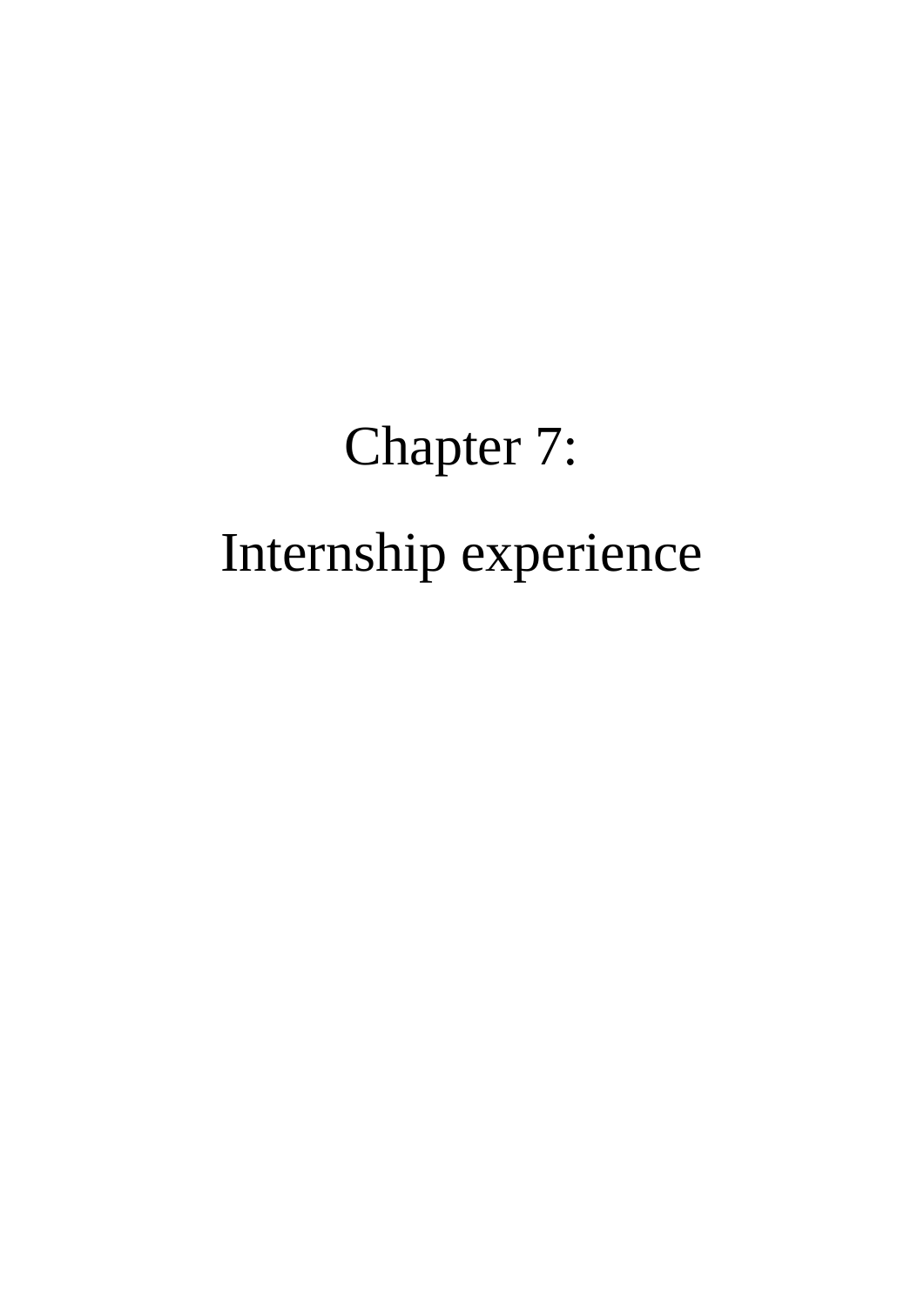# Chapter 7:

# Internship experience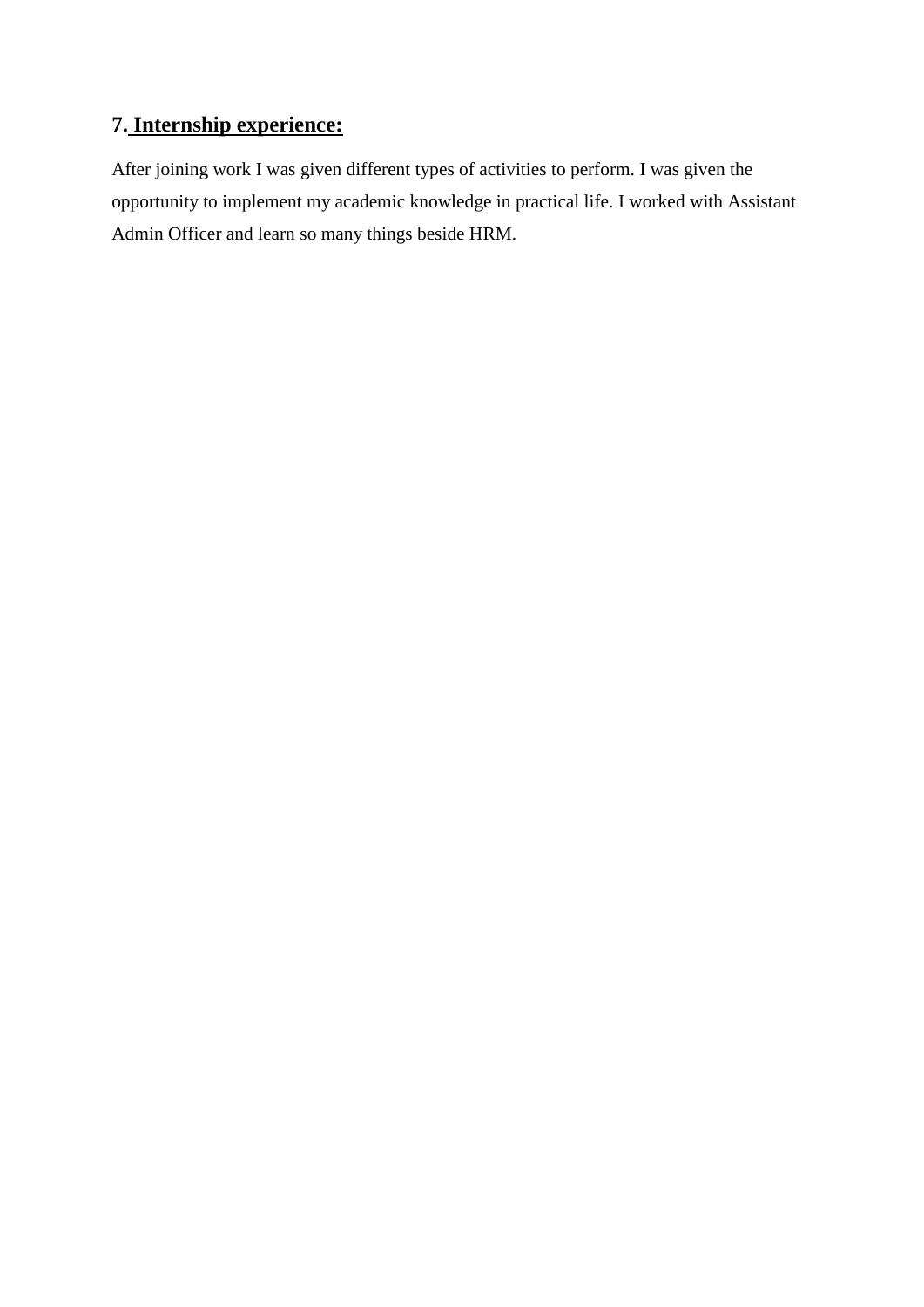## 7. Internship experience:

After joining work I was given different types of activities to perform. I was given the opportunity to implement my academic knowledge in practical life. I worked with Assistant Admin Officer and learn so many things beside HRM.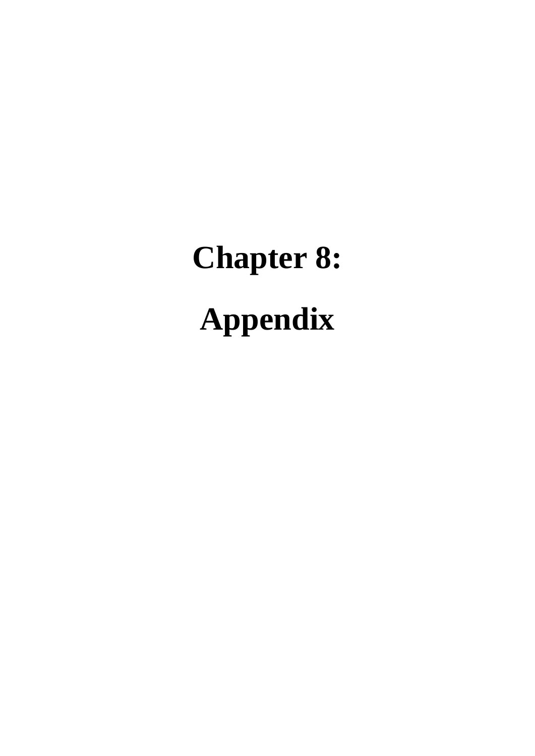# Chapter 8:

# Appendix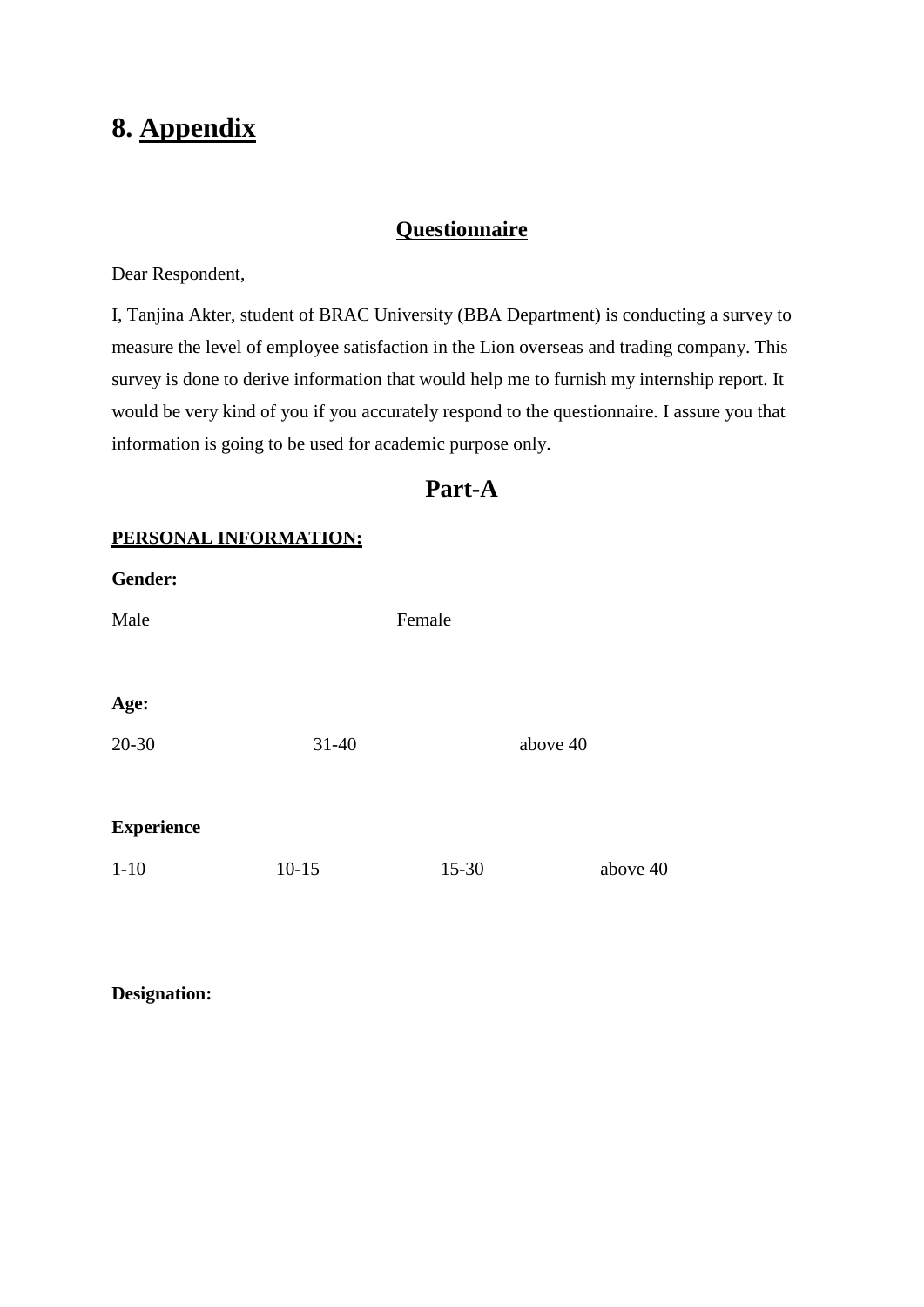# 8. Appendix

## Questionnaire

Dear Respondent,

I, Tanjina Akter, student of BRAC University (BBA Department) is conducting a survey to measure the level of employee satisfaction in the Lion overseas and trading company. This survey is done to derive information that would help me to furnish my internship report. It would be very kind of you if you accurately respond to the questionnaire. I assure you that information is going to be used for academic purpose only.

## Part-A

**PERSONAL INFORMATION:**

**Gender:**

Male Female

**Age:**

20-30 31-40 above 40

**Experience**

1-10 10-15 15-30 above 40

**Designation:**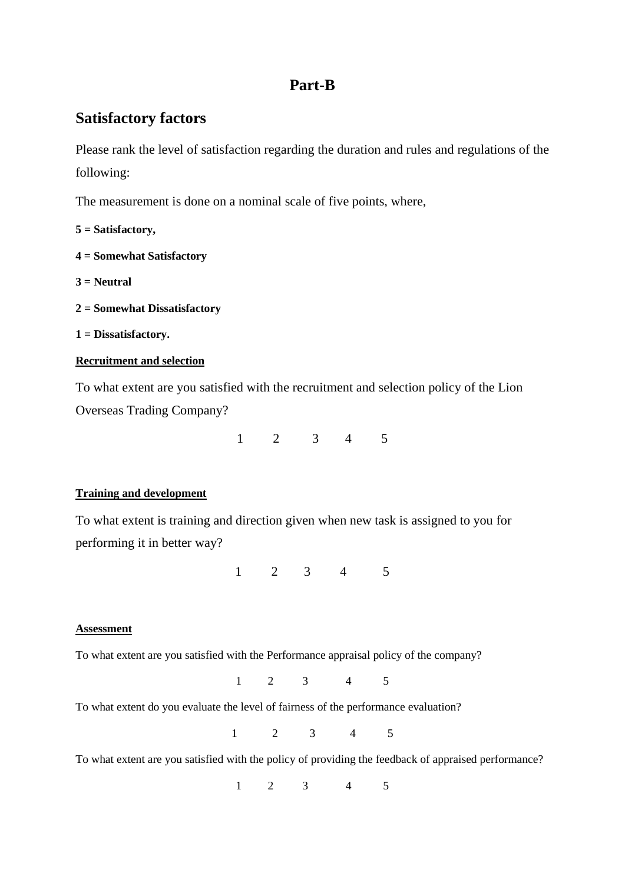# Part-B

## Satisfactory factors

Please rank the level of satisfaction regarding the duration and rules and regulations of the following:

The measurement is done on a nominal scale of five points, where,

**5 = Satisfactory,**

**4 = Somewhat Satisfactory**

**3 = Neutral**

**2 = Somewhat Dissatisfactory**

**1 = Dissatisfactory.**

**Recruitment and selection**

To what extent are you satisfied with the recruitment and selection policy of the Lion Overseas Trading Company?

1 2 3 4 5

**Training and development**

To what extent is training and direction given when new task is assigned to you for performing it in better way?

1 2 3 4 5

**Assessment**

To what extent are you satisfied with the Performance appraisal policy of the company?

1 2 3 4 5

To what extent do you evaluate the level of fairness of the performance evaluation?

1 2 3 4 5

To what extent are you satisfied with the policy of providing the feedback of appraised performance?

1 2 3 4 5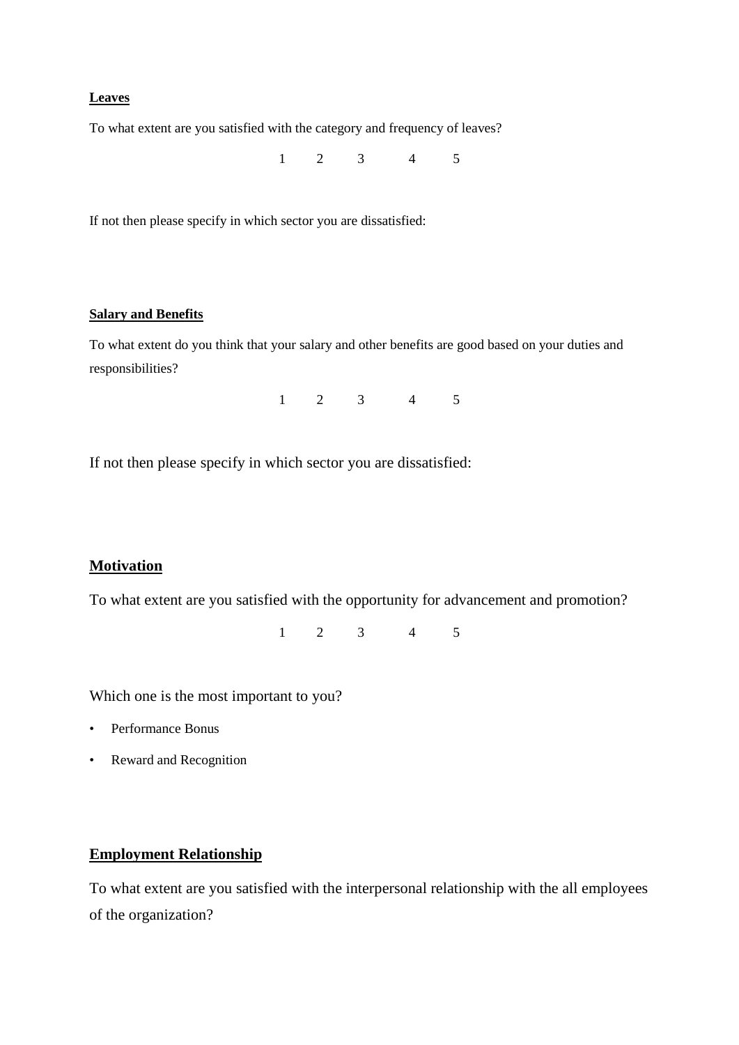**Leaves**

To what extent are you satisfied with the category and frequency of leaves?

1 2 3 4 5

If not then please specify in which sector you are dissatisfied:

**Salary and Benefits**

To what extent do you think that your salary and other benefits are good based on your duties and responsibilities?

1 2 3 4 5

If not then please specify in which sector you are dissatisfied:

**Motivation**

To what extent are you satisfied with the opportunity for advancement and promotion?

1 2 3 4 5

Which one is the most important to you?

- Performance Bonus
- Reward and Recognition

**Employment Relationship**

To what extent are you satisfied with the interpersonal relationship with the all employees of the organization?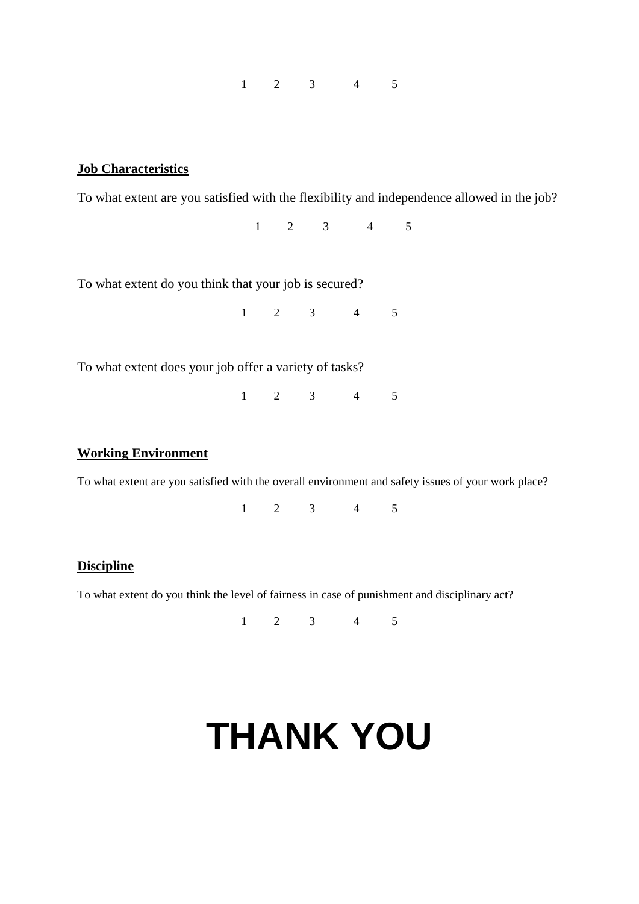1 2 3 4 5

**Job Characteristics**

To what extent are you satisfied with the flexibility and independence allowed in the job?

1 2 3 4 5

To what extent do you think that your job is secured?

1 2 3 4 5

To what extent does your job offer a variety of tasks?

1 2 3 4 5

**Working Environment**

To what extent are you satisfied with the overall environment and safety issues of your work place?

1 2 3 4 5

**Discipline**

To what extent do you think the level of fairness in case of punishment and disciplinary act?

1 2 3 4 5

# THANK YOU